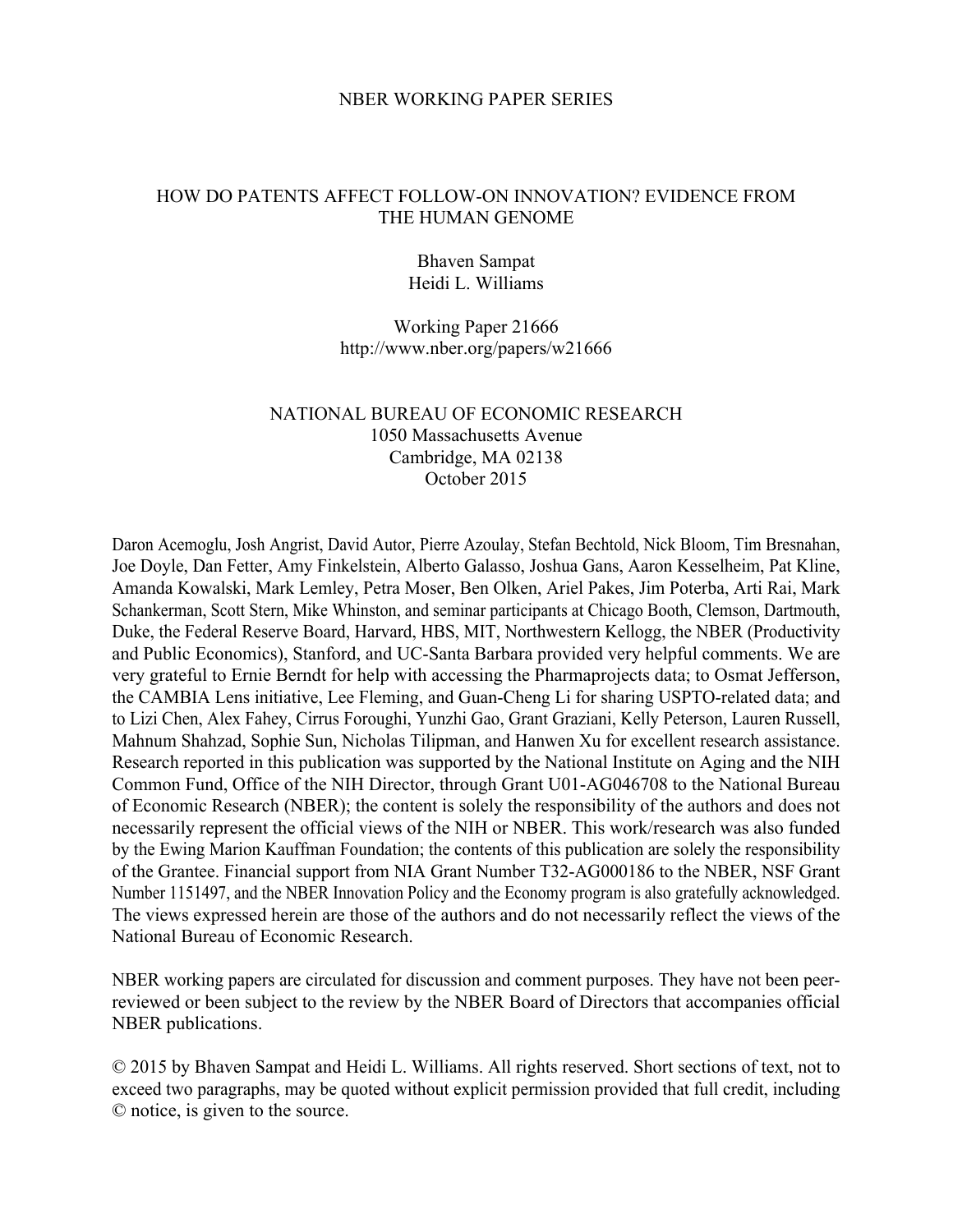NBER WORKING PAPER SERIES

# HOW DO PATENTS AFFECT FOLLOW-ON INNOVATION? EVIDENCE FROM THE HUMAN GENOME

Bhaven Sampat
Heidi L. Williams

Working Paper 21666
http://www.nber.org/papers/w21666

NATIONAL BUREAU OF ECONOMIC RESEARCH
1050 Massachusetts Avenue
Cambridge, MA 02138
October 2015

Daron Acemoglu, Josh Angrist, David Autor, Pierre Azoulay, Stefan Bechtold, Nick Bloom, Tim Bresnahan, Joe Doyle, Dan Fetter, Amy Finkelstein, Alberto Galasso, Joshua Gans, Aaron Kesselheim, Pat Kline, Amanda Kowalski, Mark Lemley, Petra Moser, Ben Olken, Ariel Pakes, Jim Poterba, Arti Rai, Mark Schankerman, Scott Stern, Mike Whinston, and seminar participants at Chicago Booth, Clemson, Dartmouth, Duke, the Federal Reserve Board, Harvard, HBS, MIT, Northwestern Kellogg, the NBER (Productivity and Public Economics), Stanford, and UC-Santa Barbara provided very helpful comments. We are very grateful to Ernie Berndt for help with accessing the Pharmaprojects data; to Osmat Jefferson, the CAMBIA Lens initiative, Lee Fleming, and Guan-Cheng Li for sharing USPTO-related data; and to Lizi Chen, Alex Fahey, Cirrus Foroughi, Yunzhi Gao, Grant Graziani, Kelly Peterson, Lauren Russell, Mahnum Shahzad, Sophie Sun, Nicholas Tilipman, and Hanwen Xu for excellent research assistance. Research reported in this publication was supported by the National Institute on Aging and the NIH Common Fund, Office of the NIH Director, through Grant U01-AG046708 to the National Bureau of Economic Research (NBER); the content is solely the responsibility of the authors and does not necessarily represent the official views of the NIH or NBER. This work/research was also funded by the Ewing Marion Kauffman Foundation; the contents of this publication are solely the responsibility of the Grantee. Financial support from NIA Grant Number T32-AG000186 to the NBER, NSF Grant Number 1151497, and the NBER Innovation Policy and the Economy program is also gratefully acknowledged. The views expressed herein are those of the authors and do not necessarily reflect the views of the National Bureau of Economic Research.

NBER working papers are circulated for discussion and comment purposes. They have not been peer-reviewed or been subject to the review by the NBER Board of Directors that accompanies official NBER publications.

© 2015 by Bhaven Sampat and Heidi L. Williams. All rights reserved. Short sections of text, not to exceed two paragraphs, may be quoted without explicit permission provided that full credit, including © notice, is given to the source.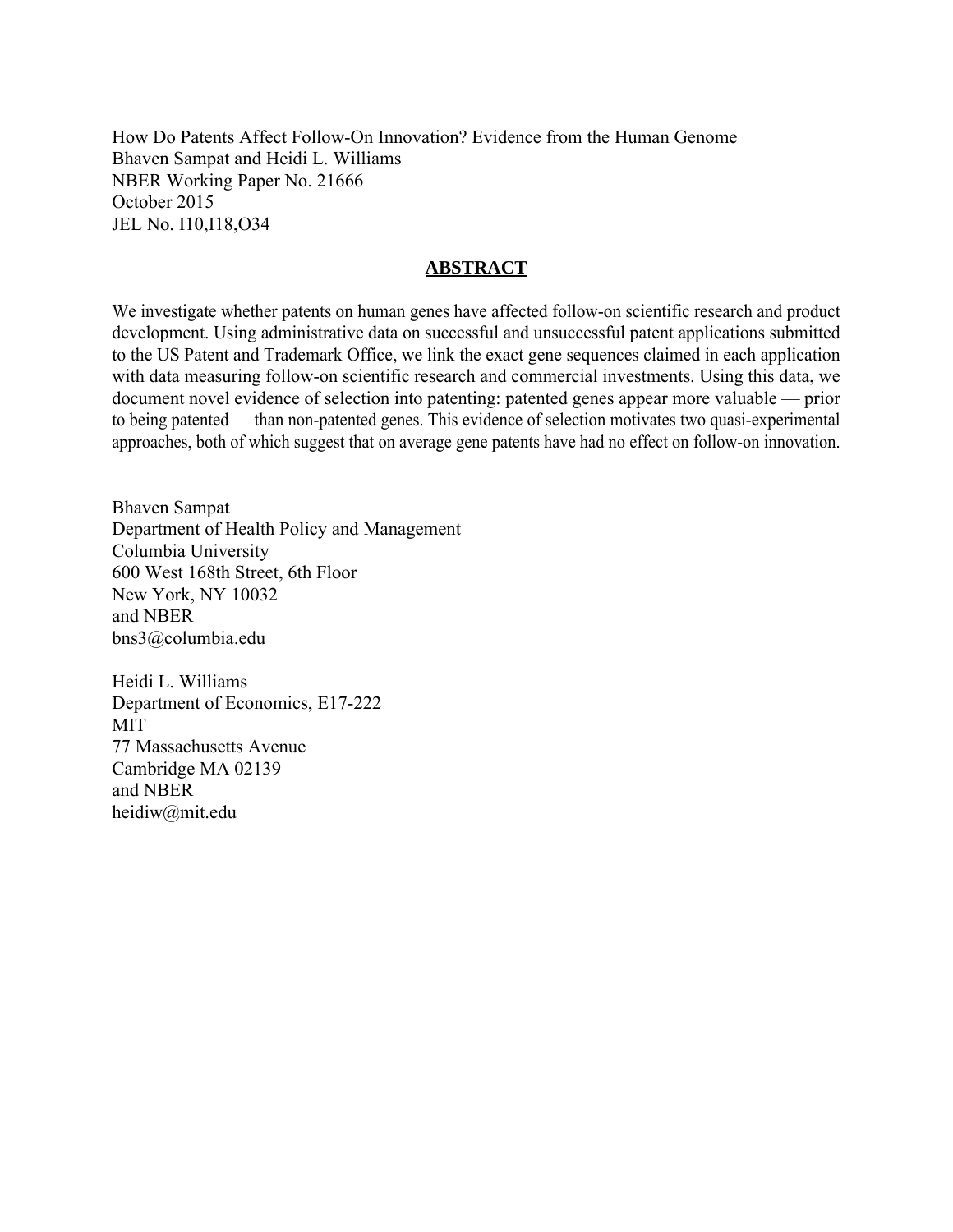How Do Patents Affect Follow-On Innovation? Evidence from the Human Genome
Bhaven Sampat and Heidi L. Williams
NBER Working Paper No. 21666
October 2015
JEL No. I10,I18,O34

## ABSTRACT

We investigate whether patents on human genes have affected follow-on scientific research and product development. Using administrative data on successful and unsuccessful patent applications submitted to the US Patent and Trademark Office, we link the exact gene sequences claimed in each application with data measuring follow-on scientific research and commercial investments. Using this data, we document novel evidence of selection into patenting: patented genes appear more valuable — prior to being patented — than non-patented genes. This evidence of selection motivates two quasi-experimental approaches, both of which suggest that on average gene patents have had no effect on follow-on innovation.

Bhaven Sampat
Department of Health Policy and Management
Columbia University
600 West 168th Street, 6th Floor
New York, NY 10032
and NBER
bns3@columbia.edu

Heidi L. Williams
Department of Economics, E17-222
MIT
77 Massachusetts Avenue
Cambridge MA 02139
and NBER
heidiw@mit.edu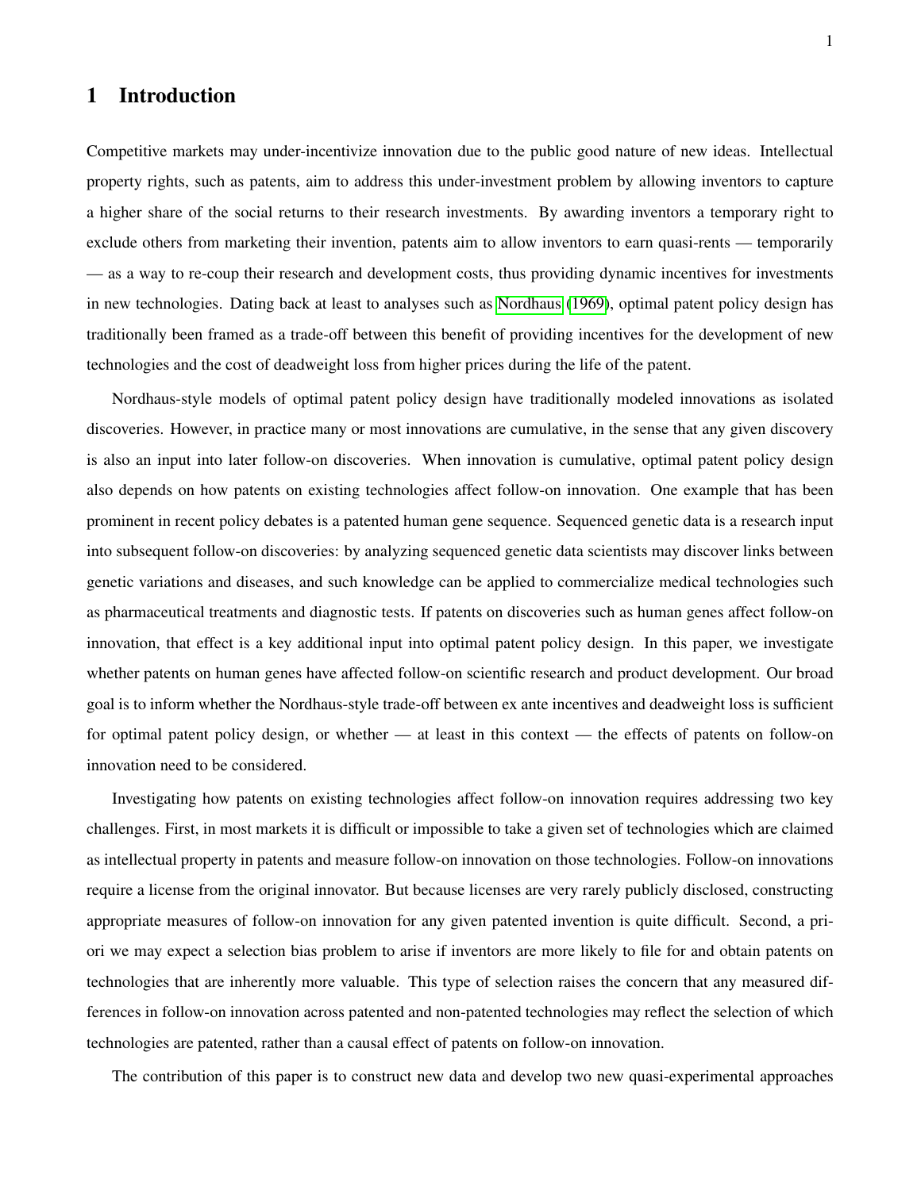# 1 Introduction

Competitive markets may under-incentivize innovation due to the public good nature of new ideas. Intellectual property rights, such as patents, aim to address this under-investment problem by allowing inventors to capture a higher share of the social returns to their research investments. By awarding inventors a temporary right to exclude others from marketing their invention, patents aim to allow inventors to earn quasi-rents — temporarily — as a way to re-coup their research and development costs, thus providing dynamic incentives for investments in new technologies. Dating back at least to analyses such as Nordhaus (1969), optimal patent policy design has traditionally been framed as a trade-off between this benefit of providing incentives for the development of new technologies and the cost of deadweight loss from higher prices during the life of the patent.

Nordhaus-style models of optimal patent policy design have traditionally modeled innovations as isolated discoveries. However, in practice many or most innovations are cumulative, in the sense that any given discovery is also an input into later follow-on discoveries. When innovation is cumulative, optimal patent policy design also depends on how patents on existing technologies affect follow-on innovation. One example that has been prominent in recent policy debates is a patented human gene sequence. Sequenced genetic data is a research input into subsequent follow-on discoveries: by analyzing sequenced genetic data scientists may discover links between genetic variations and diseases, and such knowledge can be applied to commercialize medical technologies such as pharmaceutical treatments and diagnostic tests. If patents on discoveries such as human genes affect follow-on innovation, that effect is a key additional input into optimal patent policy design. In this paper, we investigate whether patents on human genes have affected follow-on scientific research and product development. Our broad goal is to inform whether the Nordhaus-style trade-off between ex ante incentives and deadweight loss is sufficient for optimal patent policy design, or whether — at least in this context — the effects of patents on follow-on innovation need to be considered.

Investigating how patents on existing technologies affect follow-on innovation requires addressing two key challenges. First, in most markets it is difficult or impossible to take a given set of technologies which are claimed as intellectual property in patents and measure follow-on innovation on those technologies. Follow-on innovations require a license from the original innovator. But because licenses are very rarely publicly disclosed, constructing appropriate measures of follow-on innovation for any given patented invention is quite difficult. Second, a priori we may expect a selection bias problem to arise if inventors are more likely to file for and obtain patents on technologies that are inherently more valuable. This type of selection raises the concern that any measured differences in follow-on innovation across patented and non-patented technologies may reflect the selection of which technologies are patented, rather than a causal effect of patents on follow-on innovation.

The contribution of this paper is to construct new data and develop two new quasi-experimental approaches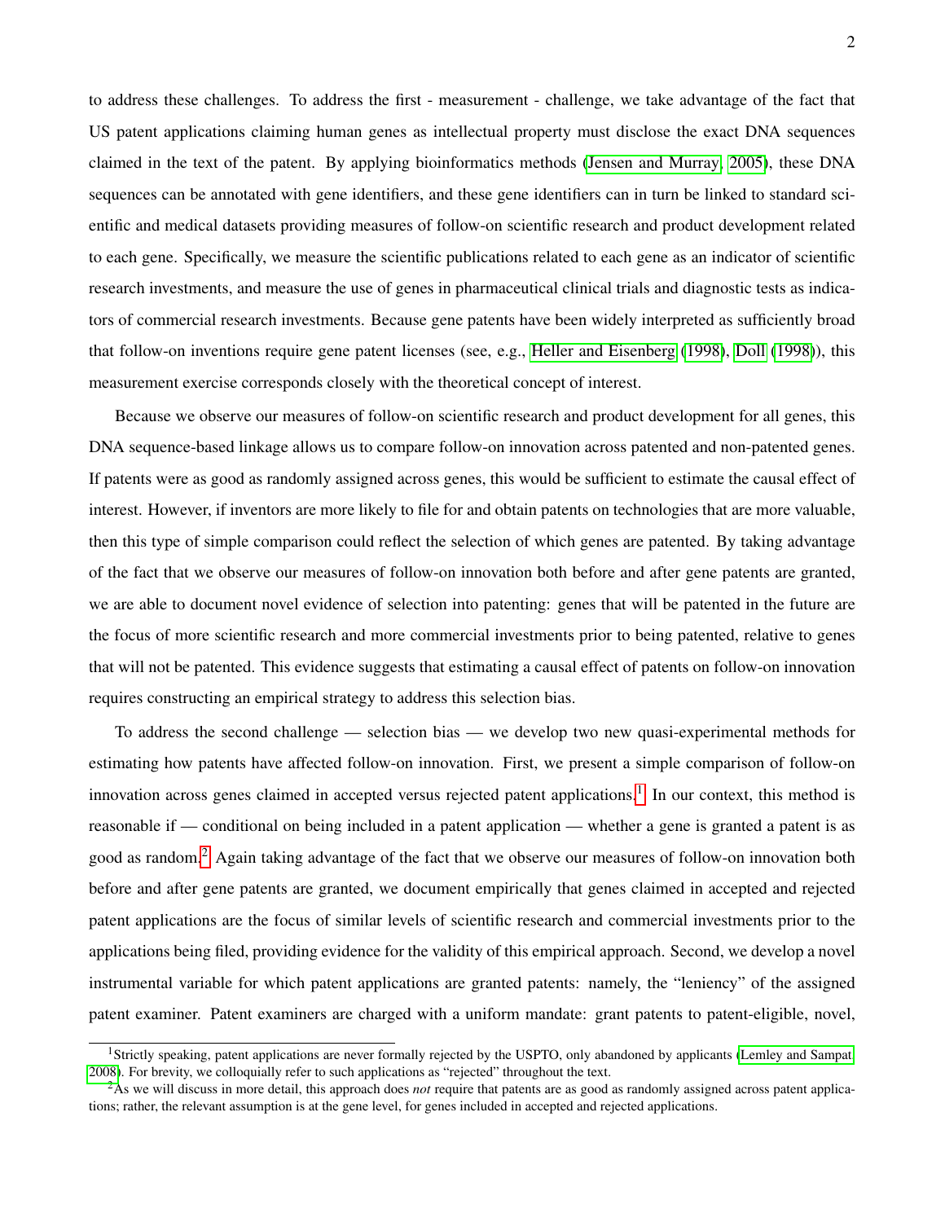to address these challenges. To address the first - measurement - challenge, we take advantage of the fact that US patent applications claiming human genes as intellectual property must disclose the exact DNA sequences claimed in the text of the patent. By applying bioinformatics methods (Jensen and Murray, 2005), these DNA sequences can be annotated with gene identifiers, and these gene identifiers can in turn be linked to standard scientific and medical datasets providing measures of follow-on scientific research and product development related to each gene. Specifically, we measure the scientific publications related to each gene as an indicator of scientific research investments, and measure the use of genes in pharmaceutical clinical trials and diagnostic tests as indicators of commercial research investments. Because gene patents have been widely interpreted as sufficiently broad that follow-on inventions require gene patent licenses (see, e.g., Heller and Eisenberg (1998), Doll (1998)), this measurement exercise corresponds closely with the theoretical concept of interest.

Because we observe our measures of follow-on scientific research and product development for all genes, this DNA sequence-based linkage allows us to compare follow-on innovation across patented and non-patented genes. If patents were as good as randomly assigned across genes, this would be sufficient to estimate the causal effect of interest. However, if inventors are more likely to file for and obtain patents on technologies that are more valuable, then this type of simple comparison could reflect the selection of which genes are patented. By taking advantage of the fact that we observe our measures of follow-on innovation both before and after gene patents are granted, we are able to document novel evidence of selection into patenting: genes that will be patented in the future are the focus of more scientific research and more commercial investments prior to being patented, relative to genes that will not be patented. This evidence suggests that estimating a causal effect of patents on follow-on innovation requires constructing an empirical strategy to address this selection bias.

To address the second challenge — selection bias — we develop two new quasi-experimental methods for estimating how patents have affected follow-on innovation. First, we present a simple comparison of follow-on innovation across genes claimed in accepted versus rejected patent applications.[1] In our context, this method is reasonable if — conditional on being included in a patent application — whether a gene is granted a patent is as good as random.[2] Again taking advantage of the fact that we observe our measures of follow-on innovation both before and after gene patents are granted, we document empirically that genes claimed in accepted and rejected patent applications are the focus of similar levels of scientific research and commercial investments prior to the applications being filed, providing evidence for the validity of this empirical approach. Second, we develop a novel instrumental variable for which patent applications are granted patents: namely, the "leniency" of the assigned patent examiner. Patent examiners are charged with a uniform mandate: grant patents to patent-eligible, novel,

[1] Strictly speaking, patent applications are never formally rejected by the USPTO, only abandoned by applicants (Lemley and Sampat, 2008). For brevity, we colloquially refer to such applications as "rejected" throughout the text.

[2] As we will discuss in more detail, this approach does *not* require that patents are as good as randomly assigned across patent applications; rather, the relevant assumption is at the gene level, for genes included in accepted and rejected applications.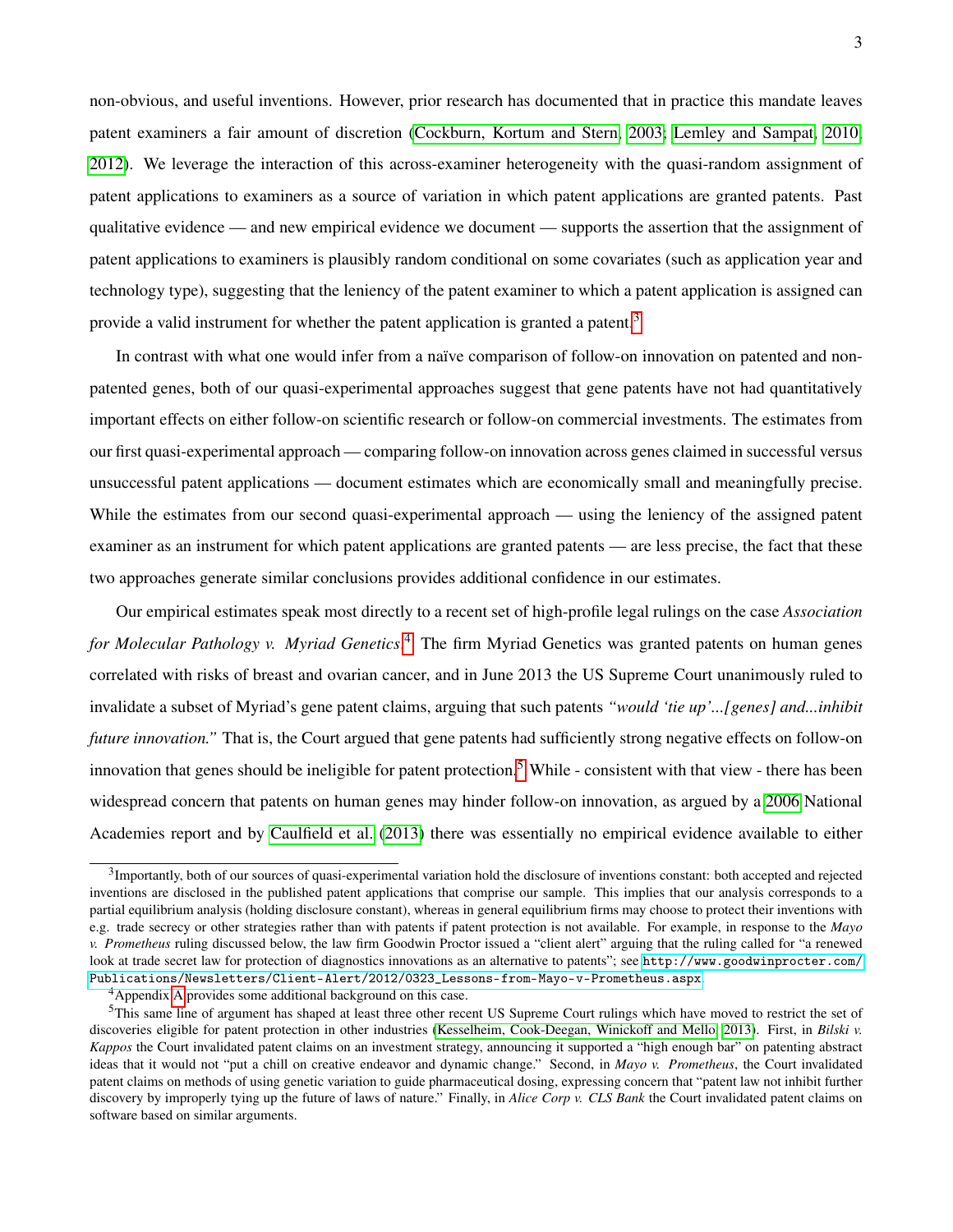non-obvious, and useful inventions. However, prior research has documented that in practice this mandate leaves patent examiners a fair amount of discretion (Cockburn, Kortum and Stern, 2003; Lemley and Sampat, 2010, 2012). We leverage the interaction of this across-examiner heterogeneity with the quasi-random assignment of patent applications to examiners as a source of variation in which patent applications are granted patents. Past qualitative evidence — and new empirical evidence we document — supports the assertion that the assignment of patent applications to examiners is plausibly random conditional on some covariates (such as application year and technology type), suggesting that the leniency of the patent examiner to which a patent application is assigned can provide a valid instrument for whether the patent application is granted a patent.[3]

In contrast with what one would infer from a naïve comparison of follow-on innovation on patented and non-patented genes, both of our quasi-experimental approaches suggest that gene patents have not had quantitatively important effects on either follow-on scientific research or follow-on commercial investments. The estimates from our first quasi-experimental approach — comparing follow-on innovation across genes claimed in successful versus unsuccessful patent applications — document estimates which are economically small and meaningfully precise. While the estimates from our second quasi-experimental approach — using the leniency of the assigned patent examiner as an instrument for which patent applications are granted patents — are less precise, the fact that these two approaches generate similar conclusions provides additional confidence in our estimates.

Our empirical estimates speak most directly to a recent set of high-profile legal rulings on the case *Association for Molecular Pathology v. Myriad Genetics*.[4] The firm Myriad Genetics was granted patents on human genes correlated with risks of breast and ovarian cancer, and in June 2013 the US Supreme Court unanimously ruled to invalidate a subset of Myriad's gene patent claims, arguing that such patents *"would 'tie up'...[genes] and...inhibit future innovation."* That is, the Court argued that gene patents had sufficiently strong negative effects on follow-on innovation that genes should be ineligible for patent protection.[5] While - consistent with that view - there has been widespread concern that patents on human genes may hinder follow-on innovation, as argued by a 2006 National Academies report and by Caulfield et al. (2013) there was essentially no empirical evidence available to either

---

[3] Importantly, both of our sources of quasi-experimental variation hold the disclosure of inventions constant: both accepted and rejected inventions are disclosed in the published patent applications that comprise our sample. This implies that our analysis corresponds to a partial equilibrium analysis (holding disclosure constant), whereas in general equilibrium firms may choose to protect their inventions with e.g. trade secrecy or other strategies rather than with patents if patent protection is not available. For example, in response to the *Mayo v. Prometheus* ruling discussed below, the law firm Goodwin Proctor issued a "client alert" arguing that the ruling called for "a renewed look at trade secret law for protection of diagnostics innovations as an alternative to patents"; see http://www.goodwinprocter.com/Publications/Newsletters/Client-Alert/2012/0323_Lessons-from-Mayo-v-Prometheus.aspx.

[4] Appendix A provides some additional background on this case.

[5] This same line of argument has shaped at least three other recent US Supreme Court rulings which have moved to restrict the set of discoveries eligible for patent protection in other industries (Kesselheim, Cook-Deegan, Winickoff and Mello, 2013). First, in *Bilski v. Kappos* the Court invalidated patent claims on an investment strategy, announcing it supported a "high enough bar" on patenting abstract ideas that it would not "put a chill on creative endeavor and dynamic change." Second, in *Mayo v. Prometheus*, the Court invalidated patent claims on methods of using genetic variation to guide pharmaceutical dosing, expressing concern that "patent law not inhibit further discovery by improperly tying up the future of laws of nature." Finally, in *Alice Corp v. CLS Bank* the Court invalidated patent claims on software based on similar arguments.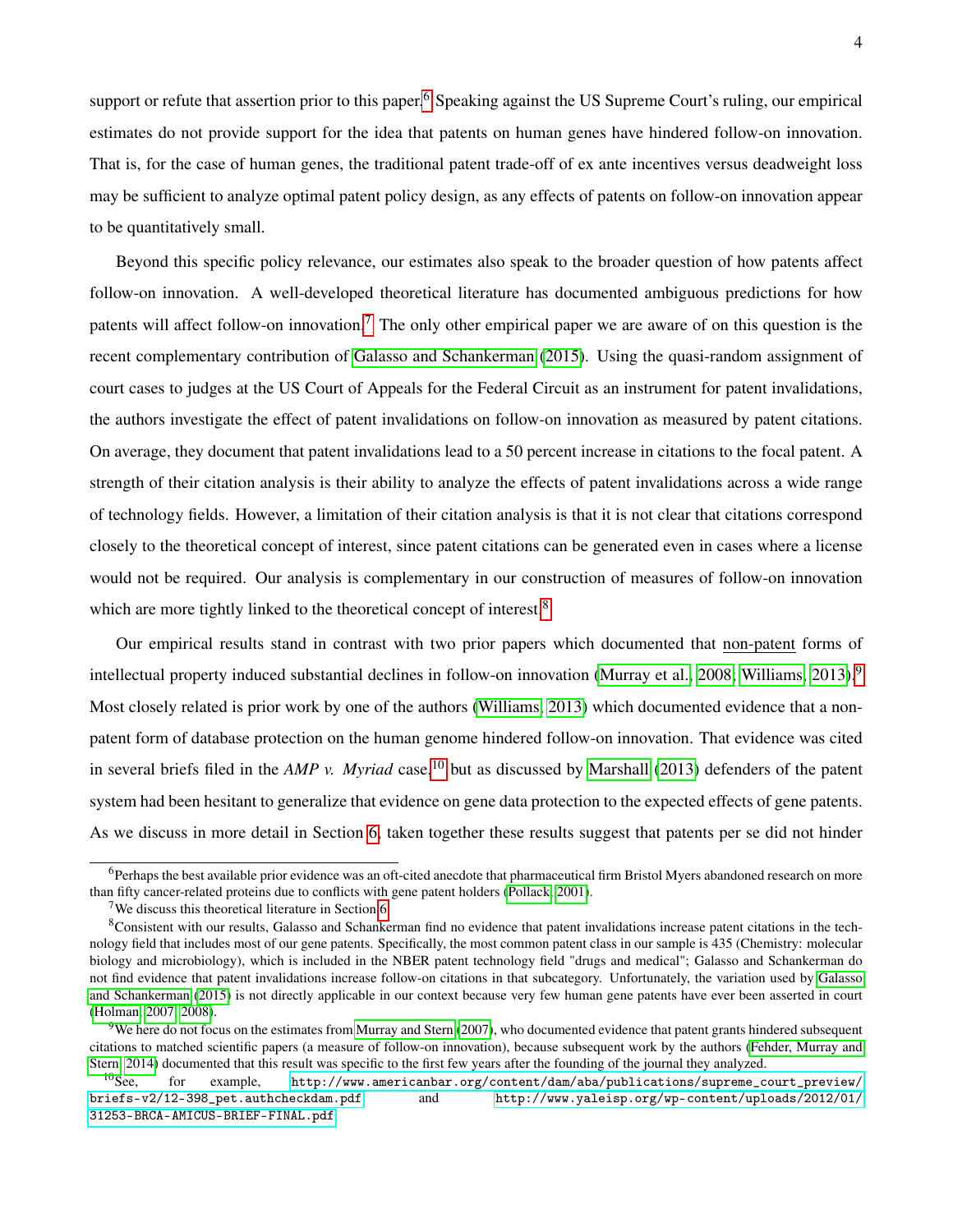support or refute that assertion prior to this paper.[6] Speaking against the US Supreme Court's ruling, our empirical estimates do not provide support for the idea that patents on human genes have hindered follow-on innovation. That is, for the case of human genes, the traditional patent trade-off of ex ante incentives versus deadweight loss may be sufficient to analyze optimal patent policy design, as any effects of patents on follow-on innovation appear to be quantitatively small.

Beyond this specific policy relevance, our estimates also speak to the broader question of how patents affect follow-on innovation. A well-developed theoretical literature has documented ambiguous predictions for how patents will affect follow-on innovation.[7] The only other empirical paper we are aware of on this question is the recent complementary contribution of Galasso and Schankerman (2015). Using the quasi-random assignment of court cases to judges at the US Court of Appeals for the Federal Circuit as an instrument for patent invalidations, the authors investigate the effect of patent invalidations on follow-on innovation as measured by patent citations. On average, they document that patent invalidations lead to a 50 percent increase in citations to the focal patent. A strength of their citation analysis is their ability to analyze the effects of patent invalidations across a wide range of technology fields. However, a limitation of their citation analysis is that it is not clear that citations correspond closely to the theoretical concept of interest, since patent citations can be generated even in cases where a license would not be required. Our analysis is complementary in our construction of measures of follow-on innovation which are more tightly linked to the theoretical concept of interest.[8]

Our empirical results stand in contrast with two prior papers which documented that <u>non-patent</u> forms of intellectual property induced substantial declines in follow-on innovation (Murray et al., 2008; Williams, 2013).[9] Most closely related is prior work by one of the authors (Williams, 2013) which documented evidence that a non-patent form of database protection on the human genome hindered follow-on innovation. That evidence was cited in several briefs filed in the *AMP v. Myriad* case,[10] but as discussed by Marshall (2013) defenders of the patent system had been hesitant to generalize that evidence on gene data protection to the expected effects of gene patents. As we discuss in more detail in Section 6, taken together these results suggest that patents per se did not hinder

---

[6] Perhaps the best available prior evidence was an oft-cited anecdote that pharmaceutical firm Bristol Myers abandoned research on more than fifty cancer-related proteins due to conflicts with gene patent holders (Pollack, 2001).

[7] We discuss this theoretical literature in Section 6.

[8] Consistent with our results, Galasso and Schankerman find no evidence that patent invalidations increase patent citations in the technology field that includes most of our gene patents. Specifically, the most common patent class in our sample is 435 (Chemistry: molecular biology and microbiology), which is included in the NBER patent technology field "drugs and medical"; Galasso and Schankerman do not find evidence that patent invalidations increase follow-on citations in that subcategory. Unfortunately, the variation used by Galasso and Schankerman (2015) is not directly applicable in our context because very few human gene patents have ever been asserted in court (Holman, 2007, 2008).

[9] We here do not focus on the estimates from Murray and Stern (2007), who documented evidence that patent grants hindered subsequent citations to matched scientific papers (a measure of follow-on innovation), because subsequent work by the authors (Fehder, Murray and Stern, 2014) documented that this result was specific to the first few years after the founding of the journal they analyzed.

[10] See, for example, `http://www.americanbar.org/content/dam/aba/publications/supreme_court_preview/briefs-v2/12-398_pet.authcheckdam.pdf` and `http://www.yaleisp.org/wp-content/uploads/2012/01/31253-BRCA-AMICUS-BRIEF-FINAL.pdf`.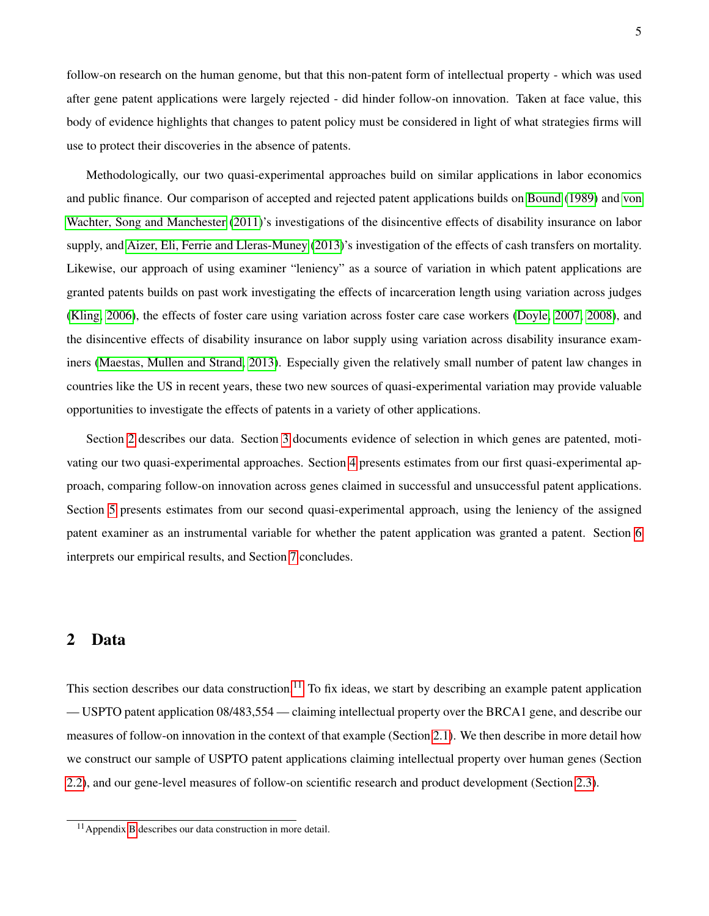follow-on research on the human genome, but that this non-patent form of intellectual property - which was used after gene patent applications were largely rejected - did hinder follow-on innovation. Taken at face value, this body of evidence highlights that changes to patent policy must be considered in light of what strategies firms will use to protect their discoveries in the absence of patents.

Methodologically, our two quasi-experimental approaches build on similar applications in labor economics and public finance. Our comparison of accepted and rejected patent applications builds on Bound (1989) and von Wachter, Song and Manchester (2011)'s investigations of the disincentive effects of disability insurance on labor supply, and Aizer, Eli, Ferrie and Lleras-Muney (2013)'s investigation of the effects of cash transfers on mortality. Likewise, our approach of using examiner "leniency" as a source of variation in which patent applications are granted patents builds on past work investigating the effects of incarceration length using variation across judges (Kling, 2006), the effects of foster care using variation across foster care case workers (Doyle, 2007, 2008), and the disincentive effects of disability insurance on labor supply using variation across disability insurance examiners (Maestas, Mullen and Strand, 2013). Especially given the relatively small number of patent law changes in countries like the US in recent years, these two new sources of quasi-experimental variation may provide valuable opportunities to investigate the effects of patents in a variety of other applications.

Section 2 describes our data. Section 3 documents evidence of selection in which genes are patented, motivating our two quasi-experimental approaches. Section 4 presents estimates from our first quasi-experimental approach, comparing follow-on innovation across genes claimed in successful and unsuccessful patent applications. Section 5 presents estimates from our second quasi-experimental approach, using the leniency of the assigned patent examiner as an instrumental variable for whether the patent application was granted a patent. Section 6 interprets our empirical results, and Section 7 concludes.

## 2 Data

This section describes our data construction.[11] To fix ideas, we start by describing an example patent application — USPTO patent application 08/483,554 — claiming intellectual property over the BRCA1 gene, and describe our measures of follow-on innovation in the context of that example (Section 2.1). We then describe in more detail how we construct our sample of USPTO patent applications claiming intellectual property over human genes (Section 2.2), and our gene-level measures of follow-on scientific research and product development (Section 2.3).

[11] Appendix B describes our data construction in more detail.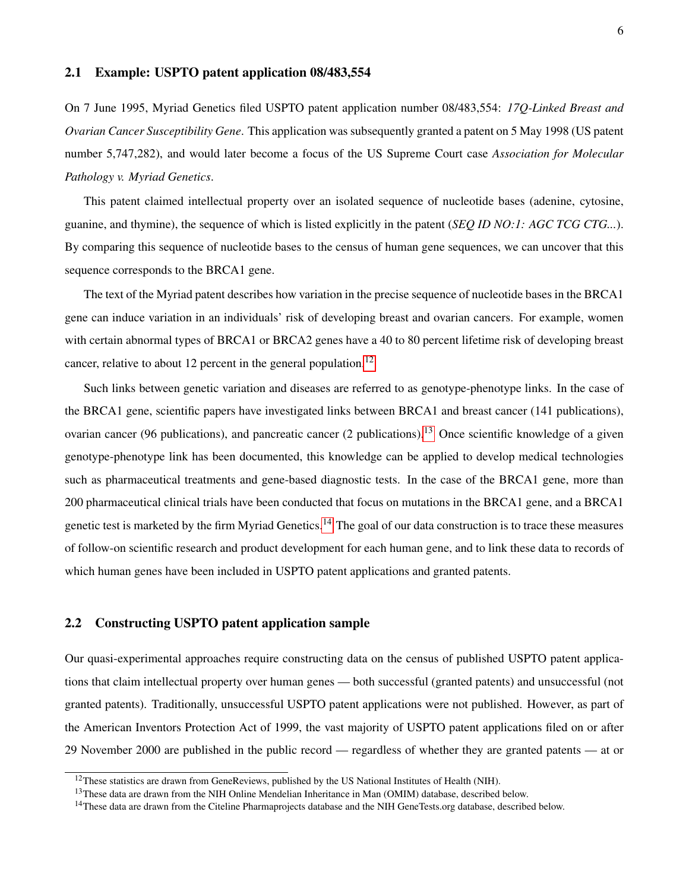## 2.1 Example: USPTO patent application 08/483,554

On 7 June 1995, Myriad Genetics filed USPTO patent application number 08/483,554: *17Q-Linked Breast and Ovarian Cancer Susceptibility Gene*. This application was subsequently granted a patent on 5 May 1998 (US patent number 5,747,282), and would later become a focus of the US Supreme Court case *Association for Molecular Pathology v. Myriad Genetics*.

This patent claimed intellectual property over an isolated sequence of nucleotide bases (adenine, cytosine, guanine, and thymine), the sequence of which is listed explicitly in the patent (*SEQ ID NO:1: AGC TCG CTG...*). By comparing this sequence of nucleotide bases to the census of human gene sequences, we can uncover that this sequence corresponds to the BRCA1 gene.

The text of the Myriad patent describes how variation in the precise sequence of nucleotide bases in the BRCA1 gene can induce variation in an individuals' risk of developing breast and ovarian cancers. For example, women with certain abnormal types of BRCA1 or BRCA2 genes have a 40 to 80 percent lifetime risk of developing breast cancer, relative to about 12 percent in the general population.[12]

Such links between genetic variation and diseases are referred to as genotype-phenotype links. In the case of the BRCA1 gene, scientific papers have investigated links between BRCA1 and breast cancer (141 publications), ovarian cancer (96 publications), and pancreatic cancer (2 publications).[13] Once scientific knowledge of a given genotype-phenotype link has been documented, this knowledge can be applied to develop medical technologies such as pharmaceutical treatments and gene-based diagnostic tests. In the case of the BRCA1 gene, more than 200 pharmaceutical clinical trials have been conducted that focus on mutations in the BRCA1 gene, and a BRCA1 genetic test is marketed by the firm Myriad Genetics.[14] The goal of our data construction is to trace these measures of follow-on scientific research and product development for each human gene, and to link these data to records of which human genes have been included in USPTO patent applications and granted patents.

## 2.2 Constructing USPTO patent application sample

Our quasi-experimental approaches require constructing data on the census of published USPTO patent applications that claim intellectual property over human genes — both successful (granted patents) and unsuccessful (not granted patents). Traditionally, unsuccessful USPTO patent applications were not published. However, as part of the American Inventors Protection Act of 1999, the vast majority of USPTO patent applications filed on or after 29 November 2000 are published in the public record — regardless of whether they are granted patents — at or

[12] These statistics are drawn from GeneReviews, published by the US National Institutes of Health (NIH).

[13] These data are drawn from the NIH Online Mendelian Inheritance in Man (OMIM) database, described below.

[14] These data are drawn from the Citeline Pharmaprojects database and the NIH GeneTests.org database, described below.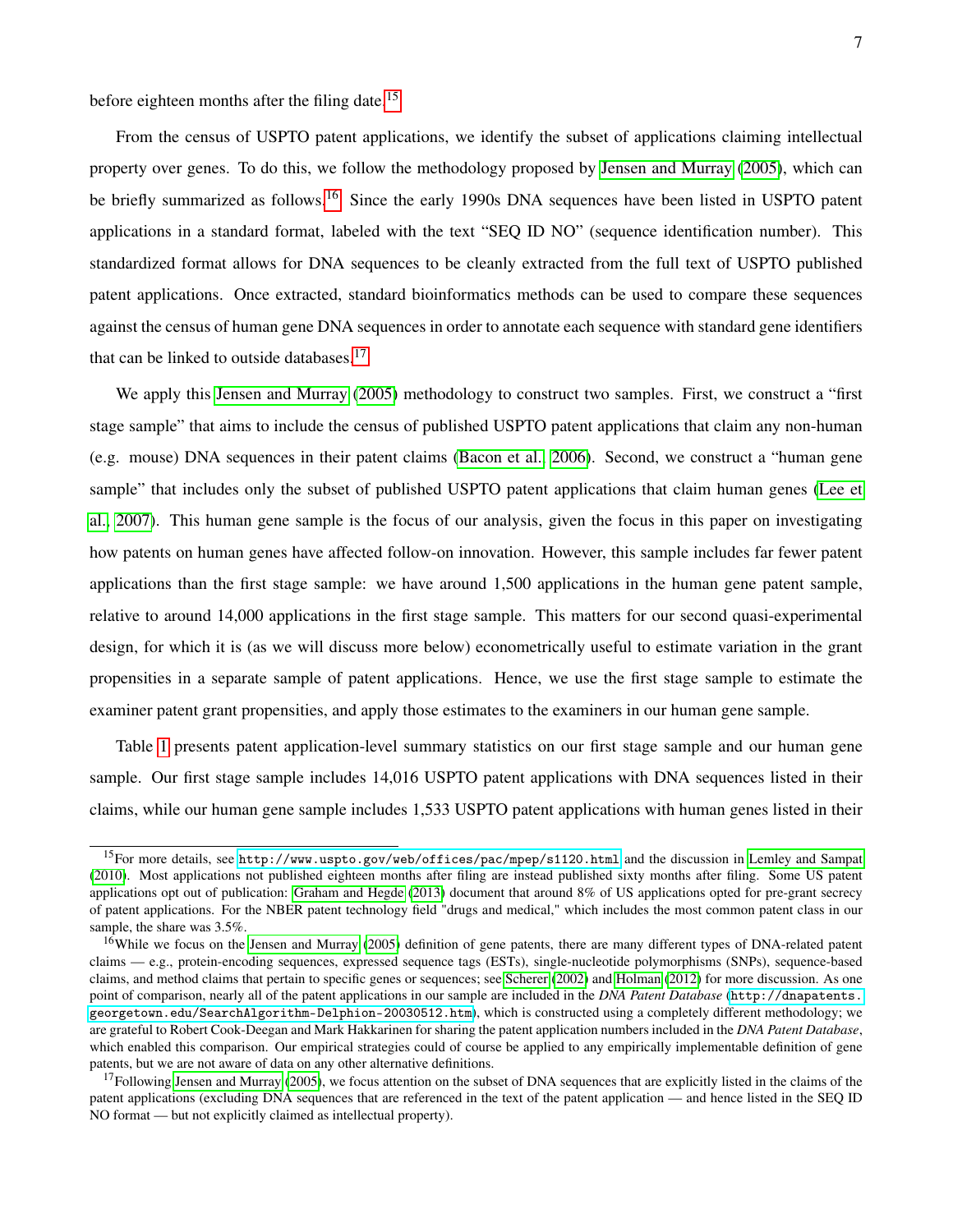before eighteen months after the filing date.[15]

From the census of USPTO patent applications, we identify the subset of applications claiming intellectual property over genes. To do this, we follow the methodology proposed by Jensen and Murray (2005), which can be briefly summarized as follows.[16] Since the early 1990s DNA sequences have been listed in USPTO patent applications in a standard format, labeled with the text "SEQ ID NO" (sequence identification number). This standardized format allows for DNA sequences to be cleanly extracted from the full text of USPTO published patent applications. Once extracted, standard bioinformatics methods can be used to compare these sequences against the census of human gene DNA sequences in order to annotate each sequence with standard gene identifiers that can be linked to outside databases.[17]

We apply this Jensen and Murray (2005) methodology to construct two samples. First, we construct a "first stage sample" that aims to include the census of published USPTO patent applications that claim any non-human (e.g. mouse) DNA sequences in their patent claims (Bacon et al., 2006). Second, we construct a "human gene sample" that includes only the subset of published USPTO patent applications that claim human genes (Lee et al., 2007). This human gene sample is the focus of our analysis, given the focus in this paper on investigating how patents on human genes have affected follow-on innovation. However, this sample includes far fewer patent applications than the first stage sample: we have around 1,500 applications in the human gene patent sample, relative to around 14,000 applications in the first stage sample. This matters for our second quasi-experimental design, for which it is (as we will discuss more below) econometrically useful to estimate variation in the grant propensities in a separate sample of patent applications. Hence, we use the first stage sample to estimate the examiner patent grant propensities, and apply those estimates to the examiners in our human gene sample.

Table 1 presents patent application-level summary statistics on our first stage sample and our human gene sample. Our first stage sample includes 14,016 USPTO patent applications with DNA sequences listed in their claims, while our human gene sample includes 1,533 USPTO patent applications with human genes listed in their

---

[15] For more details, see `http://www.uspto.gov/web/offices/pac/mpep/s1120.html` and the discussion in Lemley and Sampat (2010). Most applications not published eighteen months after filing are instead published sixty months after filing. Some US patent applications opt out of publication: Graham and Hegde (2013) document that around 8% of US applications opted for pre-grant secrecy of patent applications. For the NBER patent technology field "drugs and medical," which includes the most common patent class in our sample, the share was 3.5%.

[16] While we focus on the Jensen and Murray (2005) definition of gene patents, there are many different types of DNA-related patent claims — e.g., protein-encoding sequences, expressed sequence tags (ESTs), single-nucleotide polymorphisms (SNPs), sequence-based claims, and method claims that pertain to specific genes or sequences; see Scherer (2002) and Holman (2012) for more discussion. As one point of comparison, nearly all of the patent applications in our sample are included in the *DNA Patent Database* (`http://dnapatents.georgetown.edu/SearchAlgorithm-Delphion-20030512.htm`), which is constructed using a completely different methodology; we are grateful to Robert Cook-Deegan and Mark Hakkarinen for sharing the patent application numbers included in the *DNA Patent Database*, which enabled this comparison. Our empirical strategies could of course be applied to any empirically implementable definition of gene patents, but we are not aware of data on any other alternative definitions.

[17] Following Jensen and Murray (2005), we focus attention on the subset of DNA sequences that are explicitly listed in the claims of the patent applications (excluding DNA sequences that are referenced in the text of the patent application — and hence listed in the SEQ ID NO format — but not explicitly claimed as intellectual property).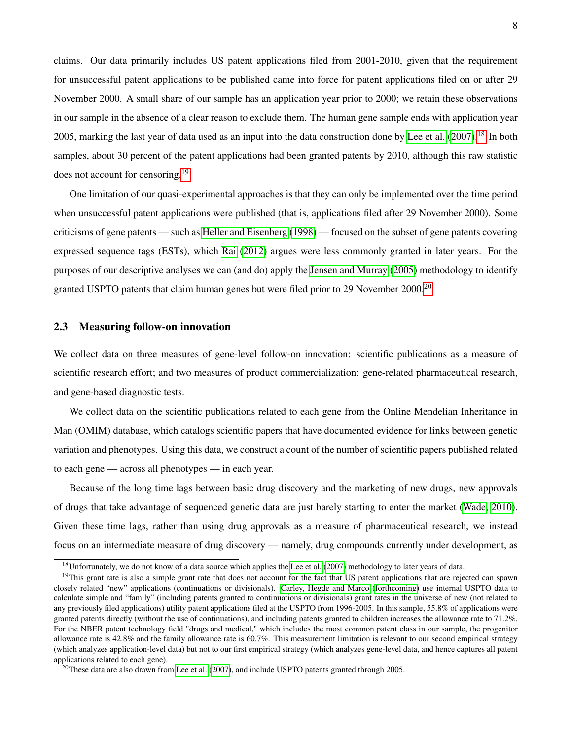claims. Our data primarily includes US patent applications filed from 2001-2010, given that the requirement for unsuccessful patent applications to be published came into force for patent applications filed on or after 29 November 2000. A small share of our sample has an application year prior to 2000; we retain these observations in our sample in the absence of a clear reason to exclude them. The human gene sample ends with application year 2005, marking the last year of data used as an input into the data construction done by Lee et al. (2007).[18] In both samples, about 30 percent of the patent applications had been granted patents by 2010, although this raw statistic does not account for censoring.[19]

One limitation of our quasi-experimental approaches is that they can only be implemented over the time period when unsuccessful patent applications were published (that is, applications filed after 29 November 2000). Some criticisms of gene patents — such as Heller and Eisenberg (1998) — focused on the subset of gene patents covering expressed sequence tags (ESTs), which Rai (2012) argues were less commonly granted in later years. For the purposes of our descriptive analyses we can (and do) apply the Jensen and Murray (2005) methodology to identify granted USPTO patents that claim human genes but were filed prior to 29 November 2000.[20]

### 2.3 Measuring follow-on innovation

We collect data on three measures of gene-level follow-on innovation: scientific publications as a measure of scientific research effort; and two measures of product commercialization: gene-related pharmaceutical research, and gene-based diagnostic tests.

We collect data on the scientific publications related to each gene from the Online Mendelian Inheritance in Man (OMIM) database, which catalogs scientific papers that have documented evidence for links between genetic variation and phenotypes. Using this data, we construct a count of the number of scientific papers published related to each gene — across all phenotypes — in each year.

Because of the long time lags between basic drug discovery and the marketing of new drugs, new approvals of drugs that take advantage of sequenced genetic data are just barely starting to enter the market (Wade, 2010). Given these time lags, rather than using drug approvals as a measure of pharmaceutical research, we instead focus on an intermediate measure of drug discovery — namely, drug compounds currently under development, as

---

[18] Unfortunately, we do not know of a data source which applies the Lee et al. (2007) methodology to later years of data.

[19] This grant rate is also a simple grant rate that does not account for the fact that US patent applications that are rejected can spawn closely related "new" applications (continuations or divisionals). Carley, Hegde and Marco (forthcoming) use internal USPTO data to calculate simple and "family" (including patents granted to continuations or divisionals) grant rates in the universe of new (not related to any previously filed applications) utility patent applications filed at the USPTO from 1996-2005. In this sample, 55.8% of applications were granted patents directly (without the use of continuations), and including patents granted to children increases the allowance rate to 71.2%. For the NBER patent technology field "drugs and medical," which includes the most common patent class in our sample, the progenitor allowance rate is 42.8% and the family allowance rate is 60.7%. This measurement limitation is relevant to our second empirical strategy (which analyzes application-level data) but not to our first empirical strategy (which analyzes gene-level data, and hence captures all patent applications related to each gene).

[20] These data are also drawn from Lee et al. (2007), and include USPTO patents granted through 2005.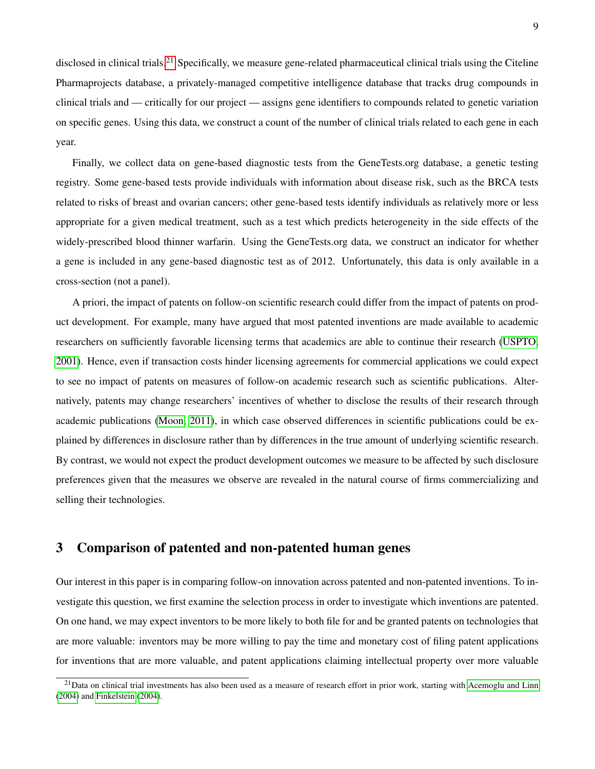disclosed in clinical trials.[21] Specifically, we measure gene-related pharmaceutical clinical trials using the Citeline Pharmaprojects database, a privately-managed competitive intelligence database that tracks drug compounds in clinical trials and — critically for our project — assigns gene identifiers to compounds related to genetic variation on specific genes. Using this data, we construct a count of the number of clinical trials related to each gene in each year.

Finally, we collect data on gene-based diagnostic tests from the GeneTests.org database, a genetic testing registry. Some gene-based tests provide individuals with information about disease risk, such as the BRCA tests related to risks of breast and ovarian cancers; other gene-based tests identify individuals as relatively more or less appropriate for a given medical treatment, such as a test which predicts heterogeneity in the side effects of the widely-prescribed blood thinner warfarin. Using the GeneTests.org data, we construct an indicator for whether a gene is included in any gene-based diagnostic test as of 2012. Unfortunately, this data is only available in a cross-section (not a panel).

A priori, the impact of patents on follow-on scientific research could differ from the impact of patents on product development. For example, many have argued that most patented inventions are made available to academic researchers on sufficiently favorable licensing terms that academics are able to continue their research (USPTO, 2001). Hence, even if transaction costs hinder licensing agreements for commercial applications we could expect to see no impact of patents on measures of follow-on academic research such as scientific publications. Alternatively, patents may change researchers' incentives of whether to disclose the results of their research through academic publications (Moon, 2011), in which case observed differences in scientific publications could be explained by differences in disclosure rather than by differences in the true amount of underlying scientific research. By contrast, we would not expect the product development outcomes we measure to be affected by such disclosure preferences given that the measures we observe are revealed in the natural course of firms commercializing and selling their technologies.

## 3 Comparison of patented and non-patented human genes

Our interest in this paper is in comparing follow-on innovation across patented and non-patented inventions. To investigate this question, we first examine the selection process in order to investigate which inventions are patented. On one hand, we may expect inventors to be more likely to both file for and be granted patents on technologies that are more valuable: inventors may be more willing to pay the time and monetary cost of filing patent applications for inventions that are more valuable, and patent applications claiming intellectual property over more valuable

[21] Data on clinical trial investments has also been used as a measure of research effort in prior work, starting with Acemoglu and Linn (2004) and Finkelstein (2004).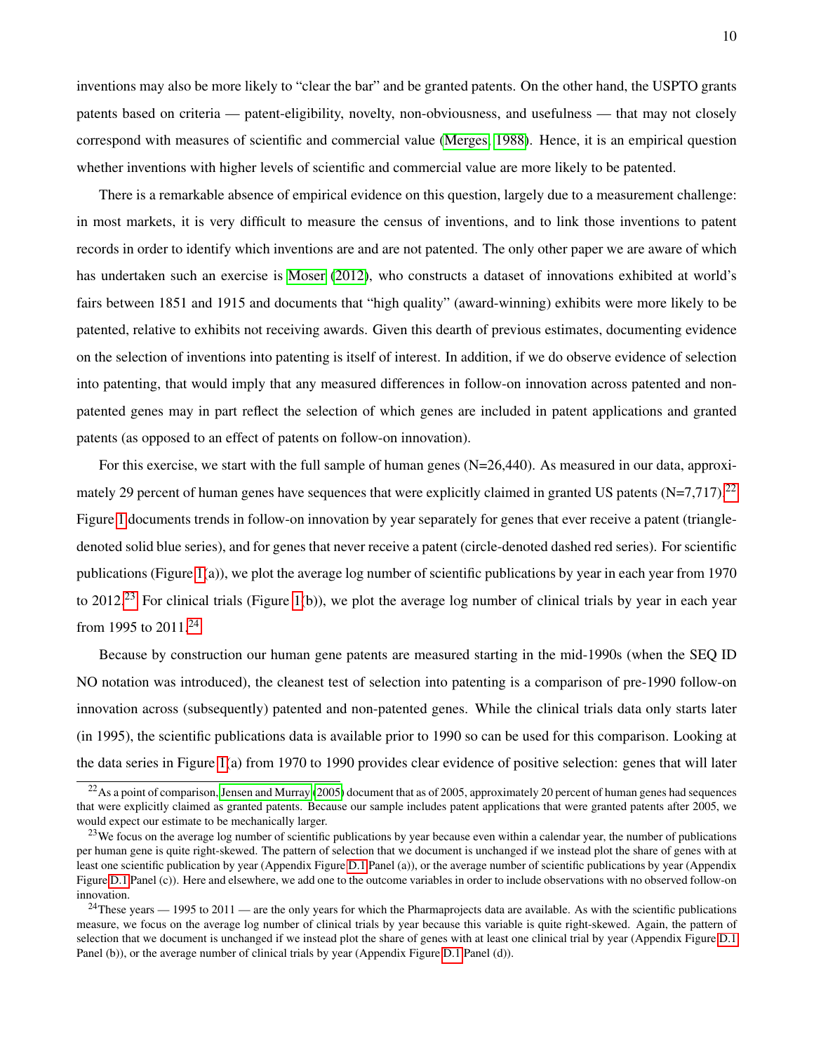inventions may also be more likely to "clear the bar" and be granted patents. On the other hand, the USPTO grants patents based on criteria — patent-eligibility, novelty, non-obviousness, and usefulness — that may not closely correspond with measures of scientific and commercial value (Merges, 1988). Hence, it is an empirical question whether inventions with higher levels of scientific and commercial value are more likely to be patented.

There is a remarkable absence of empirical evidence on this question, largely due to a measurement challenge: in most markets, it is very difficult to measure the census of inventions, and to link those inventions to patent records in order to identify which inventions are and are not patented. The only other paper we are aware of which has undertaken such an exercise is Moser (2012), who constructs a dataset of innovations exhibited at world's fairs between 1851 and 1915 and documents that "high quality" (award-winning) exhibits were more likely to be patented, relative to exhibits not receiving awards. Given this dearth of previous estimates, documenting evidence on the selection of inventions into patenting is itself of interest. In addition, if we do observe evidence of selection into patenting, that would imply that any measured differences in follow-on innovation across patented and non-patented genes may in part reflect the selection of which genes are included in patent applications and granted patents (as opposed to an effect of patents on follow-on innovation).

For this exercise, we start with the full sample of human genes (N=26,440). As measured in our data, approximately 29 percent of human genes have sequences that were explicitly claimed in granted US patents (N=7,717).[22] Figure 1 documents trends in follow-on innovation by year separately for genes that ever receive a patent (triangle-denoted solid blue series), and for genes that never receive a patent (circle-denoted dashed red series). For scientific publications (Figure 1(a)), we plot the average log number of scientific publications by year in each year from 1970 to 2012.[23] For clinical trials (Figure 1(b)), we plot the average log number of clinical trials by year in each year from 1995 to 2011.[24]

Because by construction our human gene patents are measured starting in the mid-1990s (when the SEQ ID NO notation was introduced), the cleanest test of selection into patenting is a comparison of pre-1990 follow-on innovation across (subsequently) patented and non-patented genes. While the clinical trials data only starts later (in 1995), the scientific publications data is available prior to 1990 so can be used for this comparison. Looking at the data series in Figure 1(a) from 1970 to 1990 provides clear evidence of positive selection: genes that will later

[22] As a point of comparison, Jensen and Murray (2005) document that as of 2005, approximately 20 percent of human genes had sequences that were explicitly claimed as granted patents. Because our sample includes patent applications that were granted patents after 2005, we would expect our estimate to be mechanically larger.

[23] We focus on the average log number of scientific publications by year because even within a calendar year, the number of publications per human gene is quite right-skewed. The pattern of selection that we document is unchanged if we instead plot the share of genes with at least one scientific publication by year (Appendix Figure D.1 Panel (a)), or the average number of scientific publications by year (Appendix Figure D.1 Panel (c)). Here and elsewhere, we add one to the outcome variables in order to include observations with no observed follow-on innovation.

[24] These years — 1995 to 2011 — are the only years for which the Pharmaprojects data are available. As with the scientific publications measure, we focus on the average log number of clinical trials by year because this variable is quite right-skewed. Again, the pattern of selection that we document is unchanged if we instead plot the share of genes with at least one clinical trial by year (Appendix Figure D.1 Panel (b)), or the average number of clinical trials by year (Appendix Figure D.1 Panel (d)).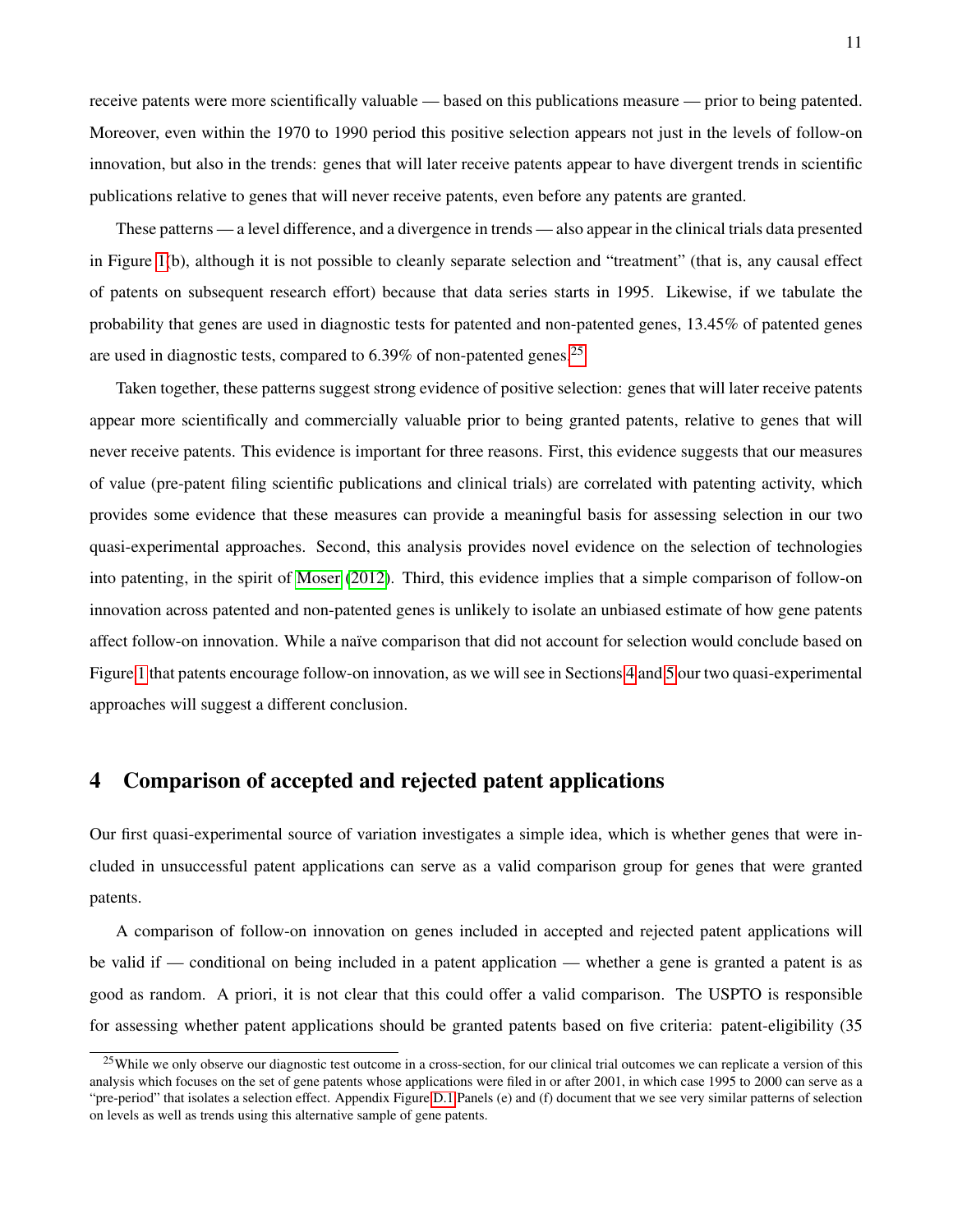receive patents were more scientifically valuable — based on this publications measure — prior to being patented. Moreover, even within the 1970 to 1990 period this positive selection appears not just in the levels of follow-on innovation, but also in the trends: genes that will later receive patents appear to have divergent trends in scientific publications relative to genes that will never receive patents, even before any patents are granted.

These patterns — a level difference, and a divergence in trends — also appear in the clinical trials data presented in Figure 1(b), although it is not possible to cleanly separate selection and "treatment" (that is, any causal effect of patents on subsequent research effort) because that data series starts in 1995. Likewise, if we tabulate the probability that genes are used in diagnostic tests for patented and non-patented genes, 13.45% of patented genes are used in diagnostic tests, compared to 6.39% of non-patented genes.[25]

Taken together, these patterns suggest strong evidence of positive selection: genes that will later receive patents appear more scientifically and commercially valuable prior to being granted patents, relative to genes that will never receive patents. This evidence is important for three reasons. First, this evidence suggests that our measures of value (pre-patent filing scientific publications and clinical trials) are correlated with patenting activity, which provides some evidence that these measures can provide a meaningful basis for assessing selection in our two quasi-experimental approaches. Second, this analysis provides novel evidence on the selection of technologies into patenting, in the spirit of Moser (2012). Third, this evidence implies that a simple comparison of follow-on innovation across patented and non-patented genes is unlikely to isolate an unbiased estimate of how gene patents affect follow-on innovation. While a naïve comparison that did not account for selection would conclude based on Figure 1 that patents encourage follow-on innovation, as we will see in Sections 4 and 5 our two quasi-experimental approaches will suggest a different conclusion.

# 4 Comparison of accepted and rejected patent applications

Our first quasi-experimental source of variation investigates a simple idea, which is whether genes that were included in unsuccessful patent applications can serve as a valid comparison group for genes that were granted patents.

A comparison of follow-on innovation on genes included in accepted and rejected patent applications will be valid if — conditional on being included in a patent application — whether a gene is granted a patent is as good as random. A priori, it is not clear that this could offer a valid comparison. The USPTO is responsible for assessing whether patent applications should be granted patents based on five criteria: patent-eligibility (35

[25] While we only observe our diagnostic test outcome in a cross-section, for our clinical trial outcomes we can replicate a version of this analysis which focuses on the set of gene patents whose applications were filed in or after 2001, in which case 1995 to 2000 can serve as a "pre-period" that isolates a selection effect. Appendix Figure D.1 Panels (e) and (f) document that we see very similar patterns of selection on levels as well as trends using this alternative sample of gene patents.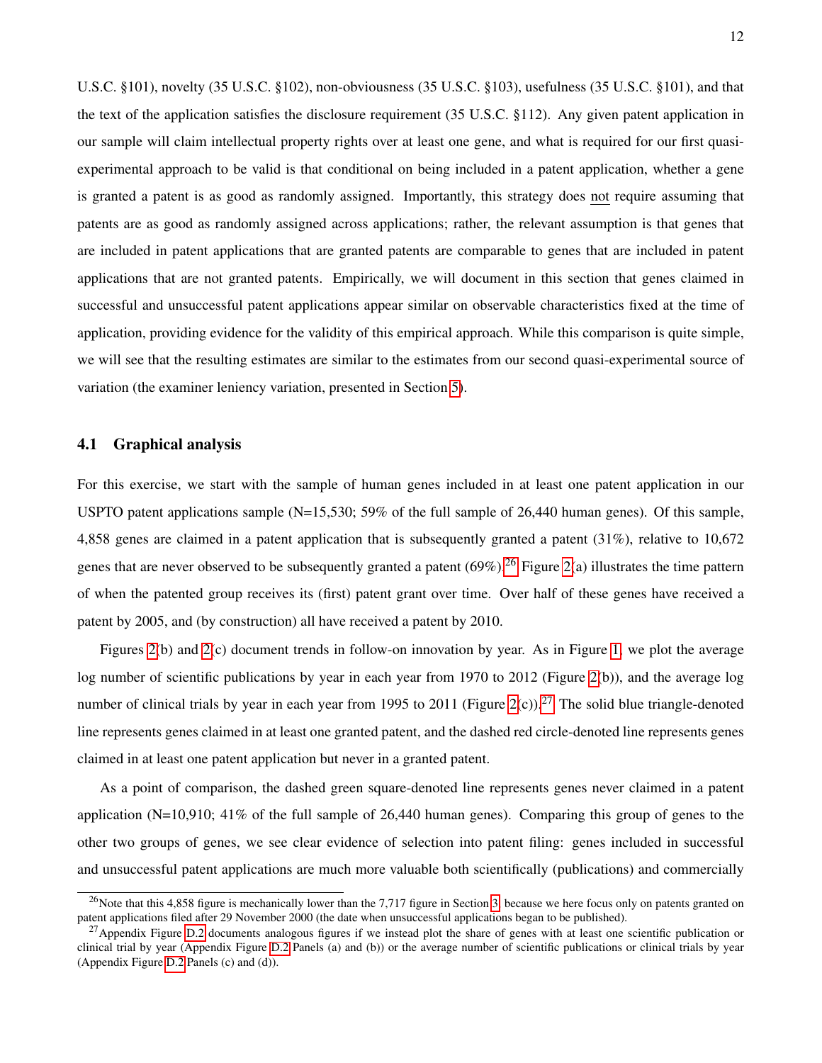U.S.C. §101), novelty (35 U.S.C. §102), non-obviousness (35 U.S.C. §103), usefulness (35 U.S.C. §101), and that the text of the application satisfies the disclosure requirement (35 U.S.C. §112). Any given patent application in our sample will claim intellectual property rights over at least one gene, and what is required for our first quasi-experimental approach to be valid is that conditional on being included in a patent application, whether a gene is granted a patent is as good as randomly assigned. Importantly, this strategy does not require assuming that patents are as good as randomly assigned across applications; rather, the relevant assumption is that genes that are included in patent applications that are granted patents are comparable to genes that are included in patent applications that are not granted patents. Empirically, we will document in this section that genes claimed in successful and unsuccessful patent applications appear similar on observable characteristics fixed at the time of application, providing evidence for the validity of this empirical approach. While this comparison is quite simple, we will see that the resulting estimates are similar to the estimates from our second quasi-experimental source of variation (the examiner leniency variation, presented in Section 5).

## 4.1 Graphical analysis

For this exercise, we start with the sample of human genes included in at least one patent application in our USPTO patent applications sample (N=15,530; 59% of the full sample of 26,440 human genes). Of this sample, 4,858 genes are claimed in a patent application that is subsequently granted a patent (31%), relative to 10,672 genes that are never observed to be subsequently granted a patent (69%).[26] Figure 2(a) illustrates the time pattern of when the patented group receives its (first) patent grant over time. Over half of these genes have received a patent by 2005, and (by construction) all have received a patent by 2010.

Figures 2(b) and 2(c) document trends in follow-on innovation by year. As in Figure 1, we plot the average log number of scientific publications by year in each year from 1970 to 2012 (Figure 2(b)), and the average log number of clinical trials by year in each year from 1995 to 2011 (Figure 2(c)).[27] The solid blue triangle-denoted line represents genes claimed in at least one granted patent, and the dashed red circle-denoted line represents genes claimed in at least one patent application but never in a granted patent.

As a point of comparison, the dashed green square-denoted line represents genes never claimed in a patent application (N=10,910; 41% of the full sample of 26,440 human genes). Comparing this group of genes to the other two groups of genes, we see clear evidence of selection into patent filing: genes included in successful and unsuccessful patent applications are much more valuable both scientifically (publications) and commercially

---

[26] Note that this 4,858 figure is mechanically lower than the 7,717 figure in Section 3 because we here focus only on patents granted on patent applications filed after 29 November 2000 (the date when unsuccessful applications began to be published).

[27] Appendix Figure D.2 documents analogous figures if we instead plot the share of genes with at least one scientific publication or clinical trial by year (Appendix Figure D.2 Panels (a) and (b)) or the average number of scientific publications or clinical trials by year (Appendix Figure D.2 Panels (c) and (d)).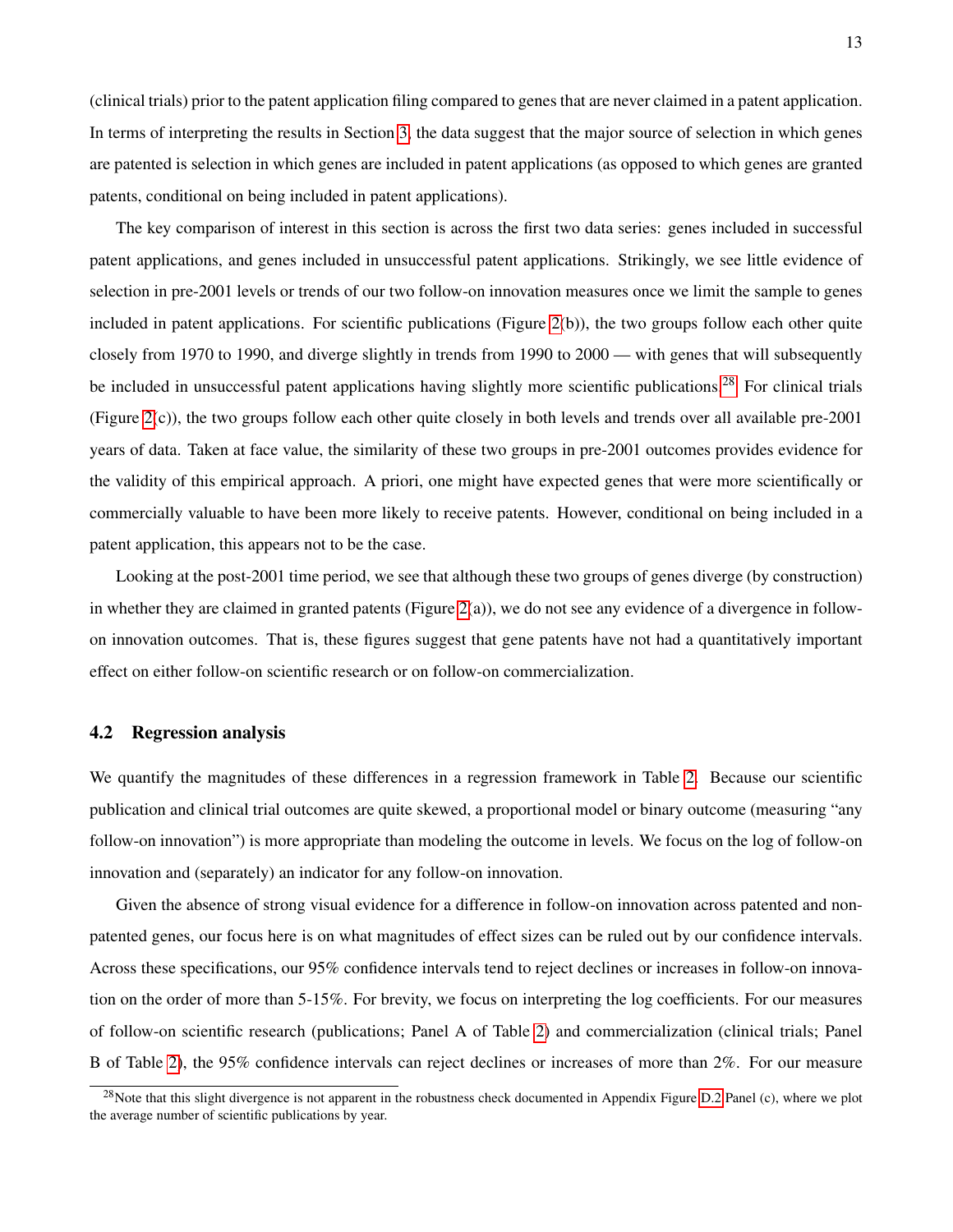(clinical trials) prior to the patent application filing compared to genes that are never claimed in a patent application. In terms of interpreting the results in Section 3, the data suggest that the major source of selection in which genes are patented is selection in which genes are included in patent applications (as opposed to which genes are granted patents, conditional on being included in patent applications).

The key comparison of interest in this section is across the first two data series: genes included in successful patent applications, and genes included in unsuccessful patent applications. Strikingly, we see little evidence of selection in pre-2001 levels or trends of our two follow-on innovation measures once we limit the sample to genes included in patent applications. For scientific publications (Figure 2(b)), the two groups follow each other quite closely from 1970 to 1990, and diverge slightly in trends from 1990 to 2000 — with genes that will subsequently be included in unsuccessful patent applications having slightly more scientific publications.[28] For clinical trials (Figure 2(c)), the two groups follow each other quite closely in both levels and trends over all available pre-2001 years of data. Taken at face value, the similarity of these two groups in pre-2001 outcomes provides evidence for the validity of this empirical approach. A priori, one might have expected genes that were more scientifically or commercially valuable to have been more likely to receive patents. However, conditional on being included in a patent application, this appears not to be the case.

Looking at the post-2001 time period, we see that although these two groups of genes diverge (by construction) in whether they are claimed in granted patents (Figure 2(a)), we do not see any evidence of a divergence in follow-on innovation outcomes. That is, these figures suggest that gene patents have not had a quantitatively important effect on either follow-on scientific research or on follow-on commercialization.

## 4.2 Regression analysis

We quantify the magnitudes of these differences in a regression framework in Table 2. Because our scientific publication and clinical trial outcomes are quite skewed, a proportional model or binary outcome (measuring "any follow-on innovation") is more appropriate than modeling the outcome in levels. We focus on the log of follow-on innovation and (separately) an indicator for any follow-on innovation.

Given the absence of strong visual evidence for a difference in follow-on innovation across patented and non-patented genes, our focus here is on what magnitudes of effect sizes can be ruled out by our confidence intervals. Across these specifications, our 95% confidence intervals tend to reject declines or increases in follow-on innovation on the order of more than 5-15%. For brevity, we focus on interpreting the log coefficients. For our measures of follow-on scientific research (publications; Panel A of Table 2) and commercialization (clinical trials; Panel B of Table 2), the 95% confidence intervals can reject declines or increases of more than 2%. For our measure

[28] Note that this slight divergence is not apparent in the robustness check documented in Appendix Figure D.2 Panel (c), where we plot the average number of scientific publications by year.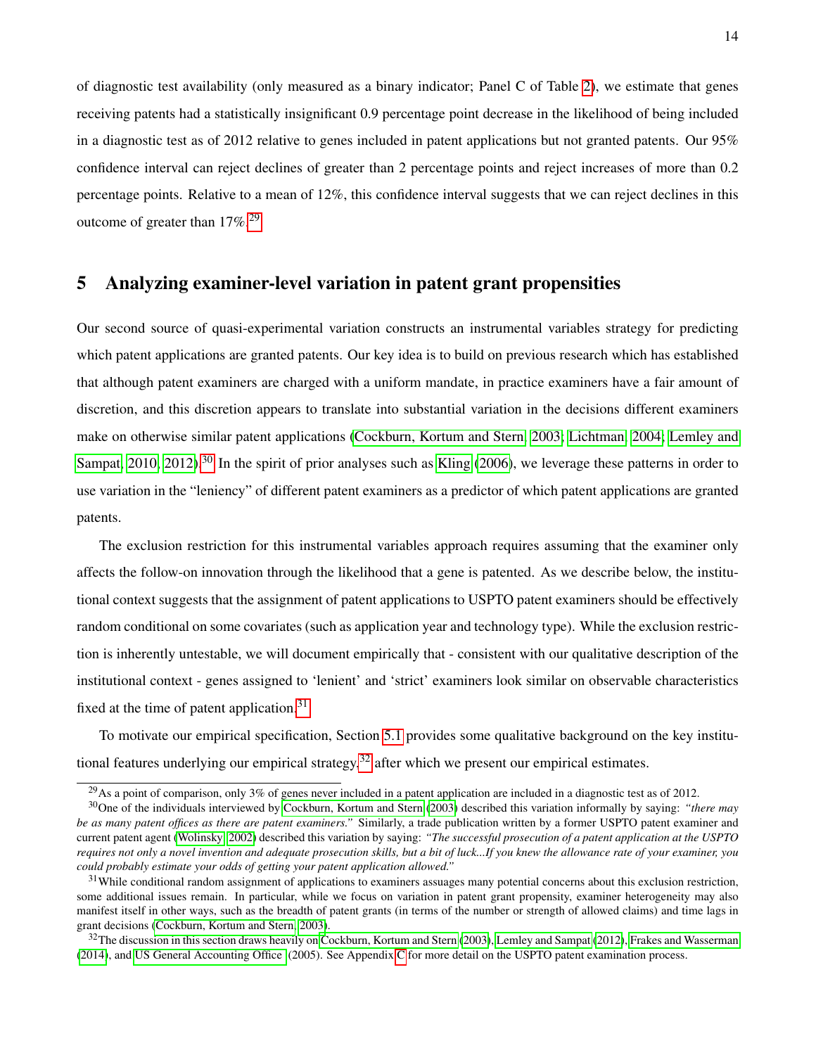of diagnostic test availability (only measured as a binary indicator; Panel C of Table 2), we estimate that genes receiving patents had a statistically insignificant 0.9 percentage point decrease in the likelihood of being included in a diagnostic test as of 2012 relative to genes included in patent applications but not granted patents. Our 95% confidence interval can reject declines of greater than 2 percentage points and reject increases of more than 0.2 percentage points. Relative to a mean of 12%, this confidence interval suggests that we can reject declines in this outcome of greater than 17%.[29]

## 5 Analyzing examiner-level variation in patent grant propensities

Our second source of quasi-experimental variation constructs an instrumental variables strategy for predicting which patent applications are granted patents. Our key idea is to build on previous research which has established that although patent examiners are charged with a uniform mandate, in practice examiners have a fair amount of discretion, and this discretion appears to translate into substantial variation in the decisions different examiners make on otherwise similar patent applications (Cockburn, Kortum and Stern, 2003; Lichtman, 2004; Lemley and Sampat, 2010, 2012).[30] In the spirit of prior analyses such as Kling (2006), we leverage these patterns in order to use variation in the "leniency" of different patent examiners as a predictor of which patent applications are granted patents.

The exclusion restriction for this instrumental variables approach requires assuming that the examiner only affects the follow-on innovation through the likelihood that a gene is patented. As we describe below, the institutional context suggests that the assignment of patent applications to USPTO patent examiners should be effectively random conditional on some covariates (such as application year and technology type). While the exclusion restriction is inherently untestable, we will document empirically that - consistent with our qualitative description of the institutional context - genes assigned to 'lenient' and 'strict' examiners look similar on observable characteristics fixed at the time of patent application.[31]

To motivate our empirical specification, Section 5.1 provides some qualitative background on the key institutional features underlying our empirical strategy,[32] after which we present our empirical estimates.

---

[29] As a point of comparison, only 3% of genes never included in a patent application are included in a diagnostic test as of 2012.

[30] One of the individuals interviewed by Cockburn, Kortum and Stern (2003) described this variation informally by saying: *"there may be as many patent offices as there are patent examiners."* Similarly, a trade publication written by a former USPTO patent examiner and current patent agent (Wolinsky, 2002) described this variation by saying: *"The successful prosecution of a patent application at the USPTO requires not only a novel invention and adequate prosecution skills, but a bit of luck...If you knew the allowance rate of your examiner, you could probably estimate your odds of getting your patent application allowed."*

[31] While conditional random assignment of applications to examiners assuages many potential concerns about this exclusion restriction, some additional issues remain. In particular, while we focus on variation in patent grant propensity, examiner heterogeneity may also manifest itself in other ways, such as the breadth of patent grants (in terms of the number or strength of allowed claims) and time lags in grant decisions (Cockburn, Kortum and Stern, 2003).

[32] The discussion in this section draws heavily on Cockburn, Kortum and Stern (2003), Lemley and Sampat (2012), Frakes and Wasserman (2014), and US General Accounting Office (2005). See Appendix C for more detail on the USPTO patent examination process.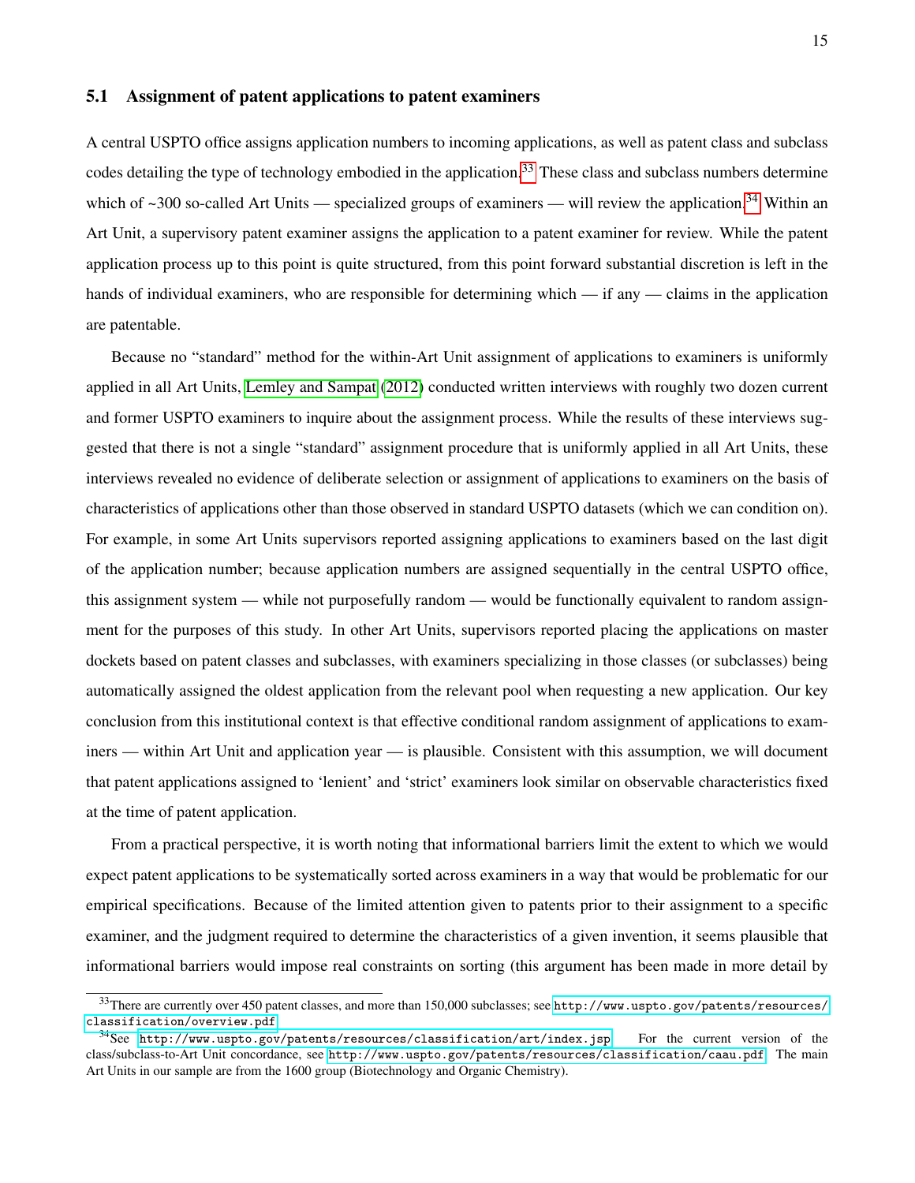### 5.1 Assignment of patent applications to patent examiners

A central USPTO office assigns application numbers to incoming applications, as well as patent class and subclass codes detailing the type of technology embodied in the application.[33] These class and subclass numbers determine which of ~300 so-called Art Units — specialized groups of examiners — will review the application.[34] Within an Art Unit, a supervisory patent examiner assigns the application to a patent examiner for review. While the patent application process up to this point is quite structured, from this point forward substantial discretion is left in the hands of individual examiners, who are responsible for determining which — if any — claims in the application are patentable.

Because no "standard" method for the within-Art Unit assignment of applications to examiners is uniformly applied in all Art Units, Lemley and Sampat (2012) conducted written interviews with roughly two dozen current and former USPTO examiners to inquire about the assignment process. While the results of these interviews suggested that there is not a single "standard" assignment procedure that is uniformly applied in all Art Units, these interviews revealed no evidence of deliberate selection or assignment of applications to examiners on the basis of characteristics of applications other than those observed in standard USPTO datasets (which we can condition on). For example, in some Art Units supervisors reported assigning applications to examiners based on the last digit of the application number; because application numbers are assigned sequentially in the central USPTO office, this assignment system — while not purposefully random — would be functionally equivalent to random assignment for the purposes of this study. In other Art Units, supervisors reported placing the applications on master dockets based on patent classes and subclasses, with examiners specializing in those classes (or subclasses) being automatically assigned the oldest application from the relevant pool when requesting a new application. Our key conclusion from this institutional context is that effective conditional random assignment of applications to examiners — within Art Unit and application year — is plausible. Consistent with this assumption, we will document that patent applications assigned to 'lenient' and 'strict' examiners look similar on observable characteristics fixed at the time of patent application.

From a practical perspective, it is worth noting that informational barriers limit the extent to which we would expect patent applications to be systematically sorted across examiners in a way that would be problematic for our empirical specifications. Because of the limited attention given to patents prior to their assignment to a specific examiner, and the judgment required to determine the characteristics of a given invention, it seems plausible that informational barriers would impose real constraints on sorting (this argument has been made in more detail by

---

[33] There are currently over 450 patent classes, and more than 150,000 subclasses; see http://www.uspto.gov/patents/resources/classification/overview.pdf.

[34] See http://www.uspto.gov/patents/resources/classification/art/index.jsp. For the current version of the class/subclass-to-Art Unit concordance, see http://www.uspto.gov/patents/resources/classification/caau.pdf. The main Art Units in our sample are from the 1600 group (Biotechnology and Organic Chemistry).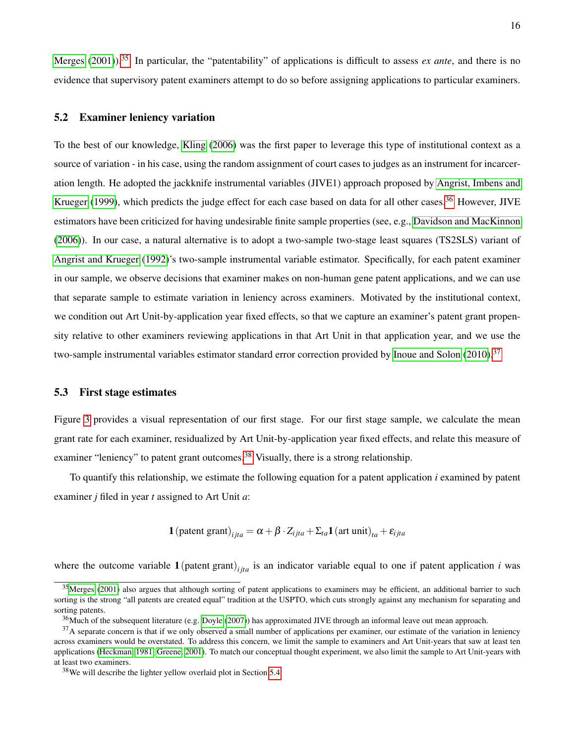Merges (2001)).[35] In particular, the "patentability" of applications is difficult to assess *ex ante*, and there is no evidence that supervisory patent examiners attempt to do so before assigning applications to particular examiners.

### 5.2 Examiner leniency variation

To the best of our knowledge, Kling (2006) was the first paper to leverage this type of institutional context as a source of variation - in his case, using the random assignment of court cases to judges as an instrument for incarceration length. He adopted the jackknife instrumental variables (JIVE1) approach proposed by Angrist, Imbens and Krueger (1999), which predicts the judge effect for each case based on data for all other cases.[36] However, JIVE estimators have been criticized for having undesirable finite sample properties (see, e.g., Davidson and MacKinnon (2006)). In our case, a natural alternative is to adopt a two-sample two-stage least squares (TS2SLS) variant of Angrist and Krueger (1992)'s two-sample instrumental variable estimator. Specifically, for each patent examiner in our sample, we observe decisions that examiner makes on non-human gene patent applications, and we can use that separate sample to estimate variation in leniency across examiners. Motivated by the institutional context, we condition out Art Unit-by-application year fixed effects, so that we capture an examiner's patent grant propensity relative to other examiners reviewing applications in that Art Unit in that application year, and we use the two-sample instrumental variables estimator standard error correction provided by Inoue and Solon (2010).[37]

### 5.3 First stage estimates

Figure 3 provides a visual representation of our first stage. For our first stage sample, we calculate the mean grant rate for each examiner, residualized by Art Unit-by-application year fixed effects, and relate this measure of examiner "leniency" to patent grant outcomes.[38] Visually, there is a strong relationship.

To quantify this relationship, we estimate the following equation for a patent application $i$ examined by patent examiner $j$ filed in year $t$ assigned to Art Unit $a$:

$$\mathbf{1}\,(\text{patent grant})_{ijta} = \alpha + \beta \cdot Z_{ijta} + \Sigma_{ta}\mathbf{1}\,(\text{art unit})_{ta} + \varepsilon_{ijta}$$

where the outcome variable $\mathbf{1}\,(\text{patent grant})_{ijta}$ is an indicator variable equal to one if patent application $i$ was

[35] Merges (2001) also argues that although sorting of patent applications to examiners may be efficient, an additional barrier to such sorting is the strong "all patents are created equal" tradition at the USPTO, which cuts strongly against any mechanism for separating and sorting patents.

[36] Much of the subsequent literature (e.g. Doyle (2007)) has approximated JIVE through an informal leave out mean approach.

[37] A separate concern is that if we only observed a small number of applications per examiner, our estimate of the variation in leniency across examiners would be overstated. To address this concern, we limit the sample to examiners and Art Unit-years that saw at least ten applications (Heckman, 1981; Greene, 2001). To match our conceptual thought experiment, we also limit the sample to Art Unit-years with at least two examiners.

[38] We will describe the lighter yellow overlaid plot in Section 5.4.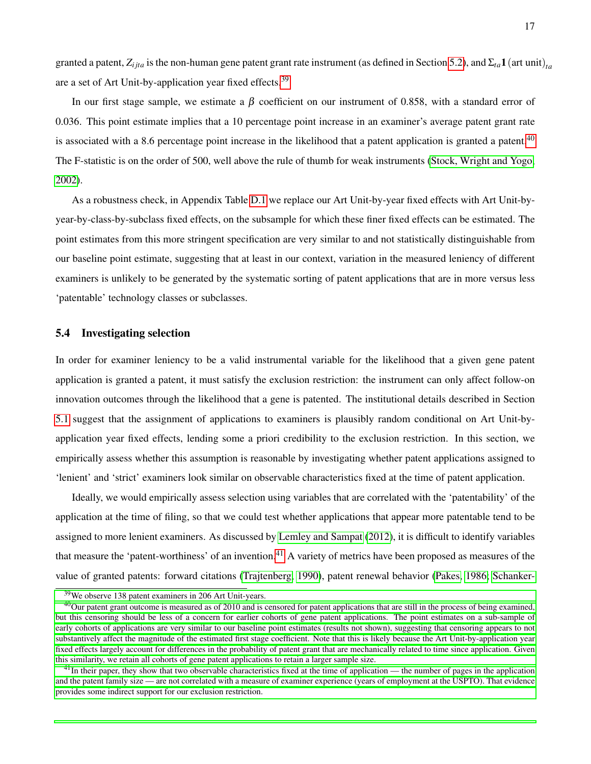granted a patent, $Z_{ijta}$ is the non-human gene patent grant rate instrument (as defined in Section 5.2), and $\Sigma_{ta}\mathbf{1}\,(\text{art unit})_{ta}$ are a set of Art Unit-by-application year fixed effects.[39]

In our first stage sample, we estimate a $\beta$ coefficient on our instrument of 0.858, with a standard error of 0.036. This point estimate implies that a 10 percentage point increase in an examiner's average patent grant rate is associated with a 8.6 percentage point increase in the likelihood that a patent application is granted a patent.[40] The F-statistic is on the order of 500, well above the rule of thumb for weak instruments (Stock, Wright and Yogo, 2002).

As a robustness check, in Appendix Table D.1 we replace our Art Unit-by-year fixed effects with Art Unit-by-year-by-class-by-subclass fixed effects, on the subsample for which these finer fixed effects can be estimated. The point estimates from this more stringent specification are very similar to and not statistically distinguishable from our baseline point estimate, suggesting that at least in our context, variation in the measured leniency of different examiners is unlikely to be generated by the systematic sorting of patent applications that are in more versus less 'patentable' technology classes or subclasses.

## 5.4 Investigating selection

In order for examiner leniency to be a valid instrumental variable for the likelihood that a given gene patent application is granted a patent, it must satisfy the exclusion restriction: the instrument can only affect follow-on innovation outcomes through the likelihood that a gene is patented. The institutional details described in Section 5.1 suggest that the assignment of applications to examiners is plausibly random conditional on Art Unit-by-application year fixed effects, lending some a priori credibility to the exclusion restriction. In this section, we empirically assess whether this assumption is reasonable by investigating whether patent applications assigned to 'lenient' and 'strict' examiners look similar on observable characteristics fixed at the time of patent application.

Ideally, we would empirically assess selection using variables that are correlated with the 'patentability' of the application at the time of filing, so that we could test whether applications that appear more patentable tend to be assigned to more lenient examiners. As discussed by Lemley and Sampat (2012), it is difficult to identify variables that measure the 'patent-worthiness' of an invention.[41] A variety of metrics have been proposed as measures of the value of granted patents: forward citations (Trajtenberg, 1990), patent renewal behavior (Pakes, 1986; Schanker-

[39] We observe 138 patent examiners in 206 Art Unit-years.

[40] Our patent grant outcome is measured as of 2010 and is censored for patent applications that are still in the process of being examined, but this censoring should be less of a concern for earlier cohorts of gene patent applications. The point estimates on a sub-sample of early cohorts of applications are very similar to our baseline point estimates (results not shown), suggesting that censoring appears to not substantively affect the magnitude of the estimated first stage coefficient. Note that this is likely because the Art Unit-by-application year fixed effects largely account for differences in the probability of patent grant that are mechanically related to time since application. Given this similarity, we retain all cohorts of gene patent applications to retain a larger sample size.

[41] In their paper, they show that two observable characteristics fixed at the time of application — the number of pages in the application and the patent family size — are not correlated with a measure of examiner experience (years of employment at the USPTO). That evidence provides some indirect support for our exclusion restriction.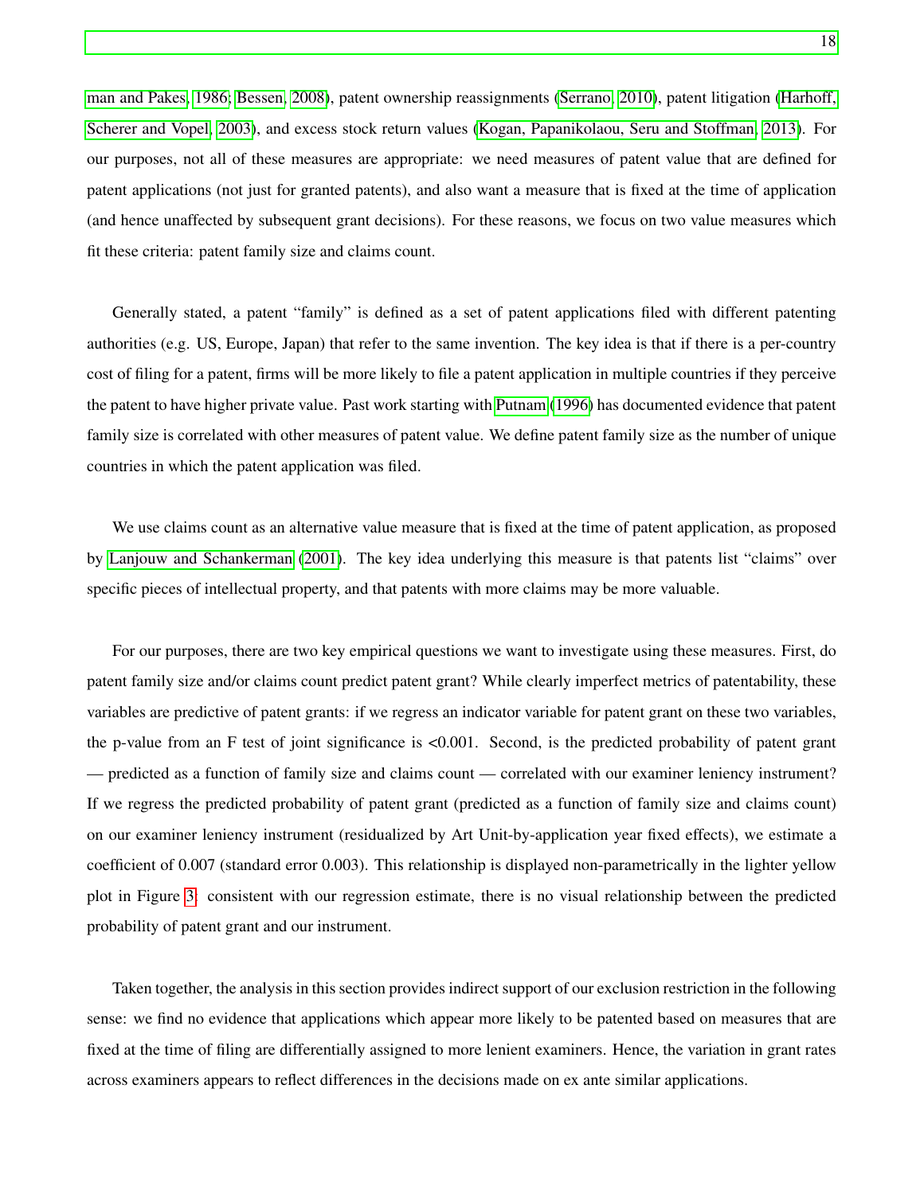man and Pakes, 1986; Bessen, 2008), patent ownership reassignments (Serrano, 2010), patent litigation (Harhoff, Scherer and Vopel, 2003), and excess stock return values (Kogan, Papanikolaou, Seru and Stoffman, 2013). For our purposes, not all of these measures are appropriate: we need measures of patent value that are defined for patent applications (not just for granted patents), and also want a measure that is fixed at the time of application (and hence unaffected by subsequent grant decisions). For these reasons, we focus on two value measures which fit these criteria: patent family size and claims count.

Generally stated, a patent "family" is defined as a set of patent applications filed with different patenting authorities (e.g. US, Europe, Japan) that refer to the same invention. The key idea is that if there is a per-country cost of filing for a patent, firms will be more likely to file a patent application in multiple countries if they perceive the patent to have higher private value. Past work starting with Putnam (1996) has documented evidence that patent family size is correlated with other measures of patent value. We define patent family size as the number of unique countries in which the patent application was filed.

We use claims count as an alternative value measure that is fixed at the time of patent application, as proposed by Lanjouw and Schankerman (2001). The key idea underlying this measure is that patents list "claims" over specific pieces of intellectual property, and that patents with more claims may be more valuable.

For our purposes, there are two key empirical questions we want to investigate using these measures. First, do patent family size and/or claims count predict patent grant? While clearly imperfect metrics of patentability, these variables are predictive of patent grants: if we regress an indicator variable for patent grant on these two variables, the p-value from an F test of joint significance is <0.001. Second, is the predicted probability of patent grant — predicted as a function of family size and claims count — correlated with our examiner leniency instrument? If we regress the predicted probability of patent grant (predicted as a function of family size and claims count) on our examiner leniency instrument (residualized by Art Unit-by-application year fixed effects), we estimate a coefficient of 0.007 (standard error 0.003). This relationship is displayed non-parametrically in the lighter yellow plot in Figure 3: consistent with our regression estimate, there is no visual relationship between the predicted probability of patent grant and our instrument.

Taken together, the analysis in this section provides indirect support of our exclusion restriction in the following sense: we find no evidence that applications which appear more likely to be patented based on measures that are fixed at the time of filing are differentially assigned to more lenient examiners. Hence, the variation in grant rates across examiners appears to reflect differences in the decisions made on ex ante similar applications.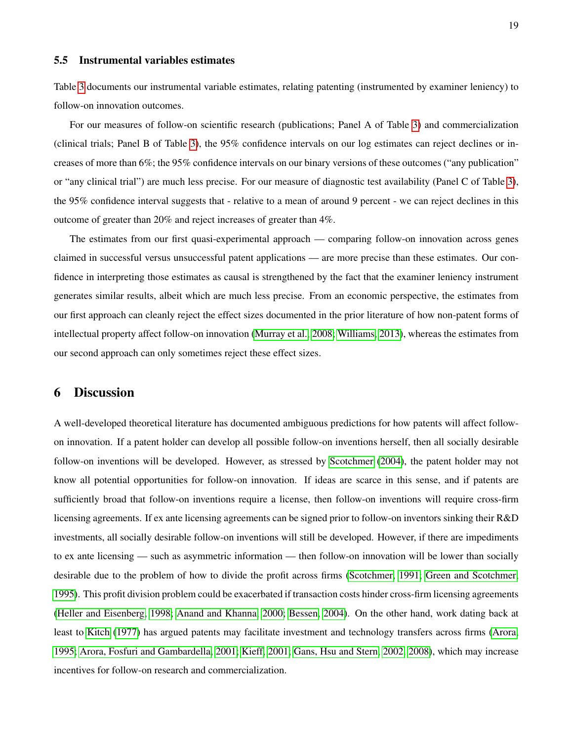### 5.5 Instrumental variables estimates

Table 3 documents our instrumental variable estimates, relating patenting (instrumented by examiner leniency) to follow-on innovation outcomes.

For our measures of follow-on scientific research (publications; Panel A of Table 3) and commercialization (clinical trials; Panel B of Table 3), the 95% confidence intervals on our log estimates can reject declines or increases of more than 6%; the 95% confidence intervals on our binary versions of these outcomes ("any publication" or "any clinical trial") are much less precise. For our measure of diagnostic test availability (Panel C of Table 3), the 95% confidence interval suggests that - relative to a mean of around 9 percent - we can reject declines in this outcome of greater than 20% and reject increases of greater than 4%.

The estimates from our first quasi-experimental approach — comparing follow-on innovation across genes claimed in successful versus unsuccessful patent applications — are more precise than these estimates. Our confidence in interpreting those estimates as causal is strengthened by the fact that the examiner leniency instrument generates similar results, albeit which are much less precise. From an economic perspective, the estimates from our first approach can cleanly reject the effect sizes documented in the prior literature of how non-patent forms of intellectual property affect follow-on innovation (Murray et al., 2008; Williams, 2013), whereas the estimates from our second approach can only sometimes reject these effect sizes.

## 6 Discussion

A well-developed theoretical literature has documented ambiguous predictions for how patents will affect follow-on innovation. If a patent holder can develop all possible follow-on inventions herself, then all socially desirable follow-on inventions will be developed. However, as stressed by Scotchmer (2004), the patent holder may not know all potential opportunities for follow-on innovation. If ideas are scarce in this sense, and if patents are sufficiently broad that follow-on inventions require a license, then follow-on inventions will require cross-firm licensing agreements. If ex ante licensing agreements can be signed prior to follow-on inventors sinking their R&D investments, all socially desirable follow-on inventions will still be developed. However, if there are impediments to ex ante licensing — such as asymmetric information — then follow-on innovation will be lower than socially desirable due to the problem of how to divide the profit across firms (Scotchmer, 1991; Green and Scotchmer, 1995). This profit division problem could be exacerbated if transaction costs hinder cross-firm licensing agreements (Heller and Eisenberg, 1998; Anand and Khanna, 2000; Bessen, 2004). On the other hand, work dating back at least to Kitch (1977) has argued patents may facilitate investment and technology transfers across firms (Arora, 1995; Arora, Fosfuri and Gambardella, 2001; Kieff, 2001; Gans, Hsu and Stern, 2002, 2008), which may increase incentives for follow-on research and commercialization.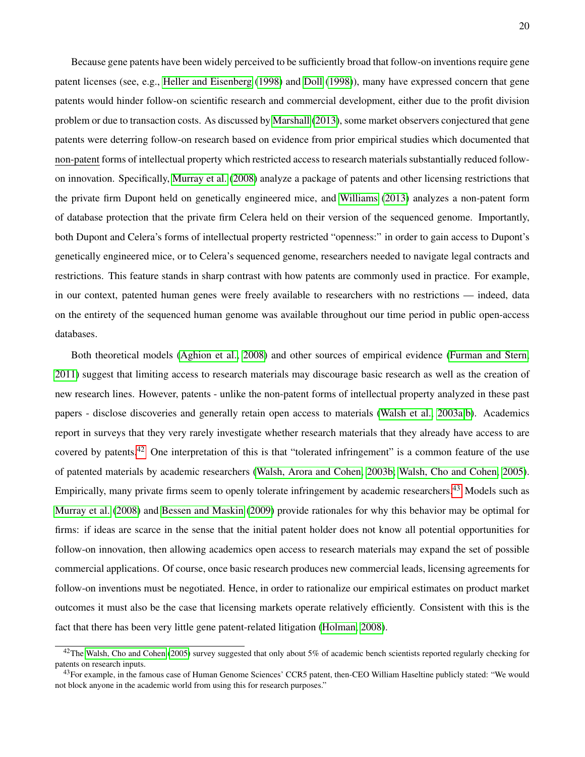Because gene patents have been widely perceived to be sufficiently broad that follow-on inventions require gene patent licenses (see, e.g., Heller and Eisenberg (1998) and Doll (1998)), many have expressed concern that gene patents would hinder follow-on scientific research and commercial development, either due to the profit division problem or due to transaction costs. As discussed by Marshall (2013), some market observers conjectured that gene patents were deterring follow-on research based on evidence from prior empirical studies which documented that non-patent forms of intellectual property which restricted access to research materials substantially reduced follow-on innovation. Specifically, Murray et al. (2008) analyze a package of patents and other licensing restrictions that the private firm Dupont held on genetically engineered mice, and Williams (2013) analyzes a non-patent form of database protection that the private firm Celera held on their version of the sequenced genome. Importantly, both Dupont and Celera's forms of intellectual property restricted "openness:" in order to gain access to Dupont's genetically engineered mice, or to Celera's sequenced genome, researchers needed to navigate legal contracts and restrictions. This feature stands in sharp contrast with how patents are commonly used in practice. For example, in our context, patented human genes were freely available to researchers with no restrictions — indeed, data on the entirety of the sequenced human genome was available throughout our time period in public open-access databases.

Both theoretical models (Aghion et al., 2008) and other sources of empirical evidence (Furman and Stern, 2011) suggest that limiting access to research materials may discourage basic research as well as the creation of new research lines. However, patents - unlike the non-patent forms of intellectual property analyzed in these past papers - disclose discoveries and generally retain open access to materials (Walsh et al., 2003a,b). Academics report in surveys that they very rarely investigate whether research materials that they already have access to are covered by patents.[42] One interpretation of this is that "tolerated infringement" is a common feature of the use of patented materials by academic researchers (Walsh, Arora and Cohen, 2003b; Walsh, Cho and Cohen, 2005). Empirically, many private firms seem to openly tolerate infringement by academic researchers.[43] Models such as Murray et al. (2008) and Bessen and Maskin (2009) provide rationales for why this behavior may be optimal for firms: if ideas are scarce in the sense that the initial patent holder does not know all potential opportunities for follow-on innovation, then allowing academics open access to research materials may expand the set of possible commercial applications. Of course, once basic research produces new commercial leads, licensing agreements for follow-on inventions must be negotiated. Hence, in order to rationalize our empirical estimates on product market outcomes it must also be the case that licensing markets operate relatively efficiently. Consistent with this is the fact that there has been very little gene patent-related litigation (Holman, 2008).

[42] The Walsh, Cho and Cohen (2005) survey suggested that only about 5% of academic bench scientists reported regularly checking for patents on research inputs.

[43] For example, in the famous case of Human Genome Sciences' CCR5 patent, then-CEO William Haseltine publicly stated: "We would not block anyone in the academic world from using this for research purposes."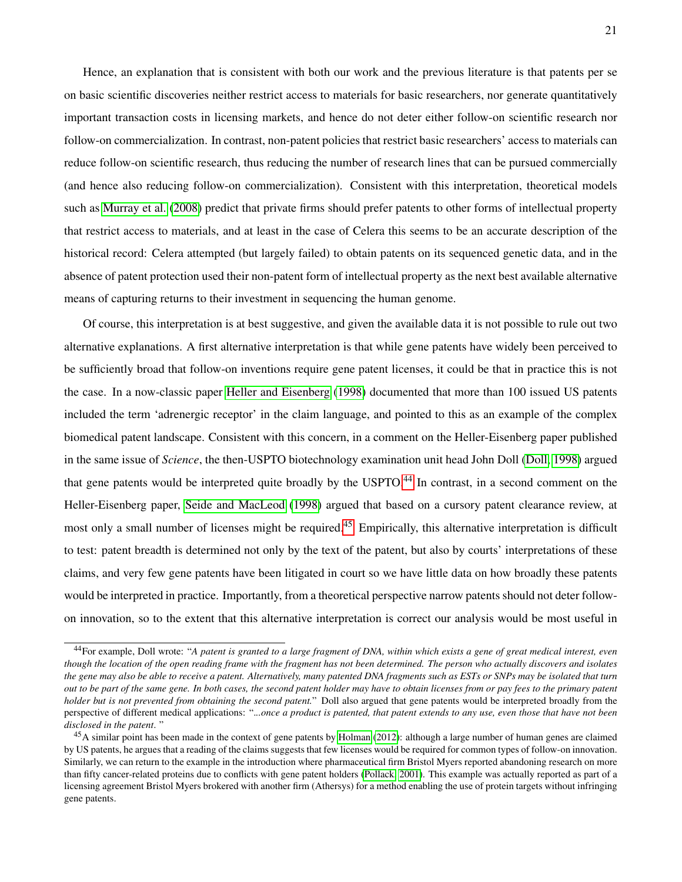Hence, an explanation that is consistent with both our work and the previous literature is that patents per se on basic scientific discoveries neither restrict access to materials for basic researchers, nor generate quantitatively important transaction costs in licensing markets, and hence do not deter either follow-on scientific research nor follow-on commercialization. In contrast, non-patent policies that restrict basic researchers' access to materials can reduce follow-on scientific research, thus reducing the number of research lines that can be pursued commercially (and hence also reducing follow-on commercialization). Consistent with this interpretation, theoretical models such as Murray et al. (2008) predict that private firms should prefer patents to other forms of intellectual property that restrict access to materials, and at least in the case of Celera this seems to be an accurate description of the historical record: Celera attempted (but largely failed) to obtain patents on its sequenced genetic data, and in the absence of patent protection used their non-patent form of intellectual property as the next best available alternative means of capturing returns to their investment in sequencing the human genome.

Of course, this interpretation is at best suggestive, and given the available data it is not possible to rule out two alternative explanations. A first alternative interpretation is that while gene patents have widely been perceived to be sufficiently broad that follow-on inventions require gene patent licenses, it could be that in practice this is not the case. In a now-classic paper Heller and Eisenberg (1998) documented that more than 100 issued US patents included the term 'adrenergic receptor' in the claim language, and pointed to this as an example of the complex biomedical patent landscape. Consistent with this concern, in a comment on the Heller-Eisenberg paper published in the same issue of *Science*, the then-USPTO biotechnology examination unit head John Doll (Doll, 1998) argued that gene patents would be interpreted quite broadly by the USPTO.[44] In contrast, in a second comment on the Heller-Eisenberg paper, Seide and MacLeod (1998) argued that based on a cursory patent clearance review, at most only a small number of licenses might be required.[45] Empirically, this alternative interpretation is difficult to test: patent breadth is determined not only by the text of the patent, but also by courts' interpretations of these claims, and very few gene patents have been litigated in court so we have little data on how broadly these patents would be interpreted in practice. Importantly, from a theoretical perspective narrow patents should not deter follow-on innovation, so to the extent that this alternative interpretation is correct our analysis would be most useful in

---

[44] For example, Doll wrote: "*A patent is granted to a large fragment of DNA, within which exists a gene of great medical interest, even though the location of the open reading frame with the fragment has not been determined. The person who actually discovers and isolates the gene may also be able to receive a patent. Alternatively, many patented DNA fragments such as ESTs or SNPs may be isolated that turn out to be part of the same gene. In both cases, the second patent holder may have to obtain licenses from or pay fees to the primary patent holder but is not prevented from obtaining the second patent.*" Doll also argued that gene patents would be interpreted broadly from the perspective of different medical applications: "*...once a product is patented, that patent extends to any use, even those that have not been disclosed in the patent*."

[45] A similar point has been made in the context of gene patents by Holman (2012): although a large number of human genes are claimed by US patents, he argues that a reading of the claims suggests that few licenses would be required for common types of follow-on innovation. Similarly, we can return to the example in the introduction where pharmaceutical firm Bristol Myers reported abandoning research on more than fifty cancer-related proteins due to conflicts with gene patent holders (Pollack, 2001). This example was actually reported as part of a licensing agreement Bristol Myers brokered with another firm (Athersys) for a method enabling the use of protein targets without infringing gene patents.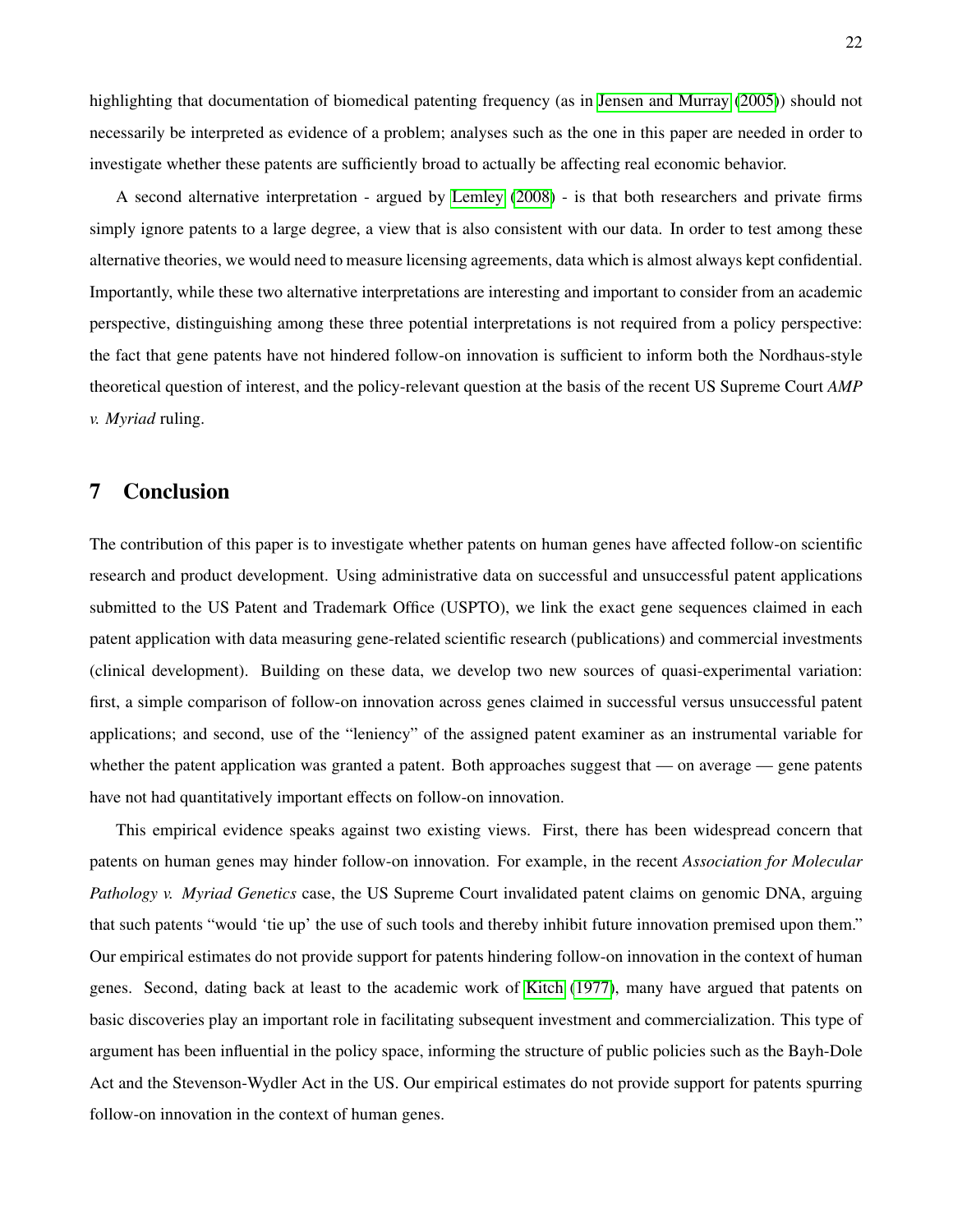highlighting that documentation of biomedical patenting frequency (as in Jensen and Murray (2005)) should not necessarily be interpreted as evidence of a problem; analyses such as the one in this paper are needed in order to investigate whether these patents are sufficiently broad to actually be affecting real economic behavior.

A second alternative interpretation - argued by Lemley (2008) - is that both researchers and private firms simply ignore patents to a large degree, a view that is also consistent with our data. In order to test among these alternative theories, we would need to measure licensing agreements, data which is almost always kept confidential. Importantly, while these two alternative interpretations are interesting and important to consider from an academic perspective, distinguishing among these three potential interpretations is not required from a policy perspective: the fact that gene patents have not hindered follow-on innovation is sufficient to inform both the Nordhaus-style theoretical question of interest, and the policy-relevant question at the basis of the recent US Supreme Court *AMP v. Myriad* ruling.

## 7 Conclusion

The contribution of this paper is to investigate whether patents on human genes have affected follow-on scientific research and product development. Using administrative data on successful and unsuccessful patent applications submitted to the US Patent and Trademark Office (USPTO), we link the exact gene sequences claimed in each patent application with data measuring gene-related scientific research (publications) and commercial investments (clinical development). Building on these data, we develop two new sources of quasi-experimental variation: first, a simple comparison of follow-on innovation across genes claimed in successful versus unsuccessful patent applications; and second, use of the "leniency" of the assigned patent examiner as an instrumental variable for whether the patent application was granted a patent. Both approaches suggest that — on average — gene patents have not had quantitatively important effects on follow-on innovation.

This empirical evidence speaks against two existing views. First, there has been widespread concern that patents on human genes may hinder follow-on innovation. For example, in the recent *Association for Molecular Pathology v. Myriad Genetics* case, the US Supreme Court invalidated patent claims on genomic DNA, arguing that such patents "would 'tie up' the use of such tools and thereby inhibit future innovation premised upon them." Our empirical estimates do not provide support for patents hindering follow-on innovation in the context of human genes. Second, dating back at least to the academic work of Kitch (1977), many have argued that patents on basic discoveries play an important role in facilitating subsequent investment and commercialization. This type of argument has been influential in the policy space, informing the structure of public policies such as the Bayh-Dole Act and the Stevenson-Wydler Act in the US. Our empirical estimates do not provide support for patents spurring follow-on innovation in the context of human genes.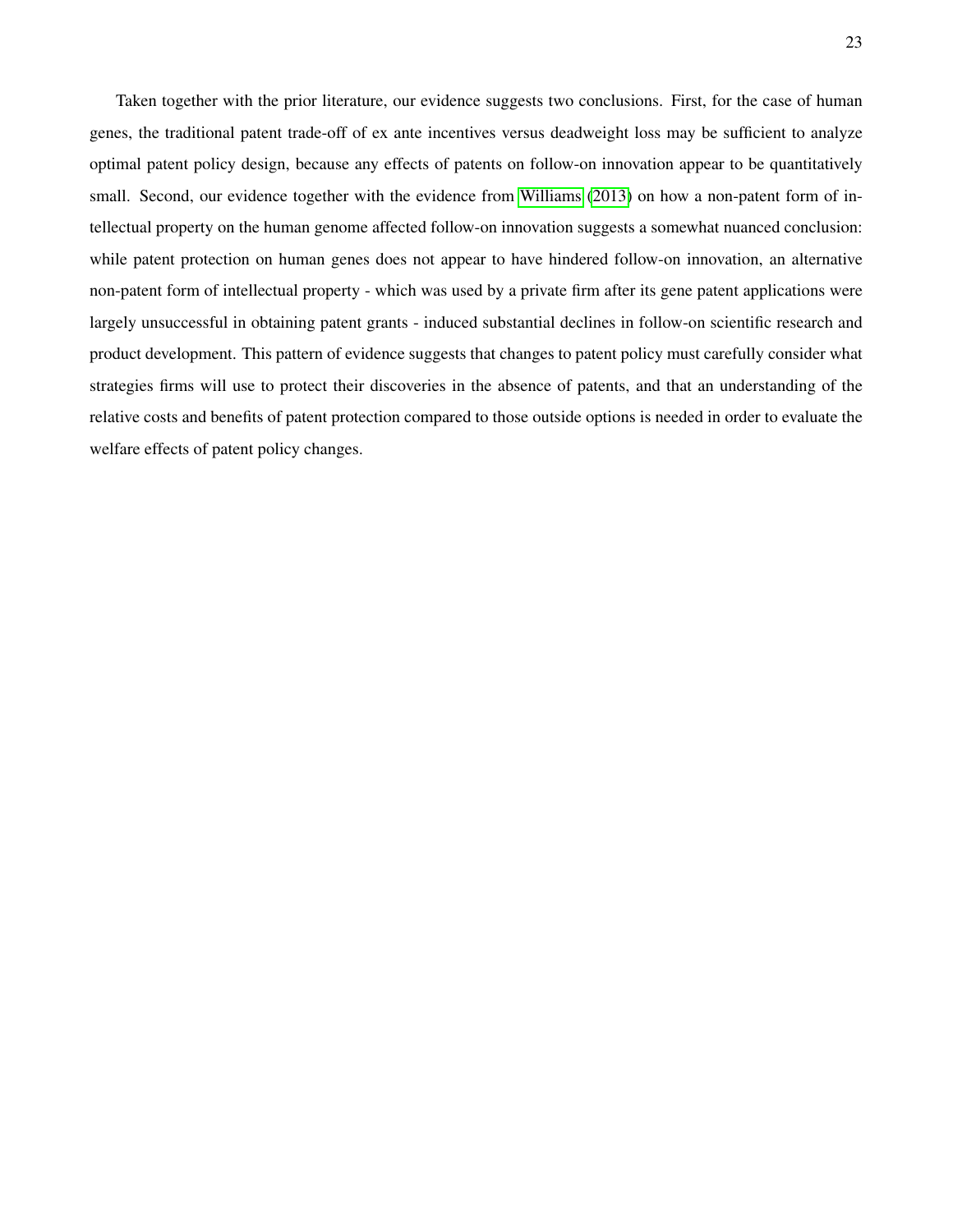Taken together with the prior literature, our evidence suggests two conclusions. First, for the case of human genes, the traditional patent trade-off of ex ante incentives versus deadweight loss may be sufficient to analyze optimal patent policy design, because any effects of patents on follow-on innovation appear to be quantitatively small. Second, our evidence together with the evidence from Williams (2013) on how a non-patent form of intellectual property on the human genome affected follow-on innovation suggests a somewhat nuanced conclusion: while patent protection on human genes does not appear to have hindered follow-on innovation, an alternative non-patent form of intellectual property - which was used by a private firm after its gene patent applications were largely unsuccessful in obtaining patent grants - induced substantial declines in follow-on scientific research and product development. This pattern of evidence suggests that changes to patent policy must carefully consider what strategies firms will use to protect their discoveries in the absence of patents, and that an understanding of the relative costs and benefits of patent protection compared to those outside options is needed in order to evaluate the welfare effects of patent policy changes.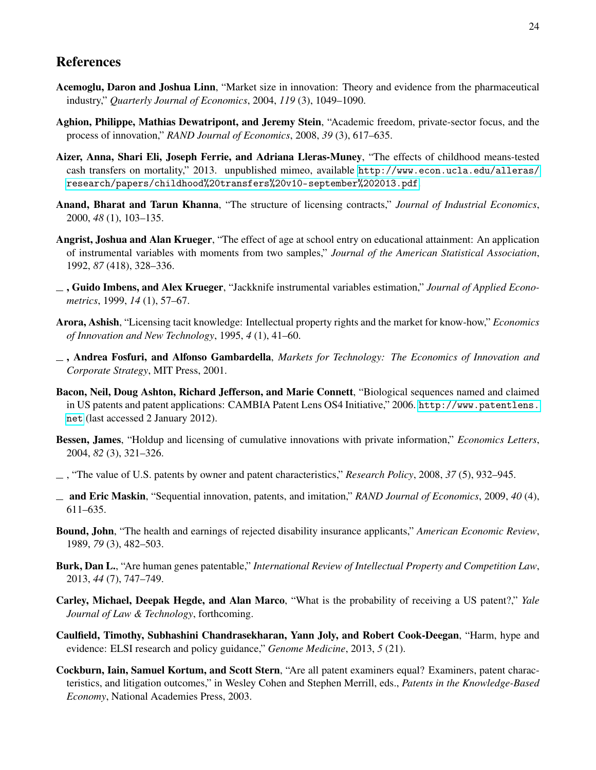## References

**Acemoglu, Daron and Joshua Linn**, "Market size in innovation: Theory and evidence from the pharmaceutical industry," *Quarterly Journal of Economics*, 2004, *119* (3), 1049–1090.

**Aghion, Philippe, Mathias Dewatripont, and Jeremy Stein**, "Academic freedom, private-sector focus, and the process of innovation," *RAND Journal of Economics*, 2008, *39* (3), 617–635.

**Aizer, Anna, Shari Eli, Joseph Ferrie, and Adriana Lleras-Muney**, "The effects of childhood means-tested cash transfers on mortality," 2013. unpublished mimeo, available `http://www.econ.ucla.edu/alleras/research/papers/childhood%20transfers%20v10-september%202013.pdf`.

**Anand, Bharat and Tarun Khanna**, "The structure of licensing contracts," *Journal of Industrial Economics*, 2000, *48* (1), 103–135.

**Angrist, Joshua and Alan Krueger**, "The effect of age at school entry on educational attainment: An application of instrumental variables with moments from two samples," *Journal of the American Statistical Association*, 1992, *87* (418), 328–336.

**_ , Guido Imbens, and Alex Krueger**, "Jackknife instrumental variables estimation," *Journal of Applied Econometrics*, 1999, *14* (1), 57–67.

**Arora, Ashish**, "Licensing tacit knowledge: Intellectual property rights and the market for know-how," *Economics of Innovation and New Technology*, 1995, *4* (1), 41–60.

**_ , Andrea Fosfuri, and Alfonso Gambardella**, *Markets for Technology: The Economics of Innovation and Corporate Strategy*, MIT Press, 2001.

**Bacon, Neil, Doug Ashton, Richard Jefferson, and Marie Connett**, "Biological sequences named and claimed in US patents and patent applications: CAMBIA Patent Lens OS4 Initiative," 2006. `http://www.patentlens.net` (last accessed 2 January 2012).

**Bessen, James**, "Holdup and licensing of cumulative innovations with private information," *Economics Letters*, 2004, *82* (3), 321–326.

_ , "The value of U.S. patents by owner and patent characteristics," *Research Policy*, 2008, *37* (5), 932–945.

**_ and Eric Maskin**, "Sequential innovation, patents, and imitation," *RAND Journal of Economics*, 2009, *40* (4), 611–635.

**Bound, John**, "The health and earnings of rejected disability insurance applicants," *American Economic Review*, 1989, *79* (3), 482–503.

**Burk, Dan L.**, "Are human genes patentable," *International Review of Intellectual Property and Competition Law*, 2013, *44* (7), 747–749.

**Carley, Michael, Deepak Hegde, and Alan Marco**, "What is the probability of receiving a US patent?," *Yale Journal of Law & Technology*, forthcoming.

**Caulfield, Timothy, Subhashini Chandrasekharan, Yann Joly, and Robert Cook-Deegan**, "Harm, hype and evidence: ELSI research and policy guidance," *Genome Medicine*, 2013, *5* (21).

**Cockburn, Iain, Samuel Kortum, and Scott Stern**, "Are all patent examiners equal? Examiners, patent characteristics, and litigation outcomes," in Wesley Cohen and Stephen Merrill, eds., *Patents in the Knowledge-Based Economy*, National Academies Press, 2003.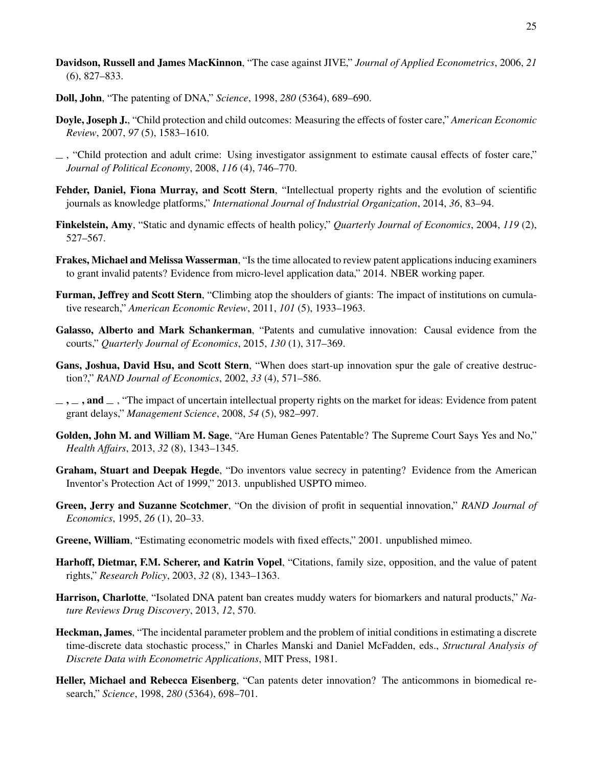**Davidson, Russell and James MacKinnon**, "The case against JIVE," *Journal of Applied Econometrics*, 2006, *21* (6), 827–833.

**Doll, John**, "The patenting of DNA," *Science*, 1998, *280* (5364), 689–690.

**Doyle, Joseph J.**, "Child protection and child outcomes: Measuring the effects of foster care," *American Economic Review*, 2007, *97* (5), 1583–1610.

\_ , "Child protection and adult crime: Using investigator assignment to estimate causal effects of foster care," *Journal of Political Economy*, 2008, *116* (4), 746–770.

**Fehder, Daniel, Fiona Murray, and Scott Stern**, "Intellectual property rights and the evolution of scientific journals as knowledge platforms," *International Journal of Industrial Organization*, 2014, *36*, 83–94.

**Finkelstein, Amy**, "Static and dynamic effects of health policy," *Quarterly Journal of Economics*, 2004, *119* (2), 527–567.

**Frakes, Michael and Melissa Wasserman**, "Is the time allocated to review patent applications inducing examiners to grant invalid patents? Evidence from micro-level application data," 2014. NBER working paper.

**Furman, Jeffrey and Scott Stern**, "Climbing atop the shoulders of giants: The impact of institutions on cumulative research," *American Economic Review*, 2011, *101* (5), 1933–1963.

**Galasso, Alberto and Mark Schankerman**, "Patents and cumulative innovation: Causal evidence from the courts," *Quarterly Journal of Economics*, 2015, *130* (1), 317–369.

**Gans, Joshua, David Hsu, and Scott Stern**, "When does start-up innovation spur the gale of creative destruction?," *RAND Journal of Economics*, 2002, *33* (4), 571–586.

**\_ , \_ , and \_** , "The impact of uncertain intellectual property rights on the market for ideas: Evidence from patent grant delays," *Management Science*, 2008, *54* (5), 982–997.

**Golden, John M. and William M. Sage**, "Are Human Genes Patentable? The Supreme Court Says Yes and No," *Health Affairs*, 2013, *32* (8), 1343–1345.

**Graham, Stuart and Deepak Hegde**, "Do inventors value secrecy in patenting? Evidence from the American Inventor's Protection Act of 1999," 2013. unpublished USPTO mimeo.

**Green, Jerry and Suzanne Scotchmer**, "On the division of profit in sequential innovation," *RAND Journal of Economics*, 1995, *26* (1), 20–33.

**Greene, William**, "Estimating econometric models with fixed effects," 2001. unpublished mimeo.

**Harhoff, Dietmar, F.M. Scherer, and Katrin Vopel**, "Citations, family size, opposition, and the value of patent rights," *Research Policy*, 2003, *32* (8), 1343–1363.

**Harrison, Charlotte**, "Isolated DNA patent ban creates muddy waters for biomarkers and natural products," *Nature Reviews Drug Discovery*, 2013, *12*, 570.

**Heckman, James**, "The incidental parameter problem and the problem of initial conditions in estimating a discrete time-discrete data stochastic process," in Charles Manski and Daniel McFadden, eds., *Structural Analysis of Discrete Data with Econometric Applications*, MIT Press, 1981.

**Heller, Michael and Rebecca Eisenberg**, "Can patents deter innovation? The anticommons in biomedical research," *Science*, 1998, *280* (5364), 698–701.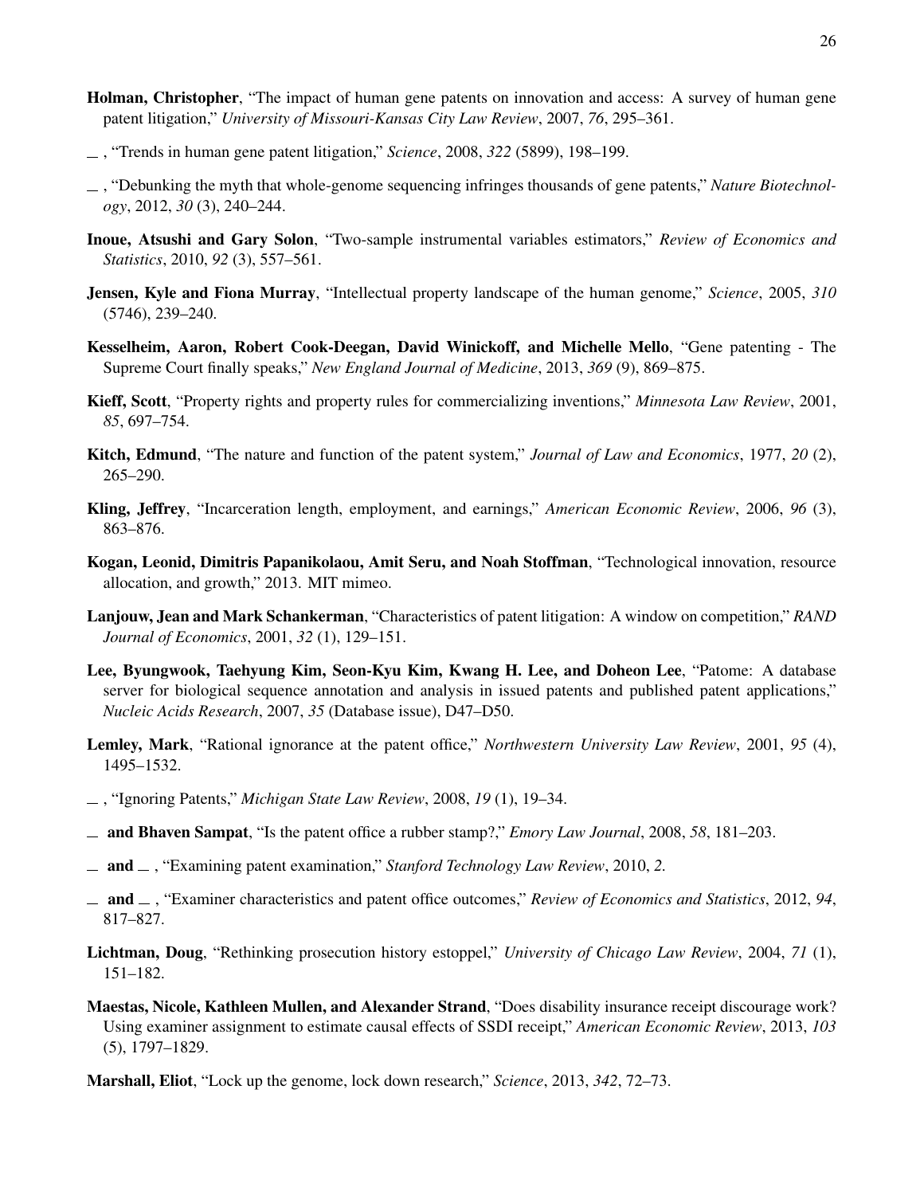**Holman, Christopher**, "The impact of human gene patents on innovation and access: A survey of human gene patent litigation," *University of Missouri-Kansas City Law Review*, 2007, *76*, 295–361.

__, "Trends in human gene patent litigation," *Science*, 2008, *322* (5899), 198–199.

__, "Debunking the myth that whole-genome sequencing infringes thousands of gene patents," *Nature Biotechnology*, 2012, *30* (3), 240–244.

**Inoue, Atsushi and Gary Solon**, "Two-sample instrumental variables estimators," *Review of Economics and Statistics*, 2010, *92* (3), 557–561.

**Jensen, Kyle and Fiona Murray**, "Intellectual property landscape of the human genome," *Science*, 2005, *310* (5746), 239–240.

**Kesselheim, Aaron, Robert Cook-Deegan, David Winickoff, and Michelle Mello**, "Gene patenting - The Supreme Court finally speaks," *New England Journal of Medicine*, 2013, *369* (9), 869–875.

**Kieff, Scott**, "Property rights and property rules for commercializing inventions," *Minnesota Law Review*, 2001, *85*, 697–754.

**Kitch, Edmund**, "The nature and function of the patent system," *Journal of Law and Economics*, 1977, *20* (2), 265–290.

**Kling, Jeffrey**, "Incarceration length, employment, and earnings," *American Economic Review*, 2006, *96* (3), 863–876.

**Kogan, Leonid, Dimitris Papanikolaou, Amit Seru, and Noah Stoffman**, "Technological innovation, resource allocation, and growth," 2013. MIT mimeo.

**Lanjouw, Jean and Mark Schankerman**, "Characteristics of patent litigation: A window on competition," *RAND Journal of Economics*, 2001, *32* (1), 129–151.

**Lee, Byungwook, Taehyung Kim, Seon-Kyu Kim, Kwang H. Lee, and Doheon Lee**, "Patome: A database server for biological sequence annotation and analysis in issued patents and published patent applications," *Nucleic Acids Research*, 2007, *35* (Database issue), D47–D50.

**Lemley, Mark**, "Rational ignorance at the patent office," *Northwestern University Law Review*, 2001, *95* (4), 1495–1532.

__, "Ignoring Patents," *Michigan State Law Review*, 2008, *19* (1), 19–34.

__ **and Bhaven Sampat**, "Is the patent office a rubber stamp?," *Emory Law Journal*, 2008, *58*, 181–203.

__ **and** __, "Examining patent examination," *Stanford Technology Law Review*, 2010, *2*.

__ **and** __, "Examiner characteristics and patent office outcomes," *Review of Economics and Statistics*, 2012, *94*, 817–827.

**Lichtman, Doug**, "Rethinking prosecution history estoppel," *University of Chicago Law Review*, 2004, *71* (1), 151–182.

**Maestas, Nicole, Kathleen Mullen, and Alexander Strand**, "Does disability insurance receipt discourage work? Using examiner assignment to estimate causal effects of SSDI receipt," *American Economic Review*, 2013, *103* (5), 1797–1829.

**Marshall, Eliot**, "Lock up the genome, lock down research," *Science*, 2013, *342*, 72–73.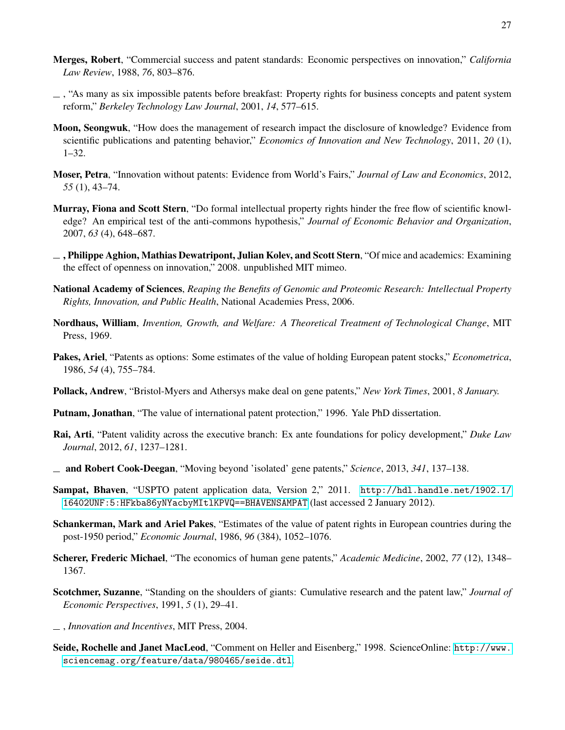**Merges, Robert**, "Commercial success and patent standards: Economic perspectives on innovation," *California Law Review*, 1988, *76*, 803–876.

_ , "As many as six impossible patents before breakfast: Property rights for business concepts and patent system reform," *Berkeley Technology Law Journal*, 2001, *14*, 577–615.

**Moon, Seongwuk**, "How does the management of research impact the disclosure of knowledge? Evidence from scientific publications and patenting behavior," *Economics of Innovation and New Technology*, 2011, *20* (1), 1–32.

**Moser, Petra**, "Innovation without patents: Evidence from World's Fairs," *Journal of Law and Economics*, 2012, *55* (1), 43–74.

**Murray, Fiona and Scott Stern**, "Do formal intellectual property rights hinder the free flow of scientific knowledge? An empirical test of the anti-commons hypothesis," *Journal of Economic Behavior and Organization*, 2007, *63* (4), 648–687.

**_ , Philippe Aghion, Mathias Dewatripont, Julian Kolev, and Scott Stern**, "Of mice and academics: Examining the effect of openness on innovation," 2008. unpublished MIT mimeo.

**National Academy of Sciences**, *Reaping the Benefits of Genomic and Proteomic Research: Intellectual Property Rights, Innovation, and Public Health*, National Academies Press, 2006.

**Nordhaus, William**, *Invention, Growth, and Welfare: A Theoretical Treatment of Technological Change*, MIT Press, 1969.

**Pakes, Ariel**, "Patents as options: Some estimates of the value of holding European patent stocks," *Econometrica*, 1986, *54* (4), 755–784.

**Pollack, Andrew**, "Bristol-Myers and Athersys make deal on gene patents," *New York Times*, 2001, *8 January*.

**Putnam, Jonathan**, "The value of international patent protection," 1996. Yale PhD dissertation.

**Rai, Arti**, "Patent validity across the executive branch: Ex ante foundations for policy development," *Duke Law Journal*, 2012, *61*, 1237–1281.

**_ and Robert Cook-Deegan**, "Moving beyond 'isolated' gene patents," *Science*, 2013, *341*, 137–138.

**Sampat, Bhaven**, "USPTO patent application data, Version 2," 2011. http://hdl.handle.net/1902.1/16402UNF:5:HFkba86yNYacbyMItlKPVQ==BHAVENSAMPAT (last accessed 2 January 2012).

**Schankerman, Mark and Ariel Pakes**, "Estimates of the value of patent rights in European countries during the post-1950 period," *Economic Journal*, 1986, *96* (384), 1052–1076.

**Scherer, Frederic Michael**, "The economics of human gene patents," *Academic Medicine*, 2002, *77* (12), 1348–1367.

**Scotchmer, Suzanne**, "Standing on the shoulders of giants: Cumulative research and the patent law," *Journal of Economic Perspectives*, 1991, *5* (1), 29–41.

_ , *Innovation and Incentives*, MIT Press, 2004.

**Seide, Rochelle and Janet MacLeod**, "Comment on Heller and Eisenberg," 1998. ScienceOnline: http://www.sciencemag.org/feature/data/980465/seide.dtl.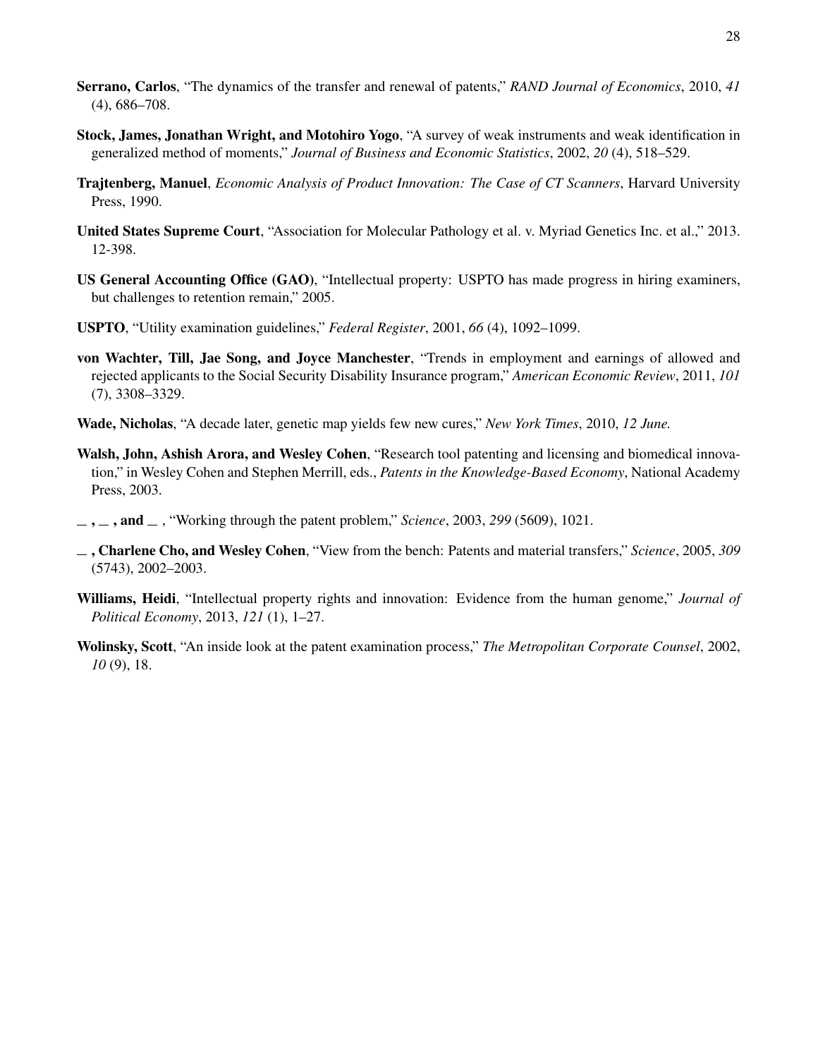**Serrano, Carlos**, "The dynamics of the transfer and renewal of patents," *RAND Journal of Economics*, 2010, *41* (4), 686–708.

**Stock, James, Jonathan Wright, and Motohiro Yogo**, "A survey of weak instruments and weak identification in generalized method of moments," *Journal of Business and Economic Statistics*, 2002, *20* (4), 518–529.

**Trajtenberg, Manuel**, *Economic Analysis of Product Innovation: The Case of CT Scanners*, Harvard University Press, 1990.

**United States Supreme Court**, "Association for Molecular Pathology et al. v. Myriad Genetics Inc. et al.," 2013. 12-398.

**US General Accounting Office (GAO)**, "Intellectual property: USPTO has made progress in hiring examiners, but challenges to retention remain," 2005.

**USPTO**, "Utility examination guidelines," *Federal Register*, 2001, *66* (4), 1092–1099.

**von Wachter, Till, Jae Song, and Joyce Manchester**, "Trends in employment and earnings of allowed and rejected applicants to the Social Security Disability Insurance program," *American Economic Review*, 2011, *101* (7), 3308–3329.

**Wade, Nicholas**, "A decade later, genetic map yields few new cures," *New York Times*, 2010, *12 June.*

**Walsh, John, Ashish Arora, and Wesley Cohen**, "Research tool patenting and licensing and biomedical innovation," in Wesley Cohen and Stephen Merrill, eds., *Patents in the Knowledge-Based Economy*, National Academy Press, 2003.

**\_ , \_ , and \_** , "Working through the patent problem," *Science*, 2003, *299* (5609), 1021.

**\_ , Charlene Cho, and Wesley Cohen**, "View from the bench: Patents and material transfers," *Science*, 2005, *309* (5743), 2002–2003.

**Williams, Heidi**, "Intellectual property rights and innovation: Evidence from the human genome," *Journal of Political Economy*, 2013, *121* (1), 1–27.

**Wolinsky, Scott**, "An inside look at the patent examination process," *The Metropolitan Corporate Counsel*, 2002, *10* (9), 18.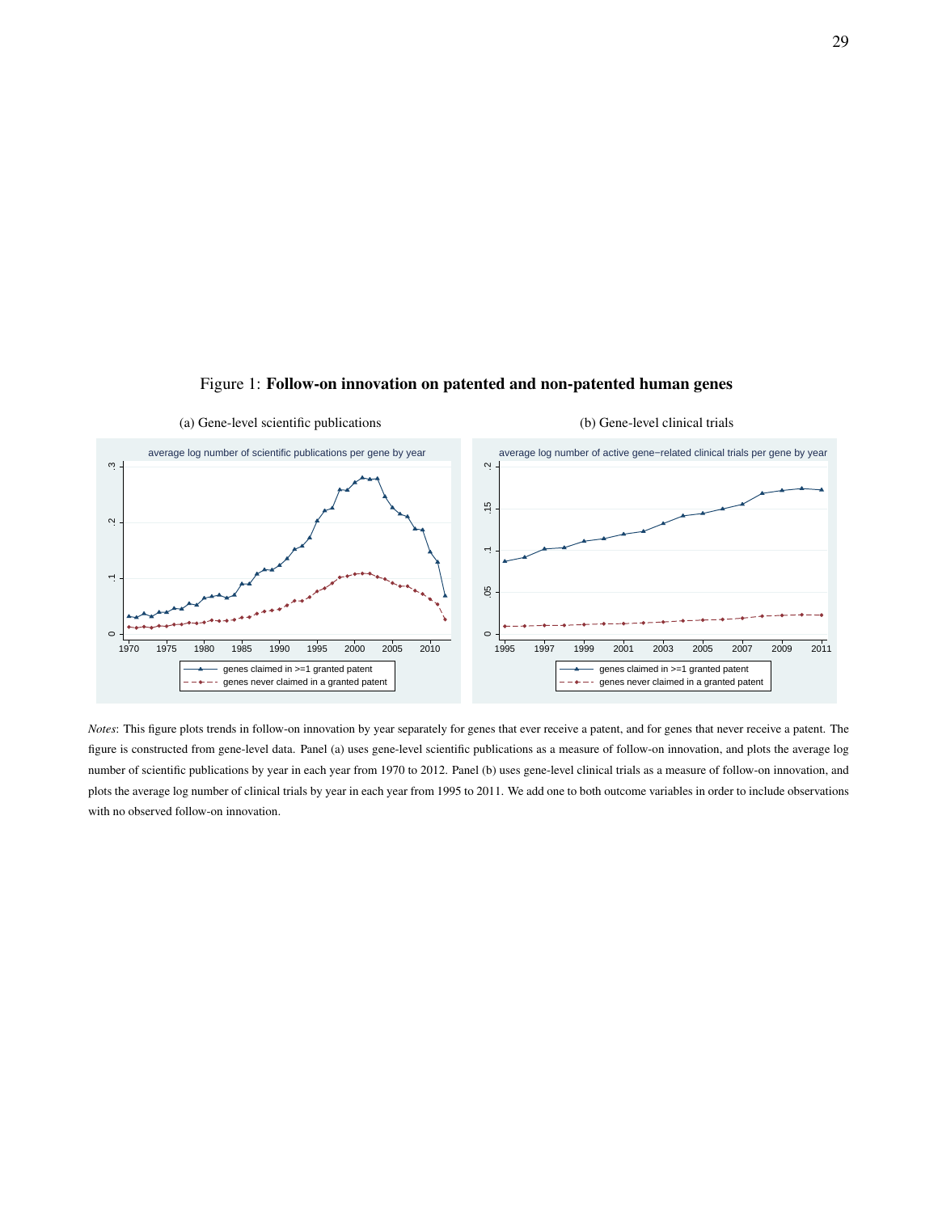Figure 1: **Follow-on innovation on patented and non-patented human genes**

(a) Gene-level scientific publications

(b) Gene-level clinical trials

*Notes*: This figure plots trends in follow-on innovation by year separately for genes that ever receive a patent, and for genes that never receive a patent. The figure is constructed from gene-level data. Panel (a) uses gene-level scientific publications as a measure of follow-on innovation, and plots the average log number of scientific publications by year in each year from 1970 to 2012. Panel (b) uses gene-level clinical trials as a measure of follow-on innovation, and plots the average log number of clinical trials by year in each year from 1995 to 2011. We add one to both outcome variables in order to include observations with no observed follow-on innovation.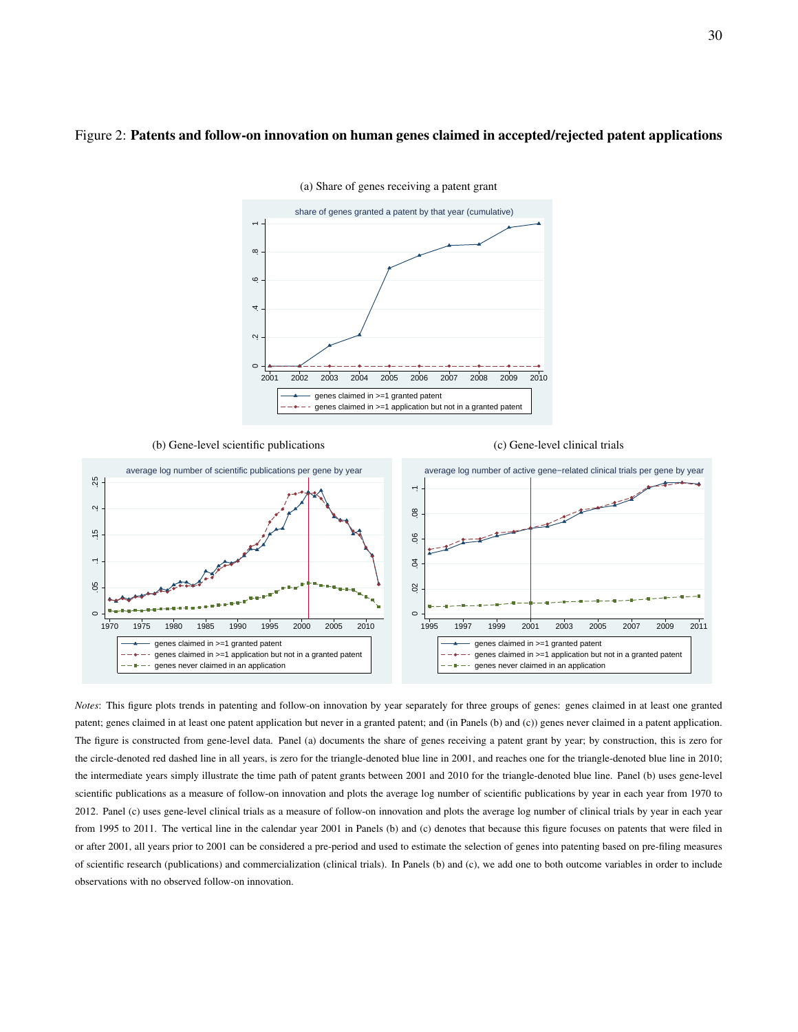Figure 2: **Patents and follow-on innovation on human genes claimed in accepted/rejected patent applications**

(a) Share of genes receiving a patent grant

(b) Gene-level scientific publications

(c) Gene-level clinical trials

*Notes*: This figure plots trends in patenting and follow-on innovation by year separately for three groups of genes: genes claimed in at least one granted patent; genes claimed in at least one patent application but never in a granted patent; and (in Panels (b) and (c)) genes never claimed in a patent application. The figure is constructed from gene-level data. Panel (a) documents the share of genes receiving a patent grant by year; by construction, this is zero for the circle-denoted red dashed line in all years, is zero for the triangle-denoted blue line in 2001, and reaches one for the triangle-denoted blue line in 2010; the intermediate years simply illustrate the time path of patent grants between 2001 and 2010 for the triangle-denoted blue line. Panel (b) uses gene-level scientific publications as a measure of follow-on innovation and plots the average log number of scientific publications by year in each year from 1970 to 2012. Panel (c) uses gene-level clinical trials as a measure of follow-on innovation and plots the average log number of clinical trials by year in each year from 1995 to 2011. The vertical line in the calendar year 2001 in Panels (b) and (c) denotes that because this figure focuses on patents that were filed in or after 2001, all years prior to 2001 can be considered a pre-period and used to estimate the selection of genes into patenting based on pre-filing measures of scientific research (publications) and commercialization (clinical trials). In Panels (b) and (c), we add one to both outcome variables in order to include observations with no observed follow-on innovation.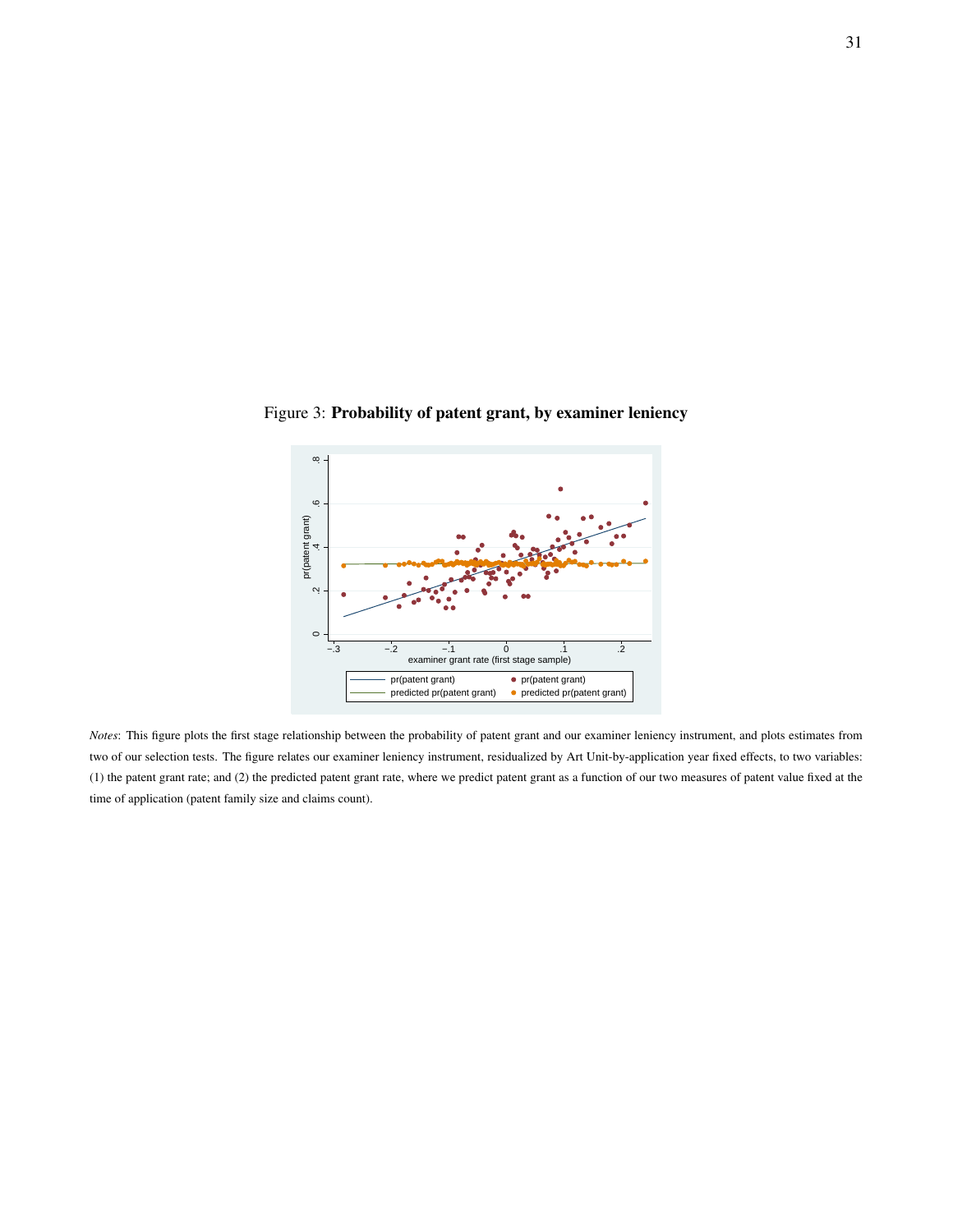Figure 3: **Probability of patent grant, by examiner leniency**

*Notes*: This figure plots the first stage relationship between the probability of patent grant and our examiner leniency instrument, and plots estimates from two of our selection tests. The figure relates our examiner leniency instrument, residualized by Art Unit-by-application year fixed effects, to two variables: (1) the patent grant rate; and (2) the predicted patent grant rate, where we predict patent grant as a function of our two measures of patent value fixed at the time of application (patent family size and claims count).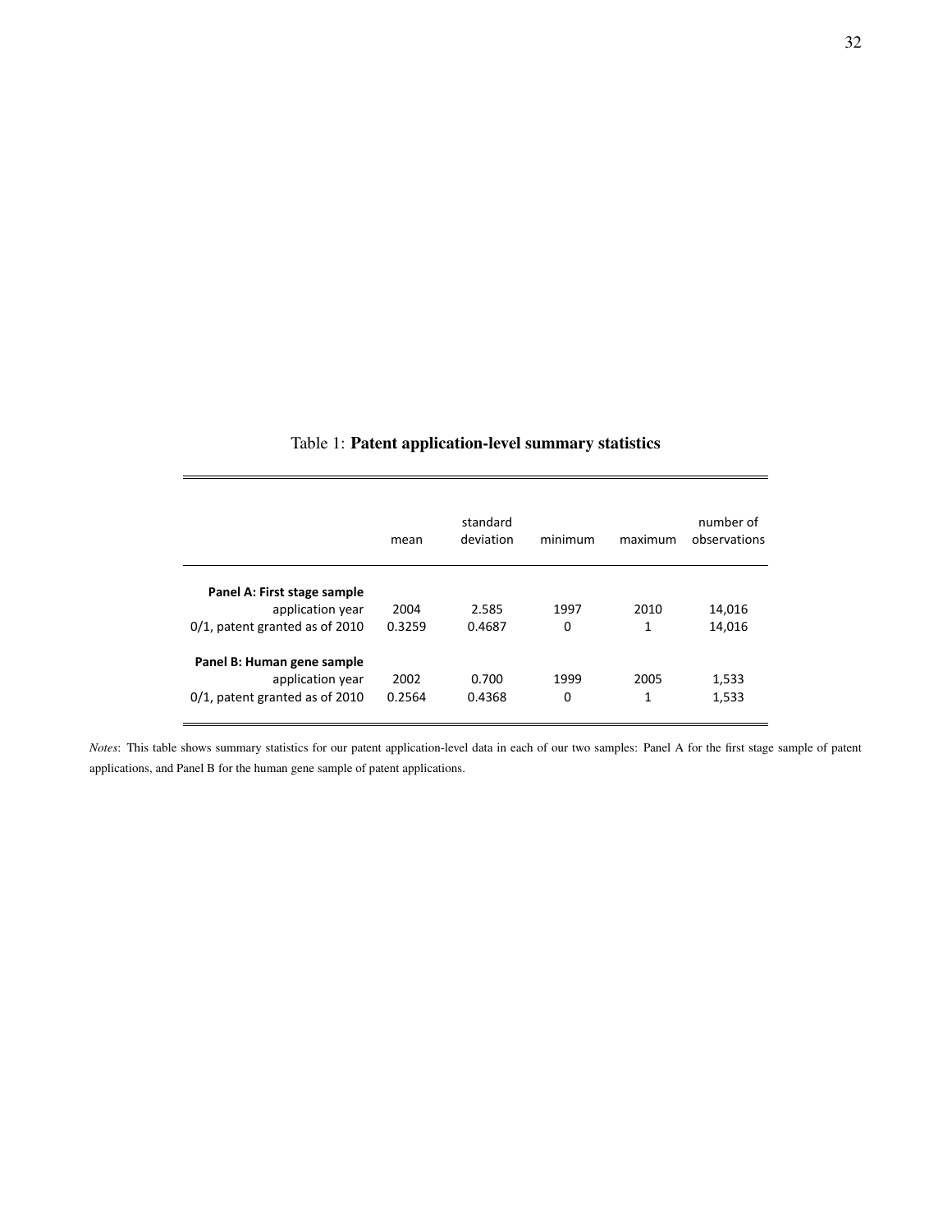Table 1: **Patent application-level summary statistics**

| | mean | standard deviation | minimum | maximum | number of observations |
|---|---|---|---|---|---|
| **Panel A: First stage sample** | | | | | |
| application year | 2004 | 2.585 | 1997 | 2010 | 14,016 |
| 0/1, patent granted as of 2010 | 0.3259 | 0.4687 | 0 | 1 | 14,016 |
| **Panel B: Human gene sample** | | | | | |
| application year | 2002 | 0.700 | 1999 | 2005 | 1,533 |
| 0/1, patent granted as of 2010 | 0.2564 | 0.4368 | 0 | 1 | 1,533 |

*Notes*: This table shows summary statistics for our patent application-level data in each of our two samples: Panel A for the first stage sample of patent applications, and Panel B for the human gene sample of patent applications.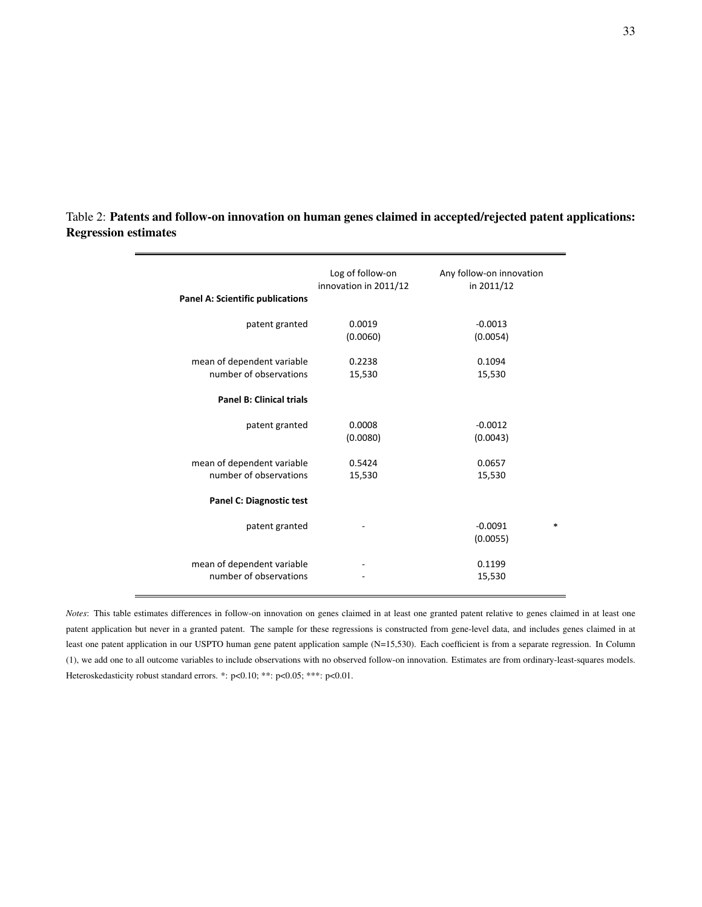Table 2: **Patents and follow-on innovation on human genes claimed in accepted/rejected patent applications: Regression estimates**

| | Log of follow-on innovation in 2011/12 | Any follow-on innovation in 2011/12 |
|---|---|---|
| **Panel A: Scientific publications** | | |
| patent granted | 0.0019 | -0.0013 |
| | (0.0060) | (0.0054) |
| mean of dependent variable | 0.2238 | 0.1094 |
| number of observations | 15,530 | 15,530 |
| **Panel B: Clinical trials** | | |
| patent granted | 0.0008 | -0.0012 |
| | (0.0080) | (0.0043) |
| mean of dependent variable | 0.5424 | 0.0657 |
| number of observations | 15,530 | 15,530 |
| **Panel C: Diagnostic test** | | |
| patent granted | - | -0.0091 * |
| | | (0.0055) |
| mean of dependent variable | - | 0.1199 |
| number of observations | - | 15,530 |

*Notes*: This table estimates differences in follow-on innovation on genes claimed in at least one granted patent relative to genes claimed in at least one patent application but never in a granted patent. The sample for these regressions is constructed from gene-level data, and includes genes claimed in at least one patent application in our USPTO human gene patent application sample (N=15,530). Each coefficient is from a separate regression. In Column (1), we add one to all outcome variables to include observations with no observed follow-on innovation. Estimates are from ordinary-least-squares models. Heteroskedasticity robust standard errors. *: $p<0.10$; **: $p<0.05$; ***: $p<0.01$.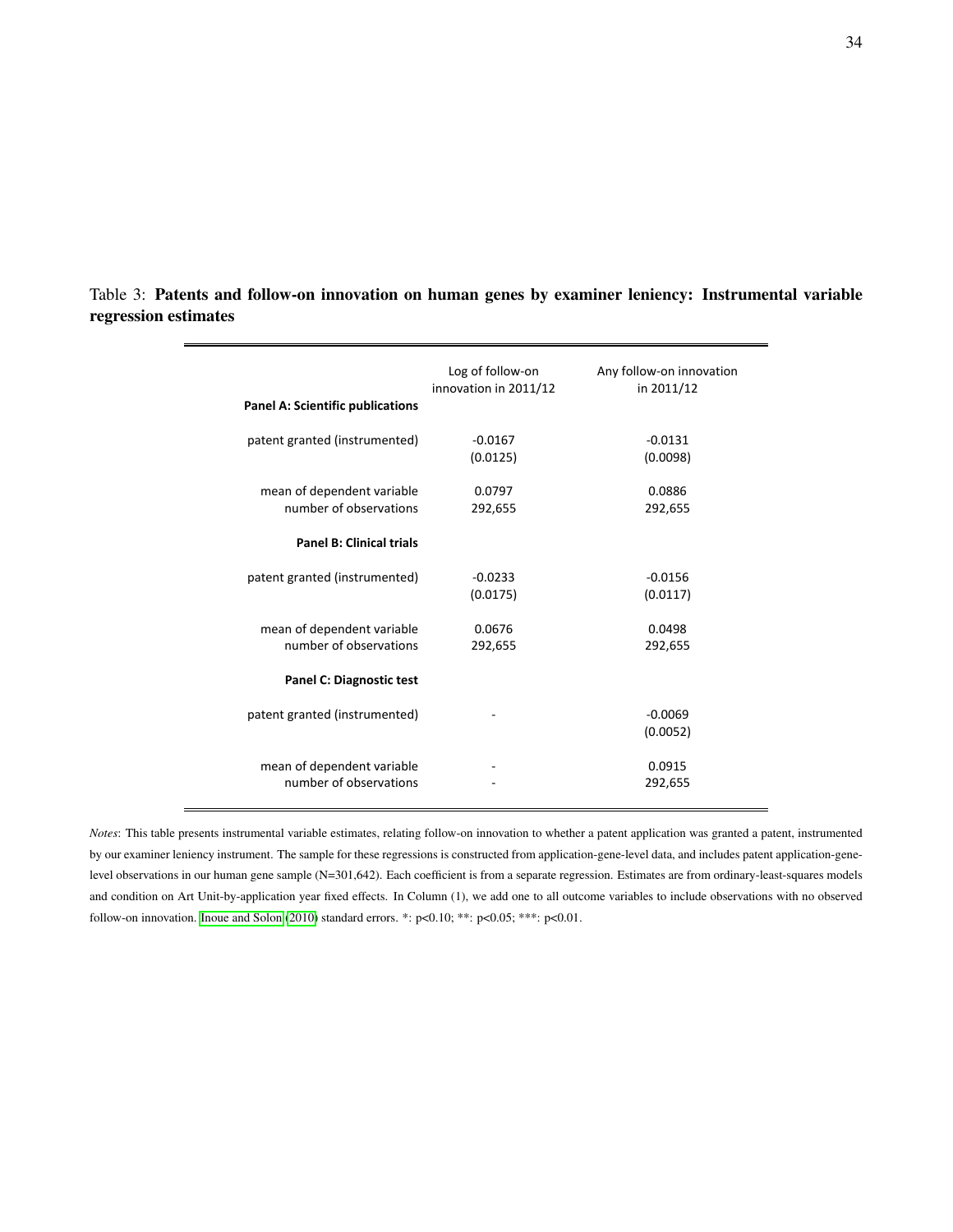Table 3: **Patents and follow-on innovation on human genes by examiner leniency: Instrumental variable regression estimates**

| | Log of follow-on innovation in 2011/12 | Any follow-on innovation in 2011/12 |
|---|---|---|
| **Panel A: Scientific publications** | | |
| patent granted (instrumented) | -0.0167 | -0.0131 |
| | (0.0125) | (0.0098) |
| mean of dependent variable | 0.0797 | 0.0886 |
| number of observations | 292,655 | 292,655 |
| **Panel B: Clinical trials** | | |
| patent granted (instrumented) | -0.0233 | -0.0156 |
| | (0.0175) | (0.0117) |
| mean of dependent variable | 0.0676 | 0.0498 |
| number of observations | 292,655 | 292,655 |
| **Panel C: Diagnostic test** | | |
| patent granted (instrumented) | - | -0.0069 |
| | | (0.0052) |
| mean of dependent variable | - | 0.0915 |
| number of observations | - | 292,655 |

*Notes*: This table presents instrumental variable estimates, relating follow-on innovation to whether a patent application was granted a patent, instrumented by our examiner leniency instrument. The sample for these regressions is constructed from application-gene-level data, and includes patent application-gene-level observations in our human gene sample (N=301,642). Each coefficient is from a separate regression. Estimates are from ordinary-least-squares models and condition on Art Unit-by-application year fixed effects. In Column (1), we add one to all outcome variables to include observations with no observed follow-on innovation. Inoue and Solon (2010) standard errors. *: p<0.10; **: p<0.05; ***: p<0.01.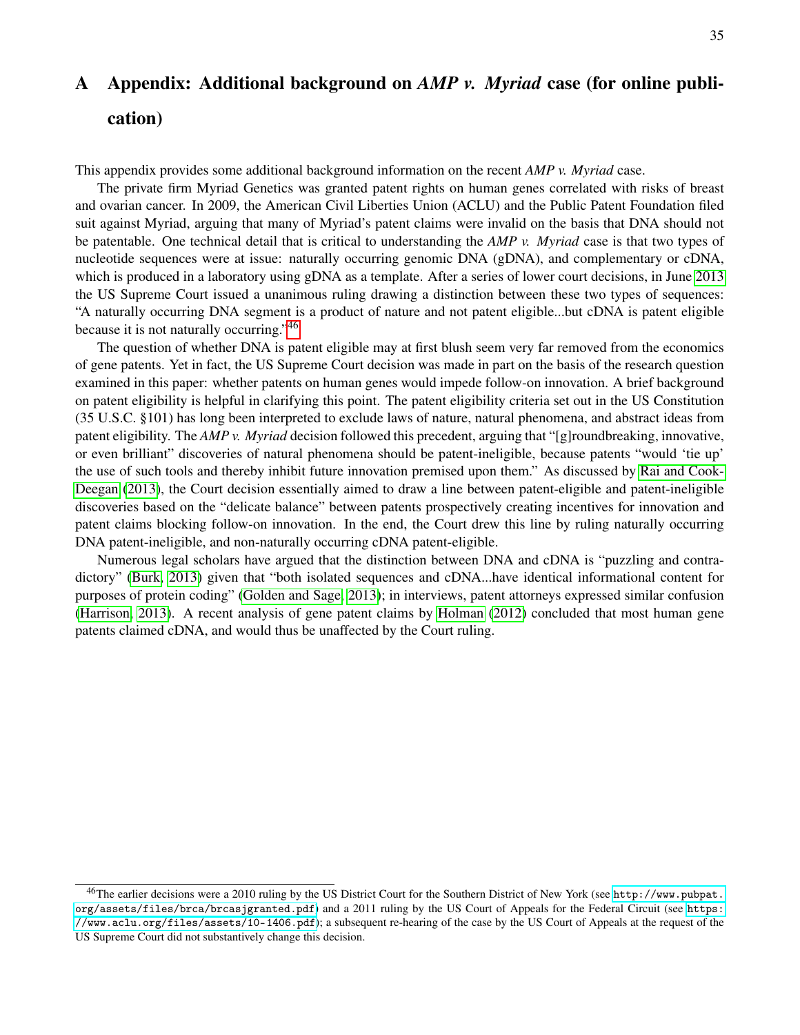# A Appendix: Additional background on *AMP v. Myriad* case (for online publication)

This appendix provides some additional background information on the recent *AMP v. Myriad* case.

The private firm Myriad Genetics was granted patent rights on human genes correlated with risks of breast and ovarian cancer. In 2009, the American Civil Liberties Union (ACLU) and the Public Patent Foundation filed suit against Myriad, arguing that many of Myriad's patent claims were invalid on the basis that DNA should not be patentable. One technical detail that is critical to understanding the *AMP v. Myriad* case is that two types of nucleotide sequences were at issue: naturally occurring genomic DNA (gDNA), and complementary or cDNA, which is produced in a laboratory using gDNA as a template. After a series of lower court decisions, in June 2013 the US Supreme Court issued a unanimous ruling drawing a distinction between these two types of sequences: "A naturally occurring DNA segment is a product of nature and not patent eligible...but cDNA is patent eligible because it is not naturally occurring."[46]

The question of whether DNA is patent eligible may at first blush seem very far removed from the economics of gene patents. Yet in fact, the US Supreme Court decision was made in part on the basis of the research question examined in this paper: whether patents on human genes would impede follow-on innovation. A brief background on patent eligibility is helpful in clarifying this point. The patent eligibility criteria set out in the US Constitution (35 U.S.C. §101) has long been interpreted to exclude laws of nature, natural phenomena, and abstract ideas from patent eligibility. The *AMP v. Myriad* decision followed this precedent, arguing that "[g]roundbreaking, innovative, or even brilliant" discoveries of natural phenomena should be patent-ineligible, because patents "would 'tie up' the use of such tools and thereby inhibit future innovation premised upon them." As discussed by Rai and Cook-Deegan (2013), the Court decision essentially aimed to draw a line between patent-eligible and patent-ineligible discoveries based on the "delicate balance" between patents prospectively creating incentives for innovation and patent claims blocking follow-on innovation. In the end, the Court drew this line by ruling naturally occurring DNA patent-ineligible, and non-naturally occurring cDNA patent-eligible.

Numerous legal scholars have argued that the distinction between DNA and cDNA is "puzzling and contradictory" (Burk, 2013) given that "both isolated sequences and cDNA...have identical informational content for purposes of protein coding" (Golden and Sage, 2013); in interviews, patent attorneys expressed similar confusion (Harrison, 2013). A recent analysis of gene patent claims by Holman (2012) concluded that most human gene patents claimed cDNA, and would thus be unaffected by the Court ruling.

[46] The earlier decisions were a 2010 ruling by the US District Court for the Southern District of New York (see http://www.pubpat.org/assets/files/brca/brcasjgranted.pdf) and a 2011 ruling by the US Court of Appeals for the Federal Circuit (see https://www.aclu.org/files/assets/10-1406.pdf); a subsequent re-hearing of the case by the US Court of Appeals at the request of the US Supreme Court did not substantively change this decision.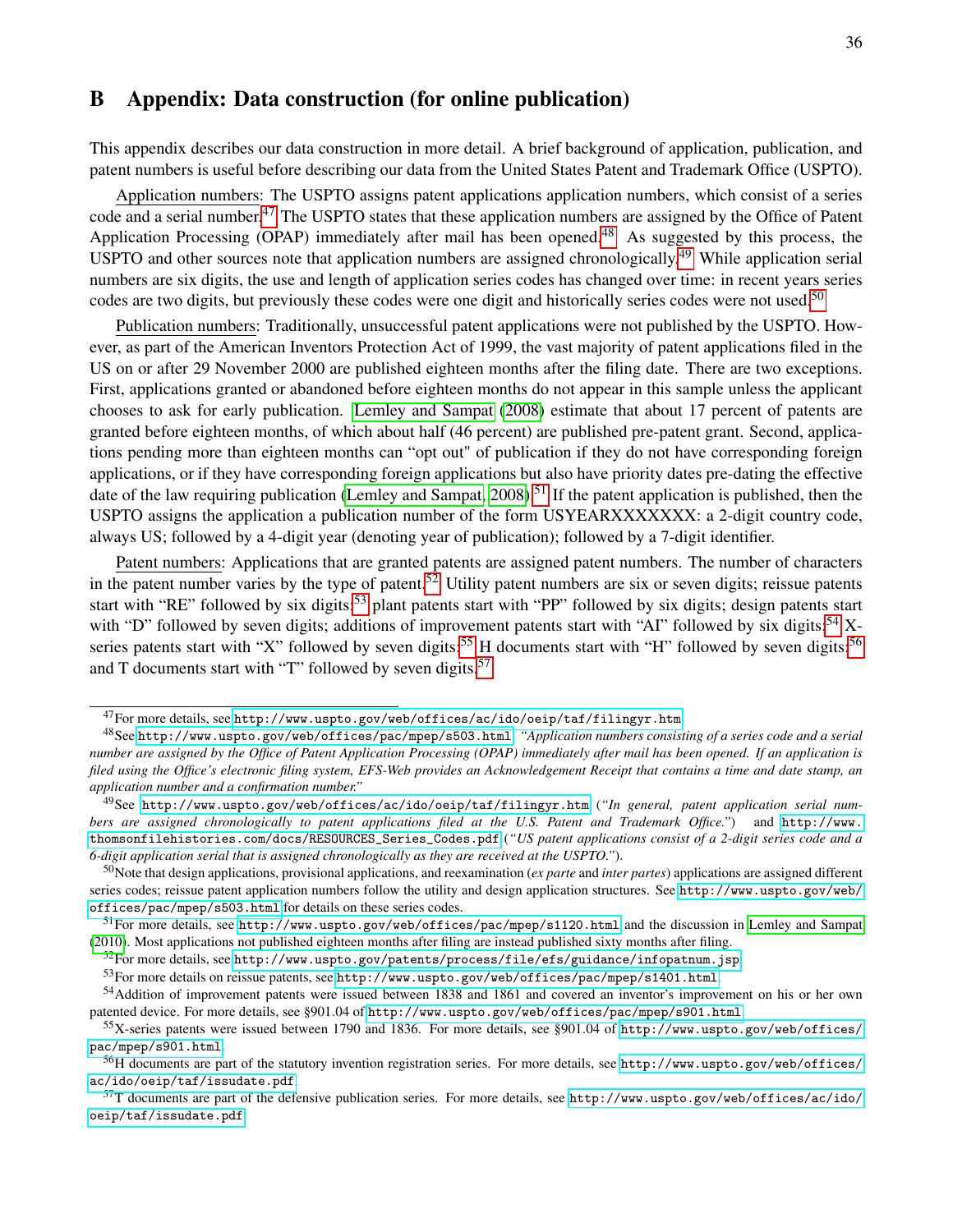# B Appendix: Data construction (for online publication)

This appendix describes our data construction in more detail. A brief background of application, publication, and patent numbers is useful before describing our data from the United States Patent and Trademark Office (USPTO).

Application numbers: The USPTO assigns patent applications application numbers, which consist of a series code and a serial number.[47] The USPTO states that these application numbers are assigned by the Office of Patent Application Processing (OPAP) immediately after mail has been opened.[48] As suggested by this process, the USPTO and other sources note that application numbers are assigned chronologically.[49] While application serial numbers are six digits, the use and length of application series codes has changed over time: in recent years series codes are two digits, but previously these codes were one digit and historically series codes were not used.[50]

Publication numbers: Traditionally, unsuccessful patent applications were not published by the USPTO. However, as part of the American Inventors Protection Act of 1999, the vast majority of patent applications filed in the US on or after 29 November 2000 are published eighteen months after the filing date. There are two exceptions. First, applications granted or abandoned before eighteen months do not appear in this sample unless the applicant chooses to ask for early publication. Lemley and Sampat (2008) estimate that about 17 percent of patents are granted before eighteen months, of which about half (46 percent) are published pre-patent grant. Second, applications pending more than eighteen months can "opt out" of publication if they do not have corresponding foreign applications, or if they have corresponding foreign applications but also have priority dates pre-dating the effective date of the law requiring publication (Lemley and Sampat, 2008).[51] If the patent application is published, then the USPTO assigns the application a publication number of the form USYEARXXXXXXX: a 2-digit country code, always US; followed by a 4-digit year (denoting year of publication); followed by a 7-digit identifier.

Patent numbers: Applications that are granted patents are assigned patent numbers. The number of characters in the patent number varies by the type of patent.[52] Utility patent numbers are six or seven digits; reissue patents start with "RE" followed by six digits;[53] plant patents start with "PP" followed by six digits; design patents start with "D" followed by seven digits; additions of improvement patents start with "AI" followed by six digits;[54] X-series patents start with "X" followed by seven digits;[55] H documents start with "H" followed by seven digits;[56] and T documents start with "T" followed by seven digits.[57]

---

[47] For more details, see http://www.uspto.gov/web/offices/ac/ido/oeip/taf/filingyr.htm

[48] See http://www.uspto.gov/web/offices/pac/mpep/s503.html: *"Application numbers consisting of a series code and a serial number are assigned by the Office of Patent Application Processing (OPAP) immediately after mail has been opened. If an application is filed using the Office's electronic filing system, EFS-Web provides an Acknowledgement Receipt that contains a time and date stamp, an application number and a confirmation number."*

[49] See http://www.uspto.gov/web/offices/ac/ido/oeip/taf/filingyr.htm (*"In general, patent application serial numbers are assigned chronologically to patent applications filed at the U.S. Patent and Trademark Office."*) and http://www.thomsonfilehistories.com/docs/RESOURCES_Series_Codes.pdf (*"US patent applications consist of a 2-digit series code and a 6-digit application serial that is assigned chronologically as they are received at the USPTO."*).

[50] Note that design applications, provisional applications, and reexamination (*ex parte* and *inter partes*) applications are assigned different series codes; reissue patent application numbers follow the utility and design application structures. See http://www.uspto.gov/web/offices/pac/mpep/s503.html for details on these series codes.

[51] For more details, see http://www.uspto.gov/web/offices/pac/mpep/s1120.html and the discussion in Lemley and Sampat (2010). Most applications not published eighteen months after filing are instead published sixty months after filing.

[52] For more details, see http://www.uspto.gov/patents/process/file/efs/guidance/infopatnum.jsp

[53] For more details on reissue patents, see http://www.uspto.gov/web/offices/pac/mpep/s1401.html.

[54] Addition of improvement patents were issued between 1838 and 1861 and covered an inventor's improvement on his or her own patented device. For more details, see §901.04 of http://www.uspto.gov/web/offices/pac/mpep/s901.html.

[55] X-series patents were issued between 1790 and 1836. For more details, see §901.04 of http://www.uspto.gov/web/offices/pac/mpep/s901.html.

[56] H documents are part of the statutory invention registration series. For more details, see http://www.uspto.gov/web/offices/ac/ido/oeip/taf/issudate.pdf.

[57] T documents are part of the defensive publication series. For more details, see http://www.uspto.gov/web/offices/ac/ido/oeip/taf/issudate.pdf.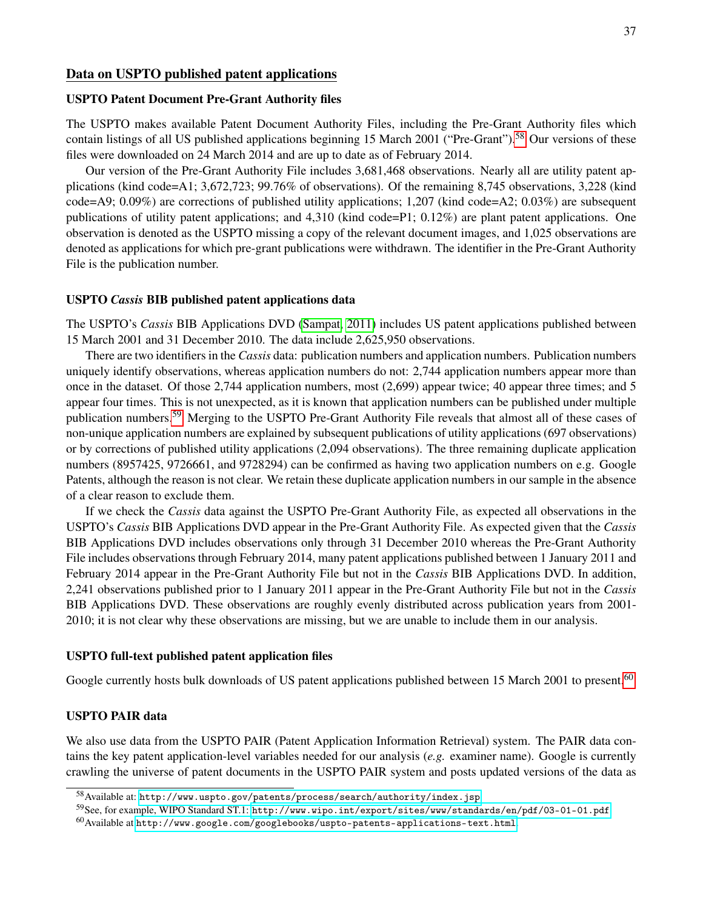## Data on USPTO published patent applications

### USPTO Patent Document Pre-Grant Authority files

The USPTO makes available Patent Document Authority Files, including the Pre-Grant Authority files which contain listings of all US published applications beginning 15 March 2001 ("Pre-Grant").[58] Our versions of these files were downloaded on 24 March 2014 and are up to date as of February 2014.

Our version of the Pre-Grant Authority File includes 3,681,468 observations. Nearly all are utility patent applications (kind code=A1; 3,672,723; 99.76% of observations). Of the remaining 8,745 observations, 3,228 (kind code=A9; 0.09%) are corrections of published utility applications; 1,207 (kind code=A2; 0.03%) are subsequent publications of utility patent applications; and 4,310 (kind code=P1; 0.12%) are plant patent applications. One observation is denoted as the USPTO missing a copy of the relevant document images, and 1,025 observations are denoted as applications for which pre-grant publications were withdrawn. The identifier in the Pre-Grant Authority File is the publication number.

### USPTO *Cassis* BIB published patent applications data

The USPTO's *Cassis* BIB Applications DVD (Sampat, 2011) includes US patent applications published between 15 March 2001 and 31 December 2010. The data include 2,625,950 observations.

There are two identifiers in the *Cassis* data: publication numbers and application numbers. Publication numbers uniquely identify observations, whereas application numbers do not: 2,744 application numbers appear more than once in the dataset. Of those 2,744 application numbers, most (2,699) appear twice; 40 appear three times; and 5 appear four times. This is not unexpected, as it is known that application numbers can be published under multiple publication numbers.[59] Merging to the USPTO Pre-Grant Authority File reveals that almost all of these cases of non-unique application numbers are explained by subsequent publications of utility applications (697 observations) or by corrections of published utility applications (2,094 observations). The three remaining duplicate application numbers (8957425, 9726661, and 9728294) can be confirmed as having two application numbers on e.g. Google Patents, although the reason is not clear. We retain these duplicate application numbers in our sample in the absence of a clear reason to exclude them.

If we check the *Cassis* data against the USPTO Pre-Grant Authority File, as expected all observations in the USPTO's *Cassis* BIB Applications DVD appear in the Pre-Grant Authority File. As expected given that the *Cassis* BIB Applications DVD includes observations only through 31 December 2010 whereas the Pre-Grant Authority File includes observations through February 2014, many patent applications published between 1 January 2011 and February 2014 appear in the Pre-Grant Authority File but not in the *Cassis* BIB Applications DVD. In addition, 2,241 observations published prior to 1 January 2011 appear in the Pre-Grant Authority File but not in the *Cassis* BIB Applications DVD. These observations are roughly evenly distributed across publication years from 2001-2010; it is not clear why these observations are missing, but we are unable to include them in our analysis.

### USPTO full-text published patent application files

Google currently hosts bulk downloads of US patent applications published between 15 March 2001 to present.[60]

### USPTO PAIR data

We also use data from the USPTO PAIR (Patent Application Information Retrieval) system. The PAIR data contains the key patent application-level variables needed for our analysis (*e.g.* examiner name). Google is currently crawling the universe of patent documents in the USPTO PAIR system and posts updated versions of the data as

---

[58] Available at: http://www.uspto.gov/patents/process/search/authority/index.jsp

[59] See, for example, WIPO Standard ST.1: http://www.wipo.int/export/sites/www/standards/en/pdf/03-01-01.pdf

[60] Available at http://www.google.com/googlebooks/uspto-patents-applications-text.html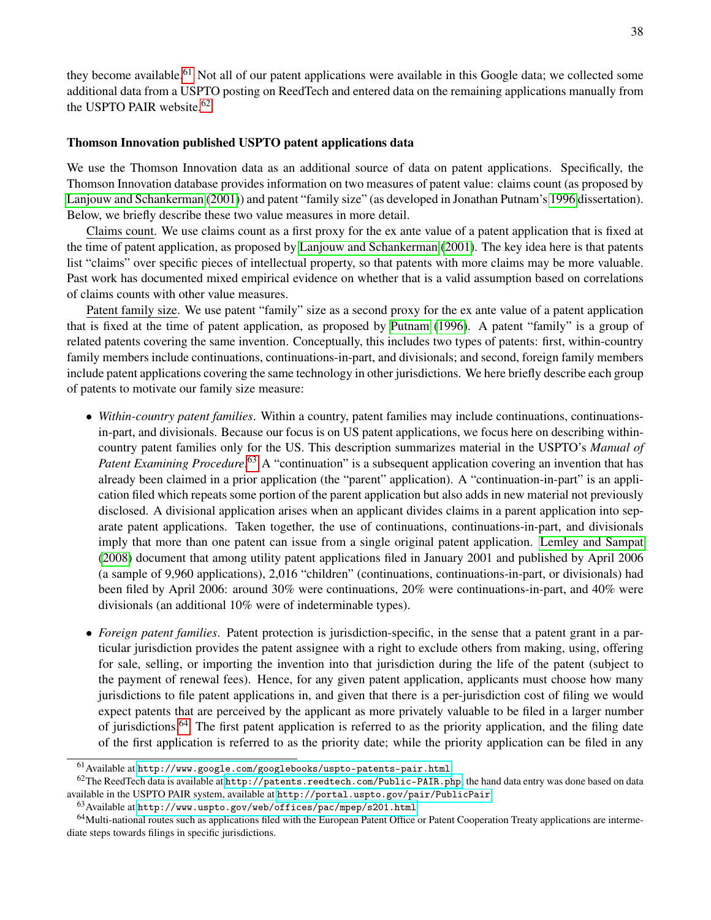they become available.[61] Not all of our patent applications were available in this Google data; we collected some additional data from a USPTO posting on ReedTech and entered data on the remaining applications manually from the USPTO PAIR website.[62]

### Thomson Innovation published USPTO patent applications data

We use the Thomson Innovation data as an additional source of data on patent applications. Specifically, the Thomson Innovation database provides information on two measures of patent value: claims count (as proposed by Lanjouw and Schankerman (2001)) and patent "family size" (as developed in Jonathan Putnam's 1996 dissertation). Below, we briefly describe these two value measures in more detail.

Claims count. We use claims count as a first proxy for the ex ante value of a patent application that is fixed at the time of patent application, as proposed by Lanjouw and Schankerman (2001). The key idea here is that patents list "claims" over specific pieces of intellectual property, so that patents with more claims may be more valuable. Past work has documented mixed empirical evidence on whether that is a valid assumption based on correlations of claims counts with other value measures.

Patent family size. We use patent "family" size as a second proxy for the ex ante value of a patent application that is fixed at the time of patent application, as proposed by Putnam (1996). A patent "family" is a group of related patents covering the same invention. Conceptually, this includes two types of patents: first, within-country family members include continuations, continuations-in-part, and divisionals; and second, foreign family members include patent applications covering the same technology in other jurisdictions. We here briefly describe each group of patents to motivate our family size measure:

- *Within-country patent families*. Within a country, patent families may include continuations, continuations-in-part, and divisionals. Because our focus is on US patent applications, we focus here on describing within-country patent families only for the US. This description summarizes material in the USPTO's *Manual of Patent Examining Procedure*.[63] A "continuation" is a subsequent application covering an invention that has already been claimed in a prior application (the "parent" application). A "continuation-in-part" is an application filed which repeats some portion of the parent application but also adds in new material not previously disclosed. A divisional application arises when an applicant divides claims in a parent application into separate patent applications. Taken together, the use of continuations, continuations-in-part, and divisionals imply that more than one patent can issue from a single original patent application. Lemley and Sampat (2008) document that among utility patent applications filed in January 2001 and published by April 2006 (a sample of 9,960 applications), 2,016 "children" (continuations, continuations-in-part, or divisionals) had been filed by April 2006: around 30% were continuations, 20% were continuations-in-part, and 40% were divisionals (an additional 10% were of indeterminable types).

- *Foreign patent families*. Patent protection is jurisdiction-specific, in the sense that a patent grant in a particular jurisdiction provides the patent assignee with a right to exclude others from making, using, offering for sale, selling, or importing the invention into that jurisdiction during the life of the patent (subject to the payment of renewal fees). Hence, for any given patent application, applicants must choose how many jurisdictions to file patent applications in, and given that there is a per-jurisdiction cost of filing we would expect patents that are perceived by the applicant as more privately valuable to be filed in a larger number of jurisdictions.[64] The first patent application is referred to as the priority application, and the filing date of the first application is referred to as the priority date; while the priority application can be filed in any

---

[61] Available at http://www.google.com/googlebooks/uspto-patents-pair.html

[62] The ReedTech data is available at http://patents.reedtech.com/Public-PAIR.php; the hand data entry was done based on data available in the USPTO PAIR system, available at http://portal.uspto.gov/pair/PublicPair.

[63] Available at http://www.uspto.gov/web/offices/pac/mpep/s201.html.

[64] Multi-national routes such as applications filed with the European Patent Office or Patent Cooperation Treaty applications are intermediate steps towards filings in specific jurisdictions.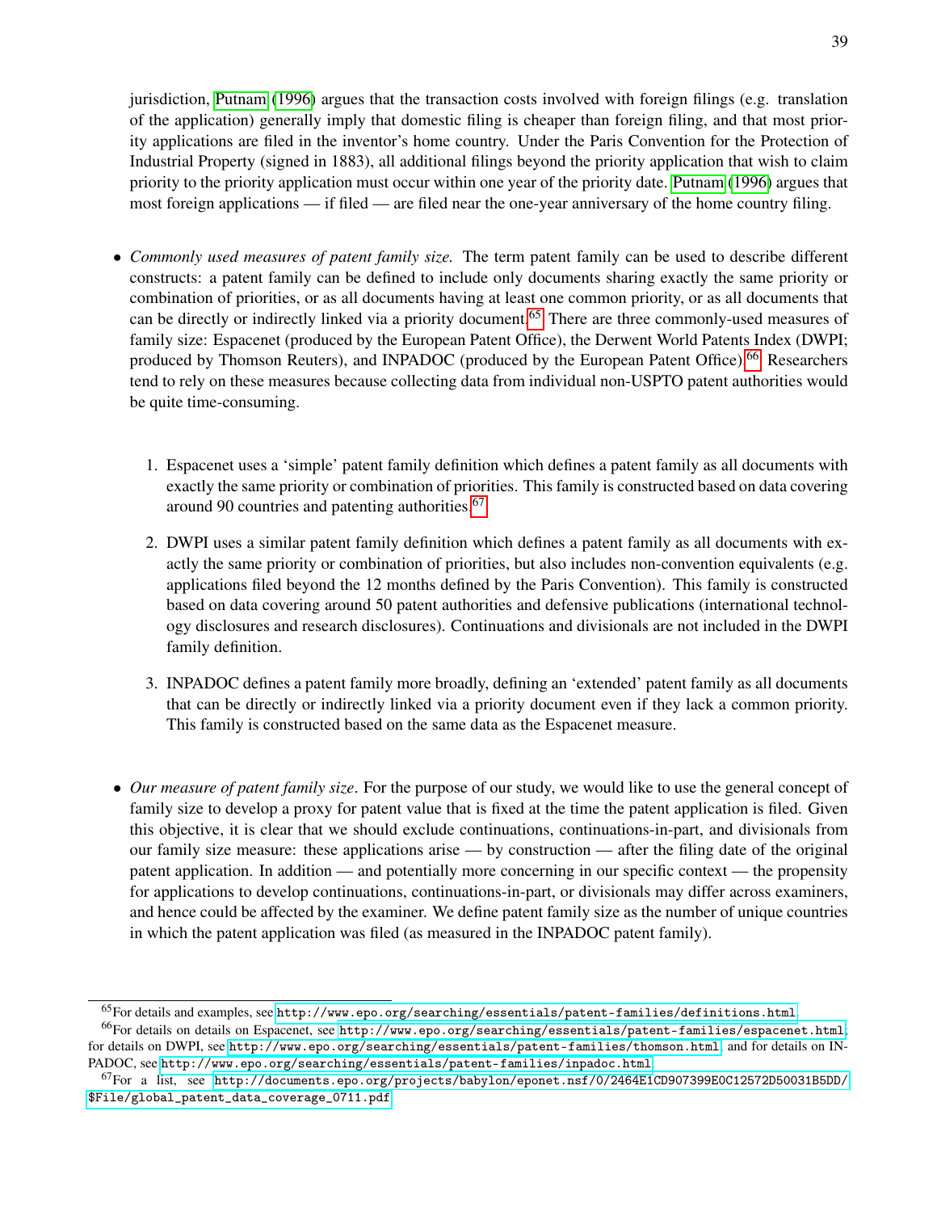jurisdiction, Putnam (1996) argues that the transaction costs involved with foreign filings (e.g. translation of the application) generally imply that domestic filing is cheaper than foreign filing, and that most priority applications are filed in the inventor's home country. Under the Paris Convention for the Protection of Industrial Property (signed in 1883), all additional filings beyond the priority application that wish to claim priority to the priority application must occur within one year of the priority date. Putnam (1996) argues that most foreign applications — if filed — are filed near the one-year anniversary of the home country filing.

- *Commonly used measures of patent family size.* The term patent family can be used to describe different constructs: a patent family can be defined to include only documents sharing exactly the same priority or combination of priorities, or as all documents having at least one common priority, or as all documents that can be directly or indirectly linked via a priority document.[65] There are three commonly-used measures of family size: Espacenet (produced by the European Patent Office), the Derwent World Patents Index (DWPI; produced by Thomson Reuters), and INPADOC (produced by the European Patent Office).[66] Researchers tend to rely on these measures because collecting data from individual non-USPTO patent authorities would be quite time-consuming.

  1. Espacenet uses a 'simple' patent family definition which defines a patent family as all documents with exactly the same priority or combination of priorities. This family is constructed based on data covering around 90 countries and patenting authorities.[67]
  2. DWPI uses a similar patent family definition which defines a patent family as all documents with exactly the same priority or combination of priorities, but also includes non-convention equivalents (e.g. applications filed beyond the 12 months defined by the Paris Convention). This family is constructed based on data covering around 50 patent authorities and defensive publications (international technology disclosures and research disclosures). Continuations and divisionals are not included in the DWPI family definition.
  3. INPADOC defines a patent family more broadly, defining an 'extended' patent family as all documents that can be directly or indirectly linked via a priority document even if they lack a common priority. This family is constructed based on the same data as the Espacenet measure.

- *Our measure of patent family size*. For the purpose of our study, we would like to use the general concept of family size to develop a proxy for patent value that is fixed at the time the patent application is filed. Given this objective, it is clear that we should exclude continuations, continuations-in-part, and divisionals from our family size measure: these applications arise — by construction — after the filing date of the original patent application. In addition — and potentially more concerning in our specific context — the propensity for applications to develop continuations, continuations-in-part, or divisionals may differ across examiners, and hence could be affected by the examiner. We define patent family size as the number of unique countries in which the patent application was filed (as measured in the INPADOC patent family).

---

[65] For details and examples, see http://www.epo.org/searching/essentials/patent-families/definitions.html.

[66] For details on details on Espacenet, see http://www.epo.org/searching/essentials/patent-families/espacenet.html, for details on DWPI, see http://www.epo.org/searching/essentials/patent-families/thomson.html, and for details on INPADOC, see http://www.epo.org/searching/essentials/patent-families/inpadoc.html.

[67] For a list, see http://documents.epo.org/projects/babylon/eponet.nsf/0/2464E1CD907399E0C12572D50031B5DD/$File/global_patent_data_coverage_0711.pdf.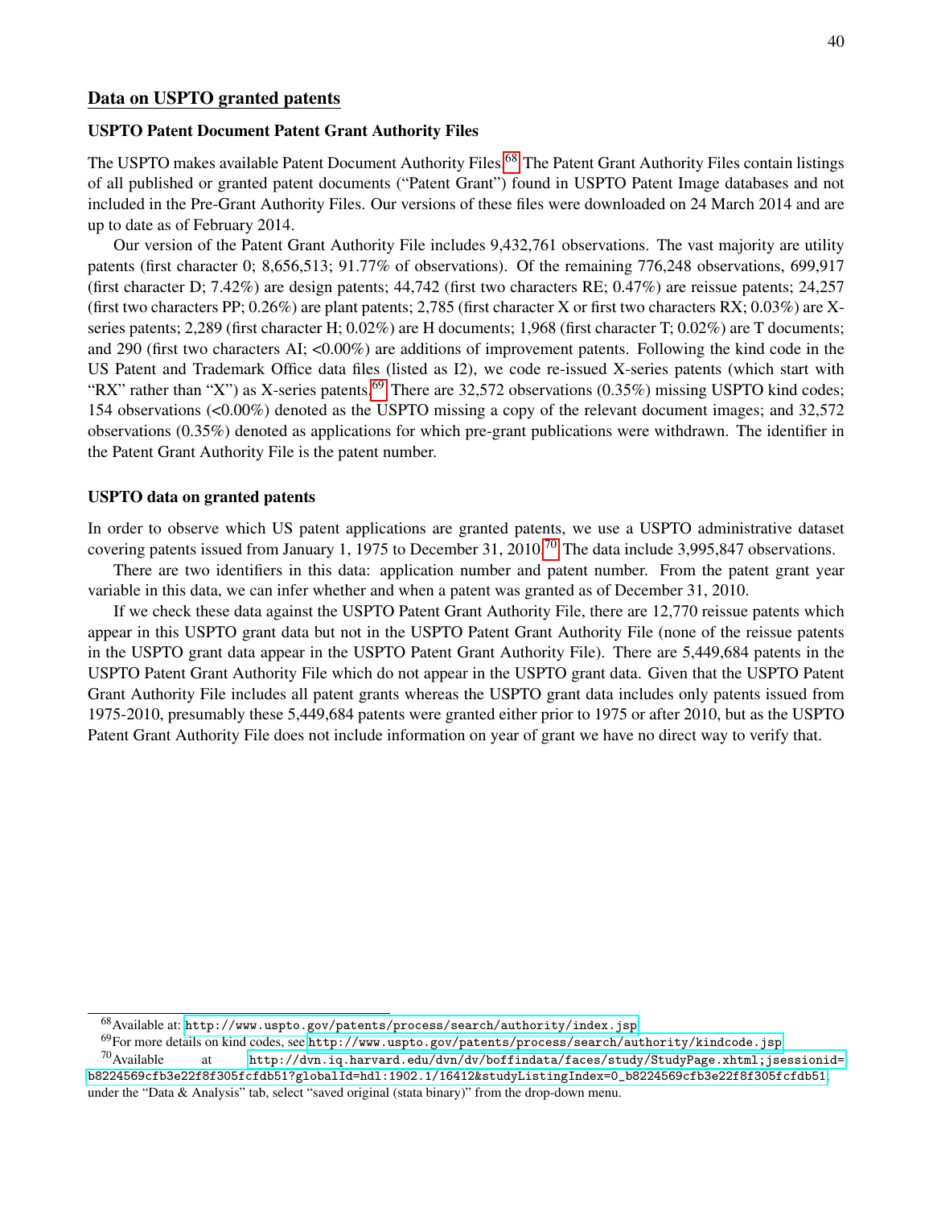## Data on USPTO granted patents

### USPTO Patent Document Patent Grant Authority Files

The USPTO makes available Patent Document Authority Files.[68] The Patent Grant Authority Files contain listings of all published or granted patent documents ("Patent Grant") found in USPTO Patent Image databases and not included in the Pre-Grant Authority Files. Our versions of these files were downloaded on 24 March 2014 and are up to date as of February 2014.

Our version of the Patent Grant Authority File includes 9,432,761 observations. The vast majority are utility patents (first character 0; 8,656,513; 91.77% of observations). Of the remaining 776,248 observations, 699,917 (first character D; 7.42%) are design patents; 44,742 (first two characters RE; 0.47%) are reissue patents; 24,257 (first two characters PP; 0.26%) are plant patents; 2,785 (first character X or first two characters RX; 0.03%) are X-series patents; 2,289 (first character H; 0.02%) are H documents; 1,968 (first character T; 0.02%) are T documents; and 290 (first two characters AI; <0.00%) are additions of improvement patents. Following the kind code in the US Patent and Trademark Office data files (listed as I2), we code re-issued X-series patents (which start with "RX" rather than "X") as X-series patents.[69] There are 32,572 observations (0.35%) missing USPTO kind codes; 154 observations (<0.00%) denoted as the USPTO missing a copy of the relevant document images; and 32,572 observations (0.35%) denoted as applications for which pre-grant publications were withdrawn. The identifier in the Patent Grant Authority File is the patent number.

### USPTO data on granted patents

In order to observe which US patent applications are granted patents, we use a USPTO administrative dataset covering patents issued from January 1, 1975 to December 31, 2010.[70] The data include 3,995,847 observations.

There are two identifiers in this data: application number and patent number. From the patent grant year variable in this data, we can infer whether and when a patent was granted as of December 31, 2010.

If we check these data against the USPTO Patent Grant Authority File, there are 12,770 reissue patents which appear in this USPTO grant data but not in the USPTO Patent Grant Authority File (none of the reissue patents in the USPTO grant data appear in the USPTO Patent Grant Authority File). There are 5,449,684 patents in the USPTO Patent Grant Authority File which do not appear in the USPTO grant data. Given that the USPTO Patent Grant Authority File includes all patent grants whereas the USPTO grant data includes only patents issued from 1975-2010, presumably these 5,449,684 patents were granted either prior to 1975 or after 2010, but as the USPTO Patent Grant Authority File does not include information on year of grant we have no direct way to verify that.

---

[68] Available at: http://www.uspto.gov/patents/process/search/authority/index.jsp

[69] For more details on kind codes, see http://www.uspto.gov/patents/process/search/authority/kindcode.jsp

[70] Available at http://dvn.iq.harvard.edu/dvn/dv/boffindata/faces/study/StudyPage.xhtml;jsessionid=b8224569cfb3e22f8f305fcfdb51?globalId=hdl:1902.1/16412&studyListingIndex=0_b8224569cfb3e22f8f305fcfdb51, under the "Data & Analysis" tab, select "saved original (stata binary)" from the drop-down menu.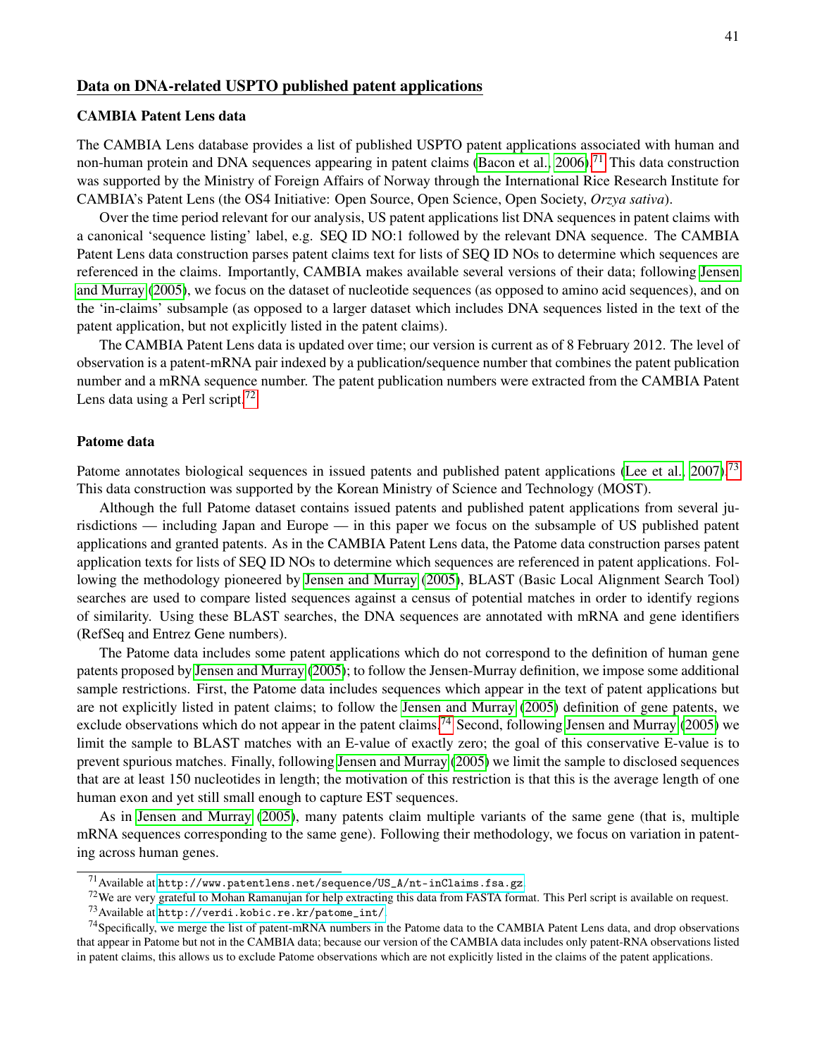## Data on DNA-related USPTO published patent applications

### CAMBIA Patent Lens data

The CAMBIA Lens database provides a list of published USPTO patent applications associated with human and non-human protein and DNA sequences appearing in patent claims (Bacon et al., 2006).[71] This data construction was supported by the Ministry of Foreign Affairs of Norway through the International Rice Research Institute for CAMBIA's Patent Lens (the OS4 Initiative: Open Source, Open Science, Open Society, *Orzya sativa*).

Over the time period relevant for our analysis, US patent applications list DNA sequences in patent claims with a canonical 'sequence listing' label, e.g. SEQ ID NO:1 followed by the relevant DNA sequence. The CAMBIA Patent Lens data construction parses patent claims text for lists of SEQ ID NOs to determine which sequences are referenced in the claims. Importantly, CAMBIA makes available several versions of their data; following Jensen and Murray (2005), we focus on the dataset of nucleotide sequences (as opposed to amino acid sequences), and on the 'in-claims' subsample (as opposed to a larger dataset which includes DNA sequences listed in the text of the patent application, but not explicitly listed in the patent claims).

The CAMBIA Patent Lens data is updated over time; our version is current as of 8 February 2012. The level of observation is a patent-mRNA pair indexed by a publication/sequence number that combines the patent publication number and a mRNA sequence number. The patent publication numbers were extracted from the CAMBIA Patent Lens data using a Perl script.[72]

### Patome data

Patome annotates biological sequences in issued patents and published patent applications (Lee et al., 2007).[73] This data construction was supported by the Korean Ministry of Science and Technology (MOST).

Although the full Patome dataset contains issued patents and published patent applications from several jurisdictions — including Japan and Europe — in this paper we focus on the subsample of US published patent applications and granted patents. As in the CAMBIA Patent Lens data, the Patome data construction parses patent application texts for lists of SEQ ID NOs to determine which sequences are referenced in patent applications. Following the methodology pioneered by Jensen and Murray (2005), BLAST (Basic Local Alignment Search Tool) searches are used to compare listed sequences against a census of potential matches in order to identify regions of similarity. Using these BLAST searches, the DNA sequences are annotated with mRNA and gene identifiers (RefSeq and Entrez Gene numbers).

The Patome data includes some patent applications which do not correspond to the definition of human gene patents proposed by Jensen and Murray (2005); to follow the Jensen-Murray definition, we impose some additional sample restrictions. First, the Patome data includes sequences which appear in the text of patent applications but are not explicitly listed in patent claims; to follow the Jensen and Murray (2005) definition of gene patents, we exclude observations which do not appear in the patent claims.[74] Second, following Jensen and Murray (2005) we limit the sample to BLAST matches with an E-value of exactly zero; the goal of this conservative E-value is to prevent spurious matches. Finally, following Jensen and Murray (2005) we limit the sample to disclosed sequences that are at least 150 nucleotides in length; the motivation of this restriction is that this is the average length of one human exon and yet still small enough to capture EST sequences.

As in Jensen and Murray (2005), many patents claim multiple variants of the same gene (that is, multiple mRNA sequences corresponding to the same gene). Following their methodology, we focus on variation in patenting across human genes.

---

[71] Available at http://www.patentlens.net/sequence/US_A/nt-inClaims.fsa.gz.

[72] We are very grateful to Mohan Ramanujan for help extracting this data from FASTA format. This Perl script is available on request.

[73] Available at http://verdi.kobic.re.kr/patome_int/.

[74] Specifically, we merge the list of patent-mRNA numbers in the Patome data to the CAMBIA Patent Lens data, and drop observations that appear in Patome but not in the CAMBIA data; because our version of the CAMBIA data includes only patent-RNA observations listed in patent claims, this allows us to exclude Patome observations which are not explicitly listed in the claims of the patent applications.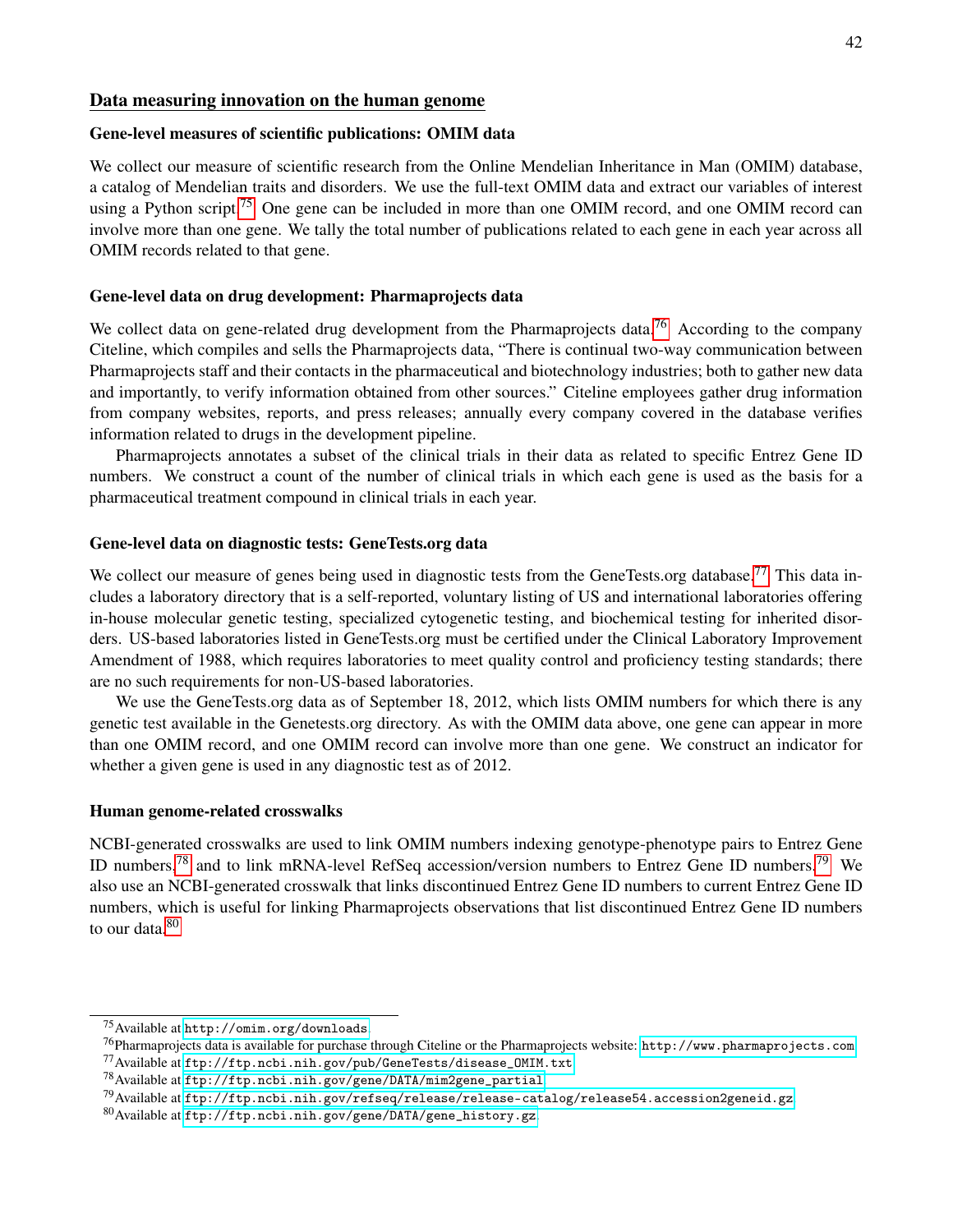## Data measuring innovation on the human genome

### Gene-level measures of scientific publications: OMIM data

We collect our measure of scientific research from the Online Mendelian Inheritance in Man (OMIM) database, a catalog of Mendelian traits and disorders. We use the full-text OMIM data and extract our variables of interest using a Python script.[75] One gene can be included in more than one OMIM record, and one OMIM record can involve more than one gene. We tally the total number of publications related to each gene in each year across all OMIM records related to that gene.

### Gene-level data on drug development: Pharmaprojects data

We collect data on gene-related drug development from the Pharmaprojects data.[76] According to the company Citeline, which compiles and sells the Pharmaprojects data, "There is continual two-way communication between Pharmaprojects staff and their contacts in the pharmaceutical and biotechnology industries; both to gather new data and importantly, to verify information obtained from other sources." Citeline employees gather drug information from company websites, reports, and press releases; annually every company covered in the database verifies information related to drugs in the development pipeline.

Pharmaprojects annotates a subset of the clinical trials in their data as related to specific Entrez Gene ID numbers. We construct a count of the number of clinical trials in which each gene is used as the basis for a pharmaceutical treatment compound in clinical trials in each year.

### Gene-level data on diagnostic tests: GeneTests.org data

We collect our measure of genes being used in diagnostic tests from the GeneTests.org database.[77] This data includes a laboratory directory that is a self-reported, voluntary listing of US and international laboratories offering in-house molecular genetic testing, specialized cytogenetic testing, and biochemical testing for inherited disorders. US-based laboratories listed in GeneTests.org must be certified under the Clinical Laboratory Improvement Amendment of 1988, which requires laboratories to meet quality control and proficiency testing standards; there are no such requirements for non-US-based laboratories.

We use the GeneTests.org data as of September 18, 2012, which lists OMIM numbers for which there is any genetic test available in the Genetests.org directory. As with the OMIM data above, one gene can appear in more than one OMIM record, and one OMIM record can involve more than one gene. We construct an indicator for whether a given gene is used in any diagnostic test as of 2012.

### Human genome-related crosswalks

NCBI-generated crosswalks are used to link OMIM numbers indexing genotype-phenotype pairs to Entrez Gene ID numbers,[78] and to link mRNA-level RefSeq accession/version numbers to Entrez Gene ID numbers.[79] We also use an NCBI-generated crosswalk that links discontinued Entrez Gene ID numbers to current Entrez Gene ID numbers, which is useful for linking Pharmaprojects observations that list discontinued Entrez Gene ID numbers to our data.[80]

---

[75] Available at http://omim.org/downloads.

[76] Pharmaprojects data is available for purchase through Citeline or the Pharmaprojects website: http://www.pharmaprojects.com.

[77] Available at ftp://ftp.ncbi.nih.gov/pub/GeneTests/disease_OMIM.txt.

[78] Available at ftp://ftp.ncbi.nih.gov/gene/DATA/mim2gene_partial.

[79] Available at ftp://ftp.ncbi.nih.gov/refseq/release/release-catalog/release54.accession2geneid.gz.

[80] Available at ftp://ftp.ncbi.nih.gov/gene/DATA/gene_history.gz.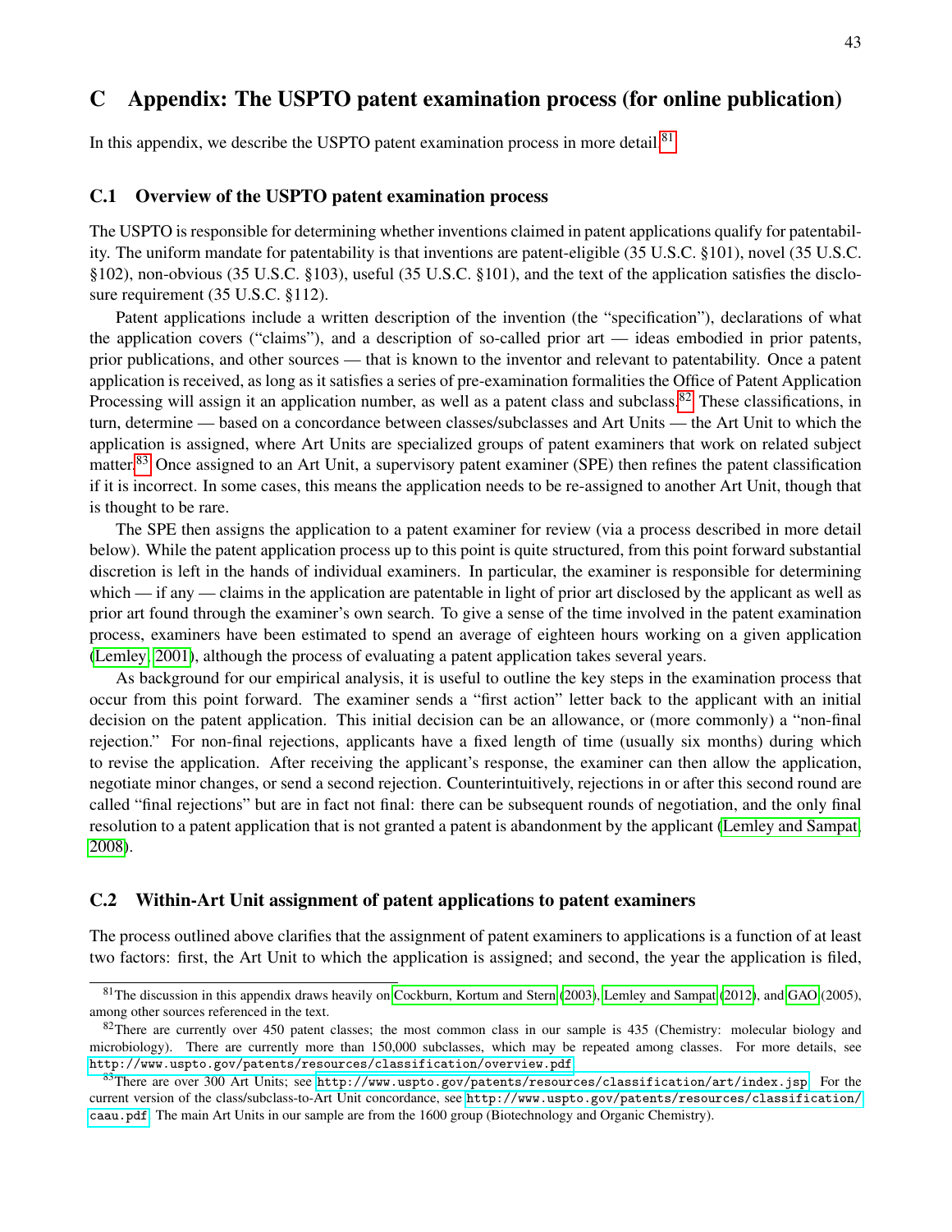# C Appendix: The USPTO patent examination process (for online publication)

In this appendix, we describe the USPTO patent examination process in more detail.[81]

## C.1 Overview of the USPTO patent examination process

The USPTO is responsible for determining whether inventions claimed in patent applications qualify for patentability. The uniform mandate for patentability is that inventions are patent-eligible (35 U.S.C. §101), novel (35 U.S.C. §102), non-obvious (35 U.S.C. §103), useful (35 U.S.C. §101), and the text of the application satisfies the disclosure requirement (35 U.S.C. §112).

Patent applications include a written description of the invention (the "specification"), declarations of what the application covers ("claims"), and a description of so-called prior art — ideas embodied in prior patents, prior publications, and other sources — that is known to the inventor and relevant to patentability. Once a patent application is received, as long as it satisfies a series of pre-examination formalities the Office of Patent Application Processing will assign it an application number, as well as a patent class and subclass.[82] These classifications, in turn, determine — based on a concordance between classes/subclasses and Art Units — the Art Unit to which the application is assigned, where Art Units are specialized groups of patent examiners that work on related subject matter.[83] Once assigned to an Art Unit, a supervisory patent examiner (SPE) then refines the patent classification if it is incorrect. In some cases, this means the application needs to be re-assigned to another Art Unit, though that is thought to be rare.

The SPE then assigns the application to a patent examiner for review (via a process described in more detail below). While the patent application process up to this point is quite structured, from this point forward substantial discretion is left in the hands of individual examiners. In particular, the examiner is responsible for determining which — if any — claims in the application are patentable in light of prior art disclosed by the applicant as well as prior art found through the examiner's own search. To give a sense of the time involved in the patent examination process, examiners have been estimated to spend an average of eighteen hours working on a given application (Lemley, 2001), although the process of evaluating a patent application takes several years.

As background for our empirical analysis, it is useful to outline the key steps in the examination process that occur from this point forward. The examiner sends a "first action" letter back to the applicant with an initial decision on the patent application. This initial decision can be an allowance, or (more commonly) a "non-final rejection." For non-final rejections, applicants have a fixed length of time (usually six months) during which to revise the application. After receiving the applicant's response, the examiner can then allow the application, negotiate minor changes, or send a second rejection. Counterintuitively, rejections in or after this second round are called "final rejections" but are in fact not final: there can be subsequent rounds of negotiation, and the only final resolution to a patent application that is not granted a patent is abandonment by the applicant (Lemley and Sampat, 2008).

## C.2 Within-Art Unit assignment of patent applications to patent examiners

The process outlined above clarifies that the assignment of patent examiners to applications is a function of at least two factors: first, the Art Unit to which the application is assigned; and second, the year the application is filed,

[81] The discussion in this appendix draws heavily on Cockburn, Kortum and Stern (2003), Lemley and Sampat (2012), and GAO (2005), among other sources referenced in the text.

[82] There are currently over 450 patent classes; the most common class in our sample is 435 (Chemistry: molecular biology and microbiology). There are currently more than 150,000 subclasses, which may be repeated among classes. For more details, see http://www.uspto.gov/patents/resources/classification/overview.pdf.

[83] There are over 300 Art Units; see http://www.uspto.gov/patents/resources/classification/art/index.jsp. For the current version of the class/subclass-to-Art Unit concordance, see http://www.uspto.gov/patents/resources/classification/caau.pdf. The main Art Units in our sample are from the 1600 group (Biotechnology and Organic Chemistry).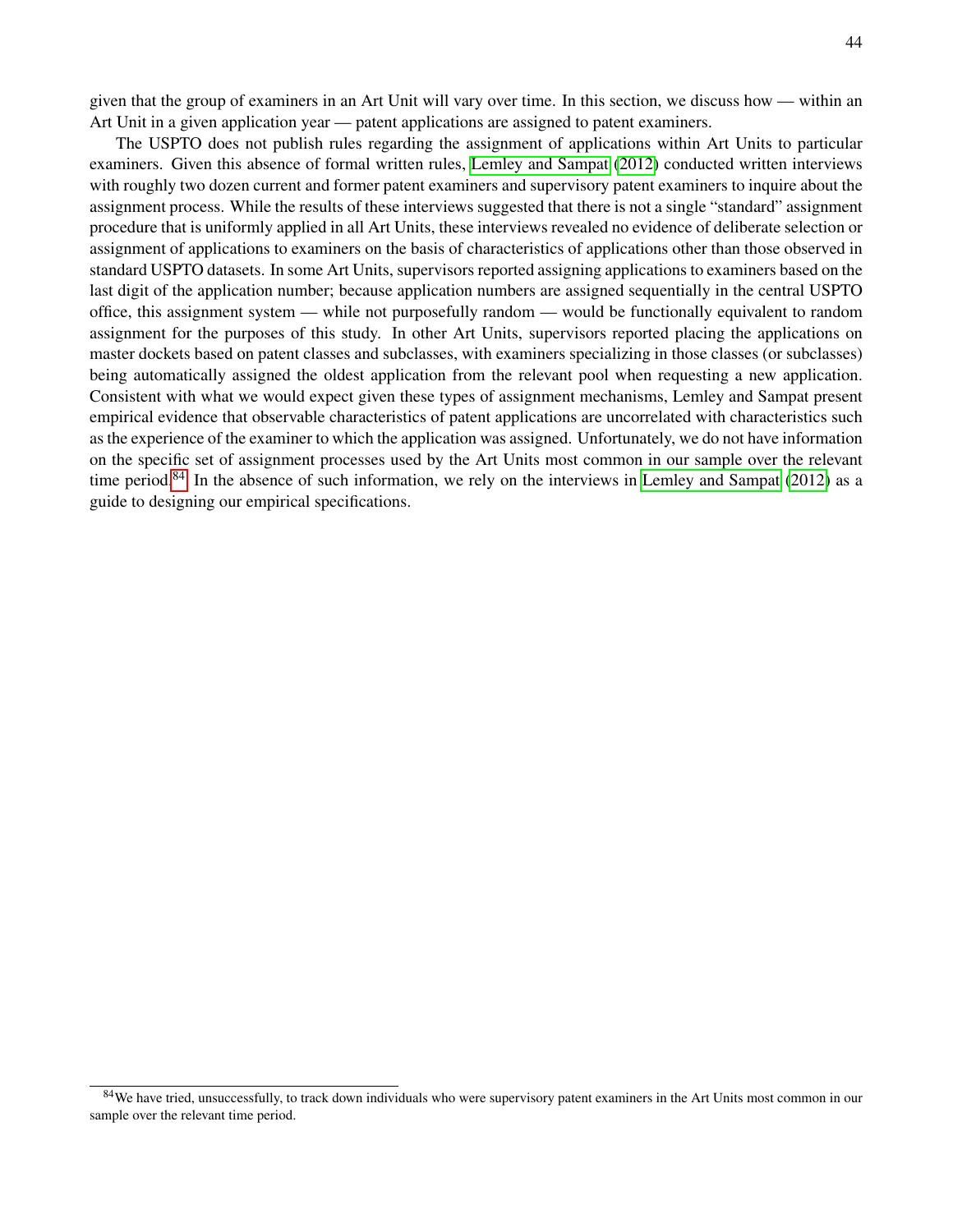given that the group of examiners in an Art Unit will vary over time. In this section, we discuss how — within an Art Unit in a given application year — patent applications are assigned to patent examiners.

The USPTO does not publish rules regarding the assignment of applications within Art Units to particular examiners. Given this absence of formal written rules, Lemley and Sampat (2012) conducted written interviews with roughly two dozen current and former patent examiners and supervisory patent examiners to inquire about the assignment process. While the results of these interviews suggested that there is not a single "standard" assignment procedure that is uniformly applied in all Art Units, these interviews revealed no evidence of deliberate selection or assignment of applications to examiners on the basis of characteristics of applications other than those observed in standard USPTO datasets. In some Art Units, supervisors reported assigning applications to examiners based on the last digit of the application number; because application numbers are assigned sequentially in the central USPTO office, this assignment system — while not purposefully random — would be functionally equivalent to random assignment for the purposes of this study. In other Art Units, supervisors reported placing the applications on master dockets based on patent classes and subclasses, with examiners specializing in those classes (or subclasses) being automatically assigned the oldest application from the relevant pool when requesting a new application. Consistent with what we would expect given these types of assignment mechanisms, Lemley and Sampat present empirical evidence that observable characteristics of patent applications are uncorrelated with characteristics such as the experience of the examiner to which the application was assigned. Unfortunately, we do not have information on the specific set of assignment processes used by the Art Units most common in our sample over the relevant time period.[84] In the absence of such information, we rely on the interviews in Lemley and Sampat (2012) as a guide to designing our empirical specifications.

[84] We have tried, unsuccessfully, to track down individuals who were supervisory patent examiners in the Art Units most common in our sample over the relevant time period.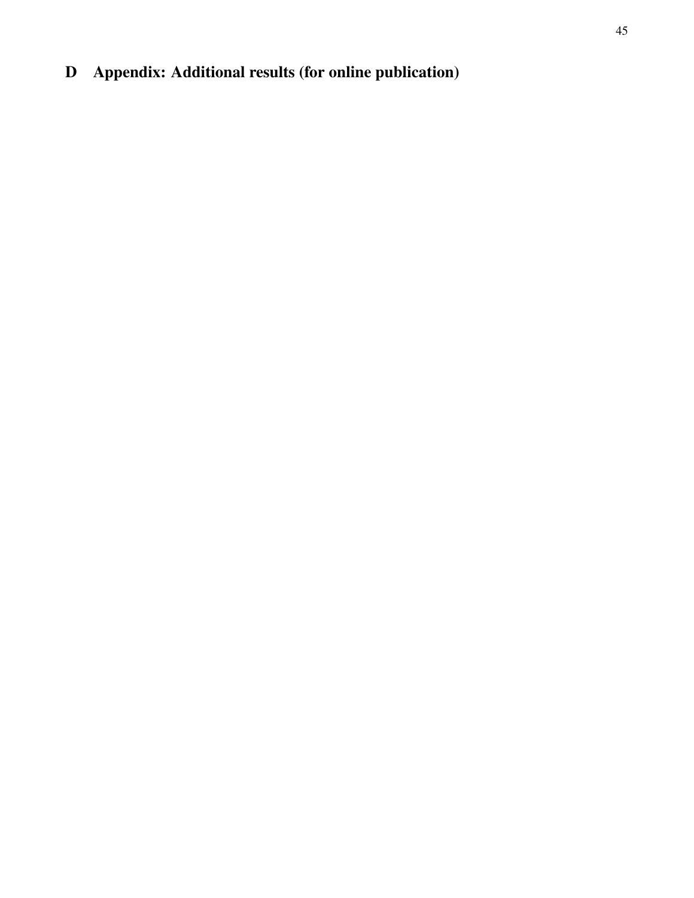# D Appendix: Additional results (for online publication)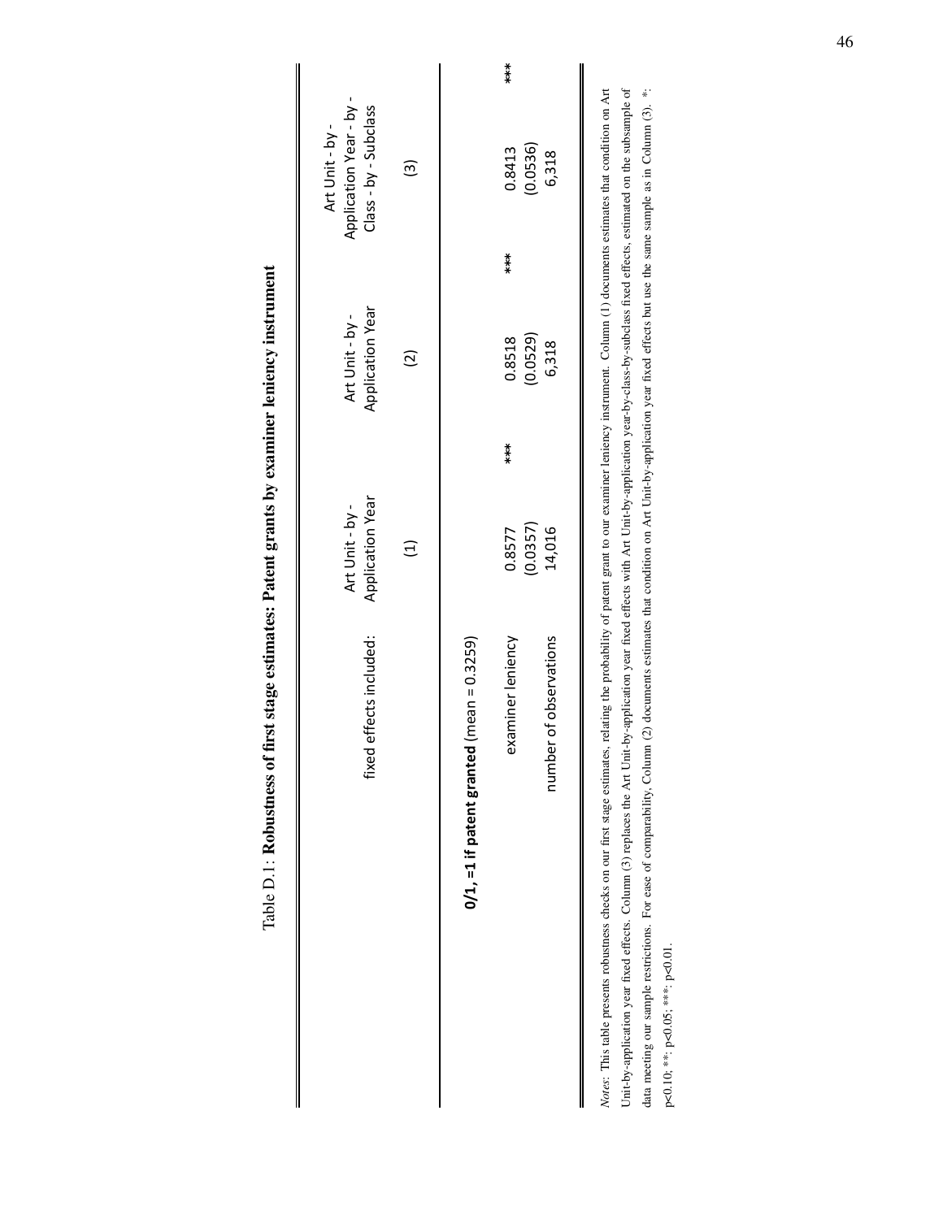Table D.1: **Robustness of first stage estimates: Patent grants by examiner leniency instrument**

| fixed effects included: | Art Unit - by - Application Year | Art Unit - by - Application Year | Art Unit - by - Application Year - by - Class - by - Subclass |
|---|---|---|---|
| | (1) | (2) | (3) |
| **0/1, =1 if patent granted** (mean = 0.3259) | | | |
| examiner leniency | 0.8577*** | 0.8518*** | 0.8413*** |
| | (0.0357) | (0.0529) | (0.0536) |
| number of observations | 14,016 | 6,318 | 6,318 |

*Notes*: This table presents robustness checks on our first stage estimates, relating the probability of patent grant to our examiner leniency instrument. Column (1) documents estimates that condition on Art Unit-by-application year fixed effects. Column (3) replaces the Art Unit-by-application year fixed effects with Art Unit-by-application year-by-class-by-subclass fixed effects, estimated on the subsample of data meeting our sample restrictions. For ease of comparability, Column (2) documents estimates that condition on Art Unit-by-application year fixed effects but use the same sample as in Column (3). *: p<0.10; **: p<0.05; ***: p<0.01.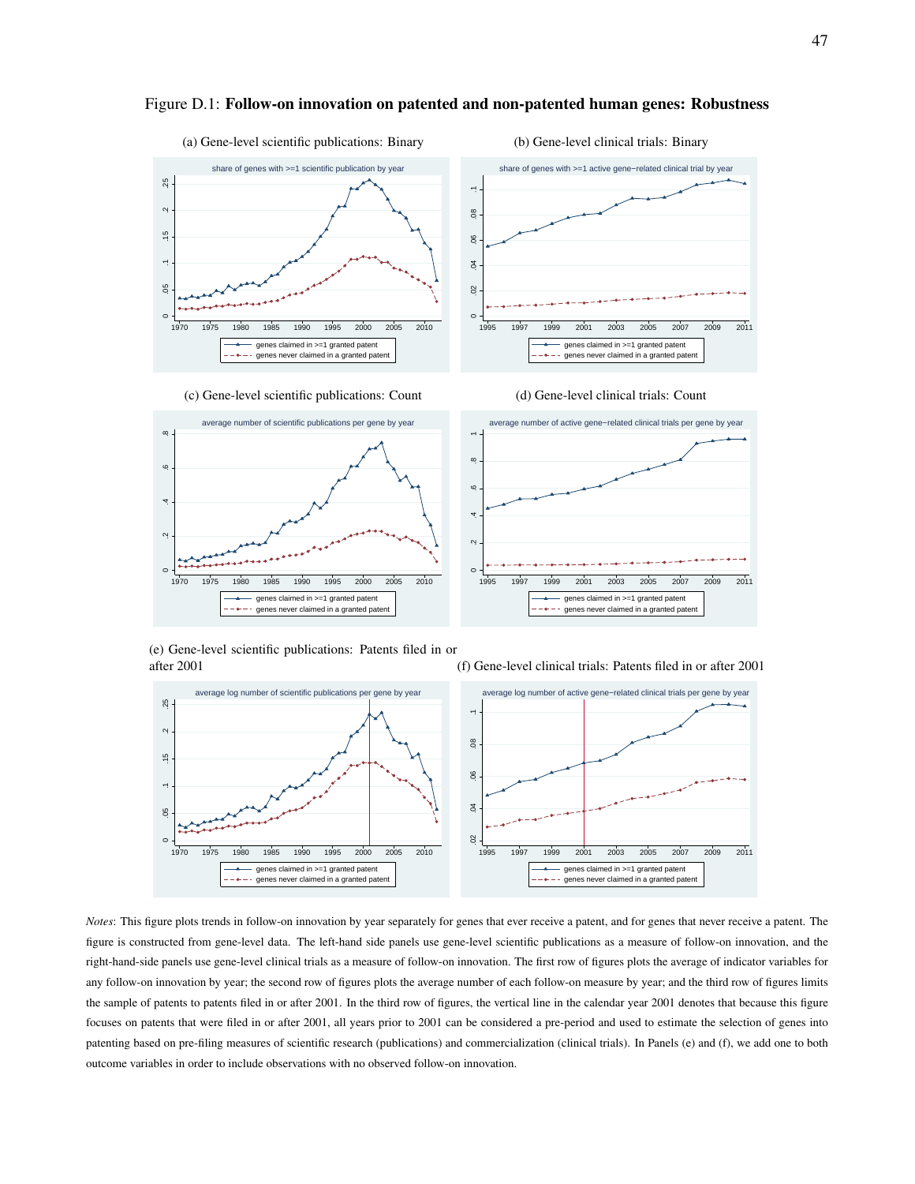Figure D.1: **Follow-on innovation on patented and non-patented human genes: Robustness**

(a) Gene-level scientific publications: Binary

(b) Gene-level clinical trials: Binary

(c) Gene-level scientific publications: Count

(d) Gene-level clinical trials: Count

(e) Gene-level scientific publications: Patents filed in or after 2001

(f) Gene-level clinical trials: Patents filed in or after 2001

*Notes*: This figure plots trends in follow-on innovation by year separately for genes that ever receive a patent, and for genes that never receive a patent. The figure is constructed from gene-level data. The left-hand side panels use gene-level scientific publications as a measure of follow-on innovation, and the right-hand-side panels use gene-level clinical trials as a measure of follow-on innovation. The first row of figures plots the average of indicator variables for any follow-on innovation by year; the second row of figures plots the average number of each follow-on measure by year; and the third row of figures limits the sample of patents to patents filed in or after 2001. In the third row of figures, the vertical line in the calendar year 2001 denotes that because this figure focuses on patents that were filed in or after 2001, all years prior to 2001 can be considered a pre-period and used to estimate the selection of genes into patenting based on pre-filing measures of scientific research (publications) and commercialization (clinical trials). In Panels (e) and (f), we add one to both outcome variables in order to include observations with no observed follow-on innovation.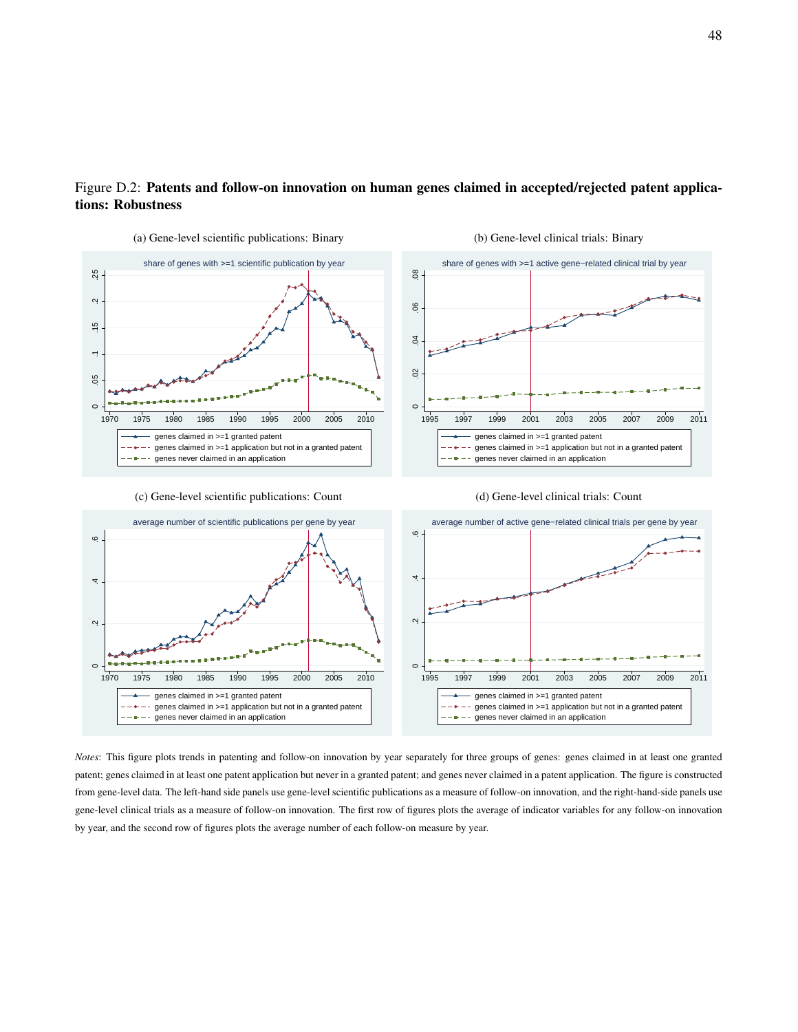Figure D.2: **Patents and follow-on innovation on human genes claimed in accepted/rejected patent applications: Robustness**

(a) Gene-level scientific publications: Binary

share of genes with >=1 scientific publication by year

0
.05
.1
.15
.2
.25

1970
1975
1980
1985
1990
1995
2000
2005
2010

genes claimed in >=1 granted patent
genes claimed in >=1 application but not in a granted patent
genes never claimed in an application

(b) Gene-level clinical trials: Binary

share of genes with >=1 active gene−related clinical trial by year

0
.02
.04
.06
.08

1995
1997
1999
2001
2003
2005
2007
2009
2011

genes claimed in >=1 granted patent
genes claimed in >=1 application but not in a granted patent
genes never claimed in an application

(c) Gene-level scientific publications: Count

average number of scientific publications per gene by year

0
.2
.4
.6

1970
1975
1980
1985
1990
1995
2000
2005
2010

genes claimed in >=1 granted patent
genes claimed in >=1 application but not in a granted patent
genes never claimed in an application

(d) Gene-level clinical trials: Count

average number of active gene−related clinical trials per gene by year

0
.2
.4
.6

1995
1997
1999
2001
2003
2005
2007
2009
2011

genes claimed in >=1 granted patent
genes claimed in >=1 application but not in a granted patent
genes never claimed in an application

*Notes*: This figure plots trends in patenting and follow-on innovation by year separately for three groups of genes: genes claimed in at least one granted patent; genes claimed in at least one patent application but never in a granted patent; and genes never claimed in a patent application. The figure is constructed from gene-level data. The left-hand side panels use gene-level scientific publications as a measure of follow-on innovation, and the right-hand-side panels use gene-level clinical trials as a measure of follow-on innovation. The first row of figures plots the average of indicator variables for any follow-on innovation by year, and the second row of figures plots the average number of each follow-on measure by year.